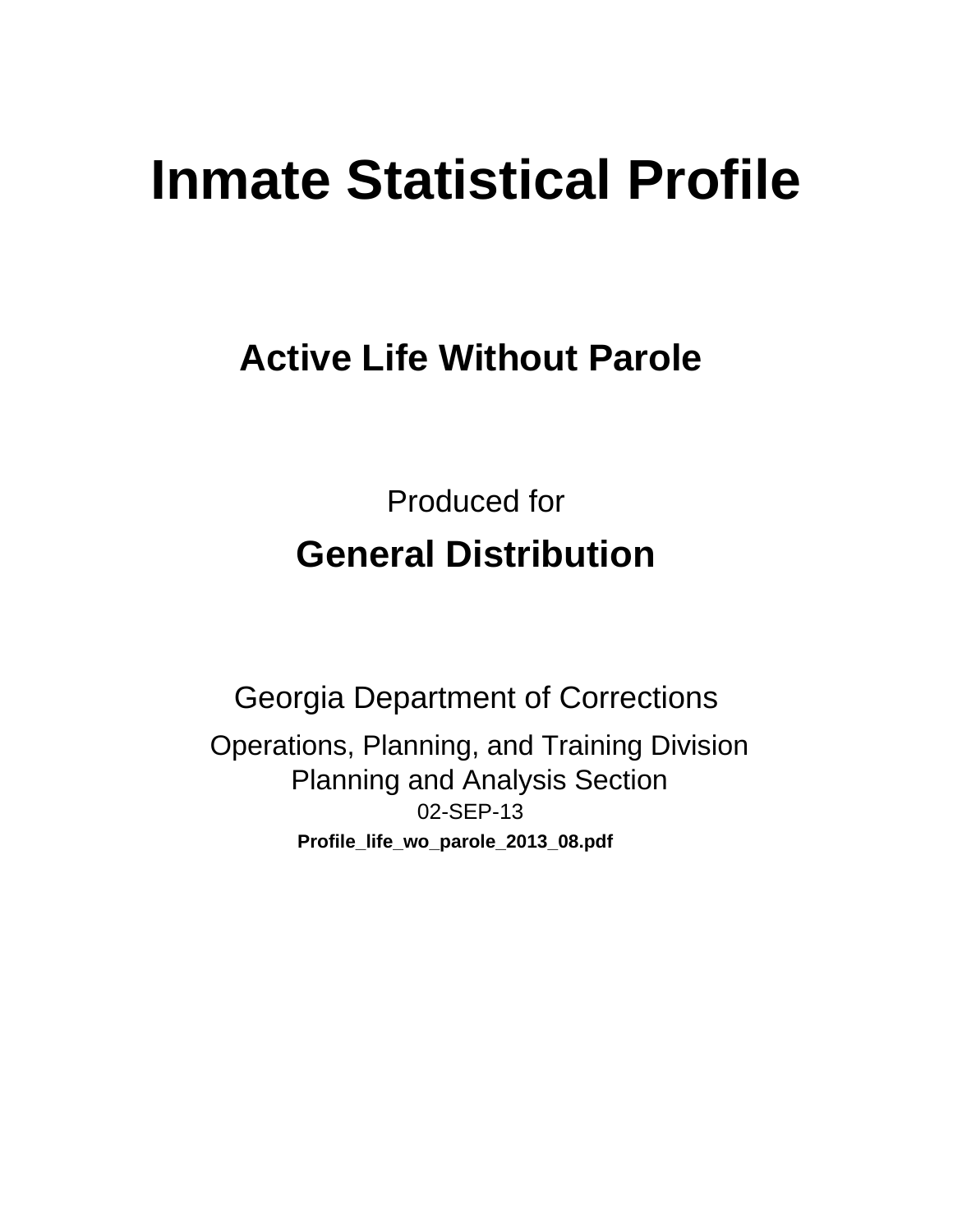# Inmate Statistical Profile

## Active Life Without Parole

Produced for

## General Distribution

Georgia Department of Corrections

Operations, Planning, and Training Division
Planning and Analysis Section
02-SEP-13

**Profile_life_wo_parole_2013_08.pdf**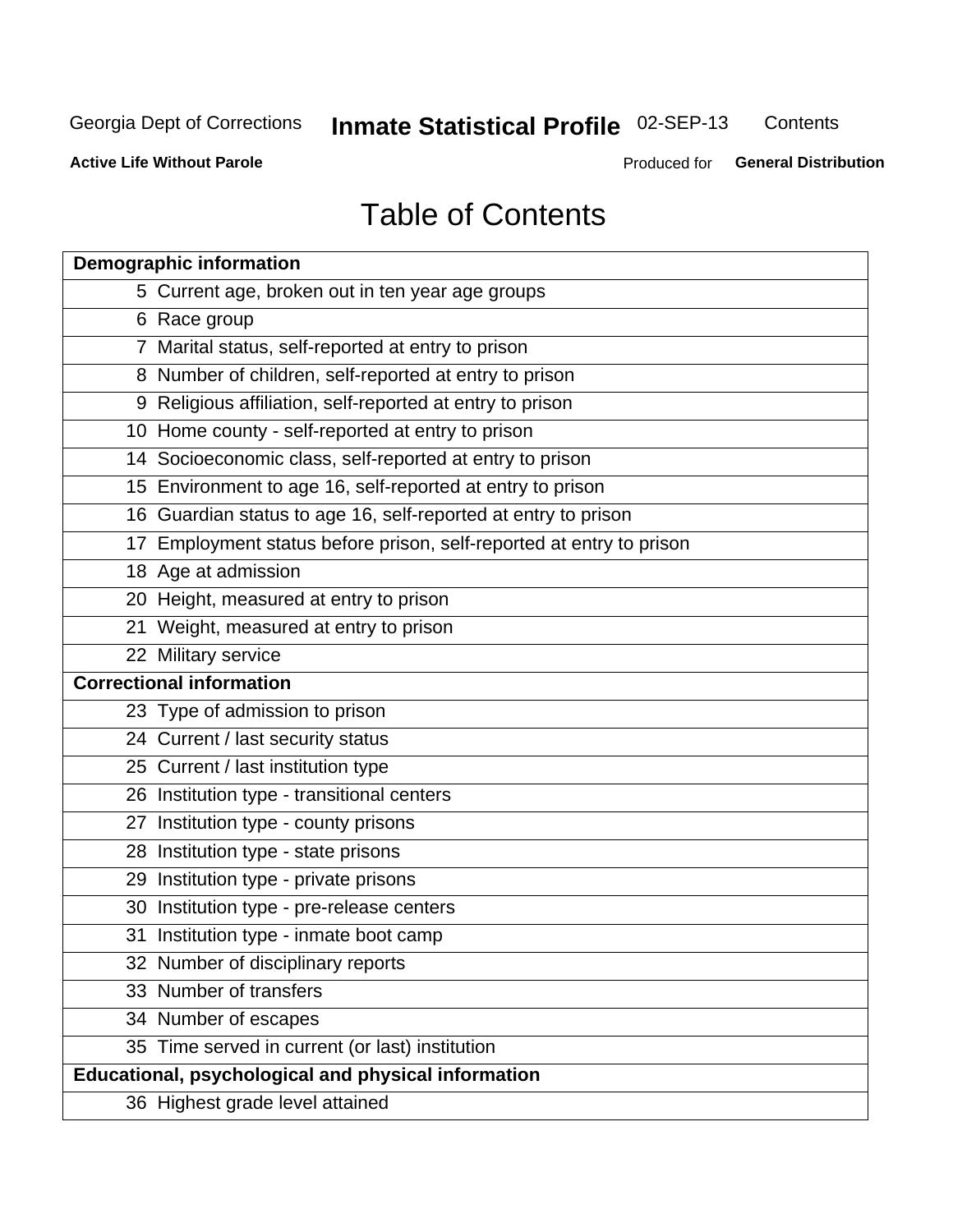# Table of Contents

| Demographic information | |
|---|---|
| 5 | Current age, broken out in ten year age groups |
| 6 | Race group |
| 7 | Marital status, self-reported at entry to prison |
| 8 | Number of children, self-reported at entry to prison |
| 9 | Religious affiliation, self-reported at entry to prison |
| 10 | Home county - self-reported at entry to prison |
| 14 | Socioeconomic class, self-reported at entry to prison |
| 15 | Environment to age 16, self-reported at entry to prison |
| 16 | Guardian status to age 16, self-reported at entry to prison |
| 17 | Employment status before prison, self-reported at entry to prison |
| 18 | Age at admission |
| 20 | Height, measured at entry to prison |
| 21 | Weight, measured at entry to prison |
| 22 | Military service |
| **Correctional information** | |
| 23 | Type of admission to prison |
| 24 | Current / last security status |
| 25 | Current / last institution type |
| 26 | Institution type - transitional centers |
| 27 | Institution type - county prisons |
| 28 | Institution type - state prisons |
| 29 | Institution type - private prisons |
| 30 | Institution type - pre-release centers |
| 31 | Institution type - inmate boot camp |
| 32 | Number of disciplinary reports |
| 33 | Number of transfers |
| 34 | Number of escapes |
| 35 | Time served in current (or last) institution |
| **Educational, psychological and physical information** | |
| 36 | Highest grade level attained |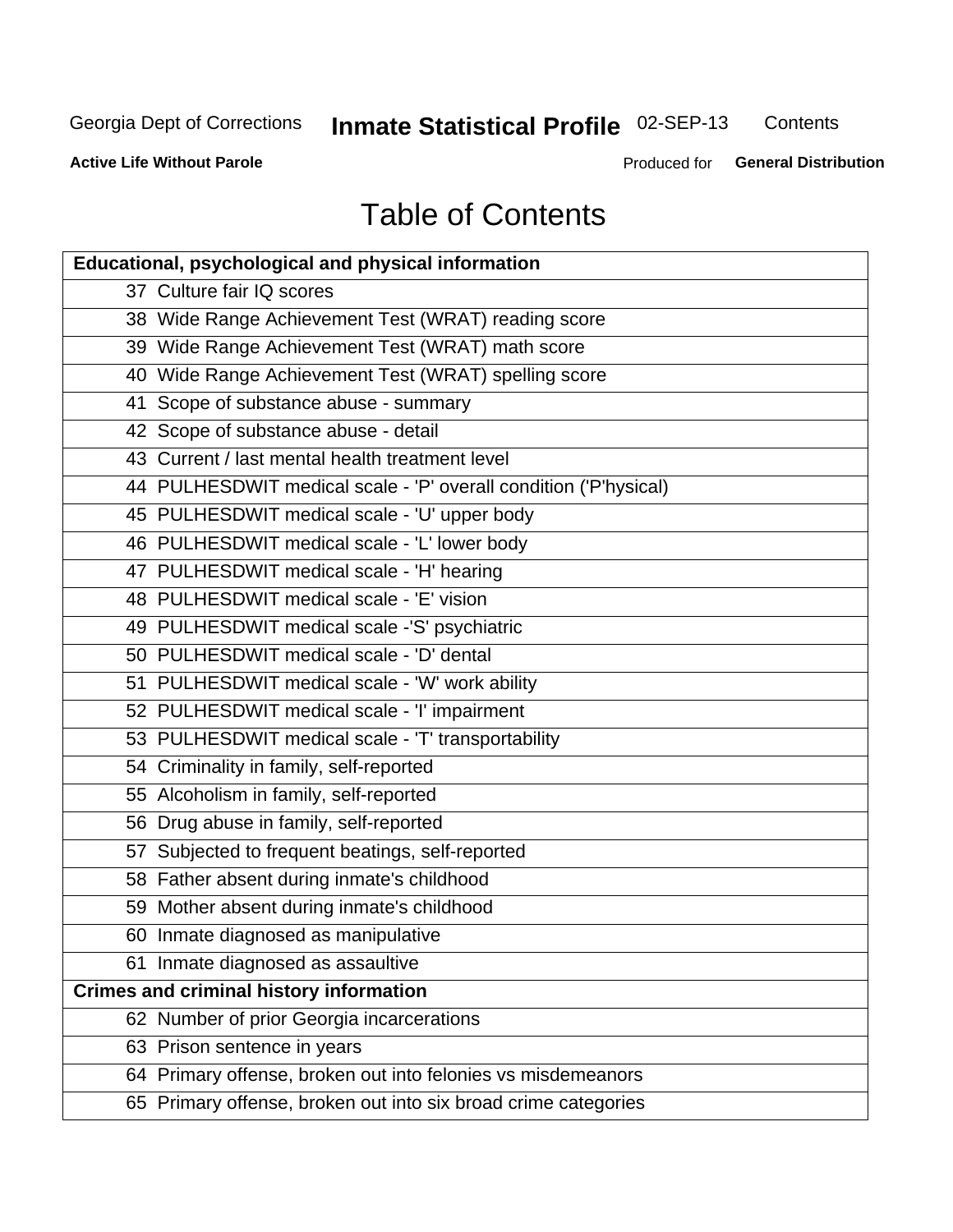Georgia Dept of Corrections **Inmate Statistical Profile** 02-SEP-13 Contents

**Active Life Without Parole** Produced for **General Distribution**

# Table of Contents

| **Educational, psychological and physical information** |
|---|
| 37 Culture fair IQ scores |
| 38 Wide Range Achievement Test (WRAT) reading score |
| 39 Wide Range Achievement Test (WRAT) math score |
| 40 Wide Range Achievement Test (WRAT) spelling score |
| 41 Scope of substance abuse - summary |
| 42 Scope of substance abuse - detail |
| 43 Current / last mental health treatment level |
| 44 PULHESDWIT medical scale - 'P' overall condition ('P'hysical) |
| 45 PULHESDWIT medical scale - 'U' upper body |
| 46 PULHESDWIT medical scale - 'L' lower body |
| 47 PULHESDWIT medical scale - 'H' hearing |
| 48 PULHESDWIT medical scale - 'E' vision |
| 49 PULHESDWIT medical scale -'S' psychiatric |
| 50 PULHESDWIT medical scale - 'D' dental |
| 51 PULHESDWIT medical scale - 'W' work ability |
| 52 PULHESDWIT medical scale - 'I' impairment |
| 53 PULHESDWIT medical scale - 'T' transportability |
| 54 Criminality in family, self-reported |
| 55 Alcoholism in family, self-reported |
| 56 Drug abuse in family, self-reported |
| 57 Subjected to frequent beatings, self-reported |
| 58 Father absent during inmate's childhood |
| 59 Mother absent during inmate's childhood |
| 60 Inmate diagnosed as manipulative |
| 61 Inmate diagnosed as assaultive |
| **Crimes and criminal history information** |
| 62 Number of prior Georgia incarcerations |
| 63 Prison sentence in years |
| 64 Primary offense, broken out into felonies vs misdemeanors |
| 65 Primary offense, broken out into six broad crime categories |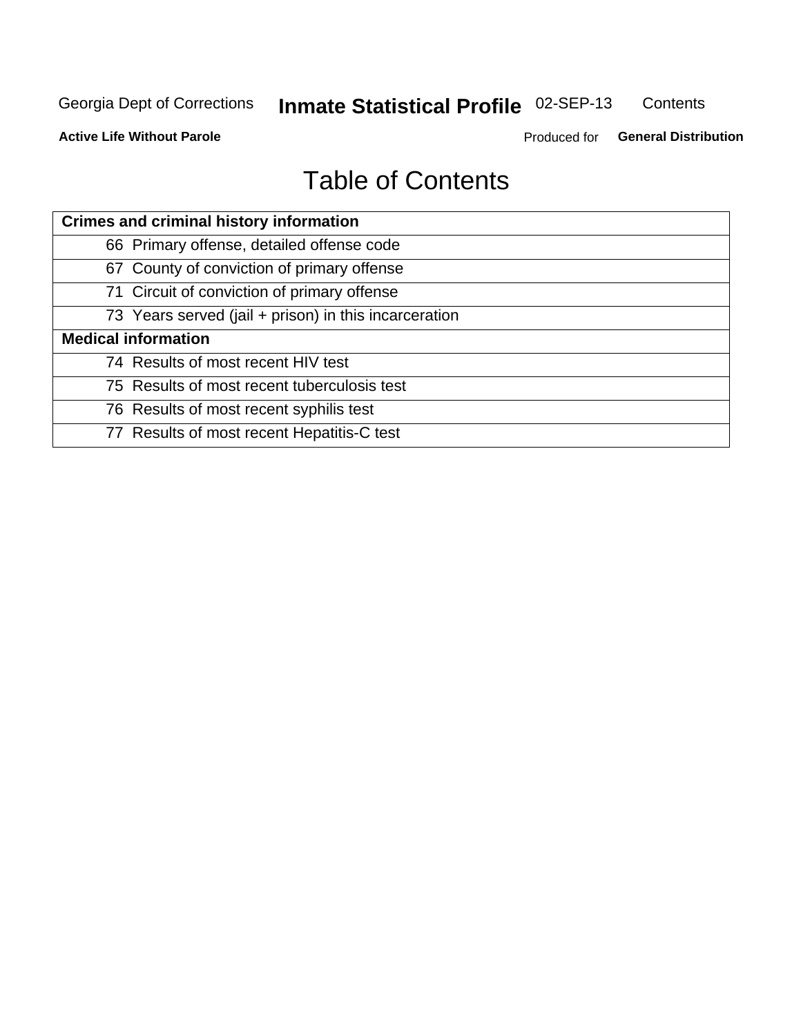# Table of Contents

| Crimes and criminal history information |
|---|
| 66 Primary offense, detailed offense code |
| 67 County of conviction of primary offense |
| 71 Circuit of conviction of primary offense |
| 73 Years served (jail + prison) in this incarceration |
| **Medical information** |
| 74 Results of most recent HIV test |
| 75 Results of most recent tuberculosis test |
| 76 Results of most recent syphilis test |
| 77 Results of most recent Hepatitis-C test |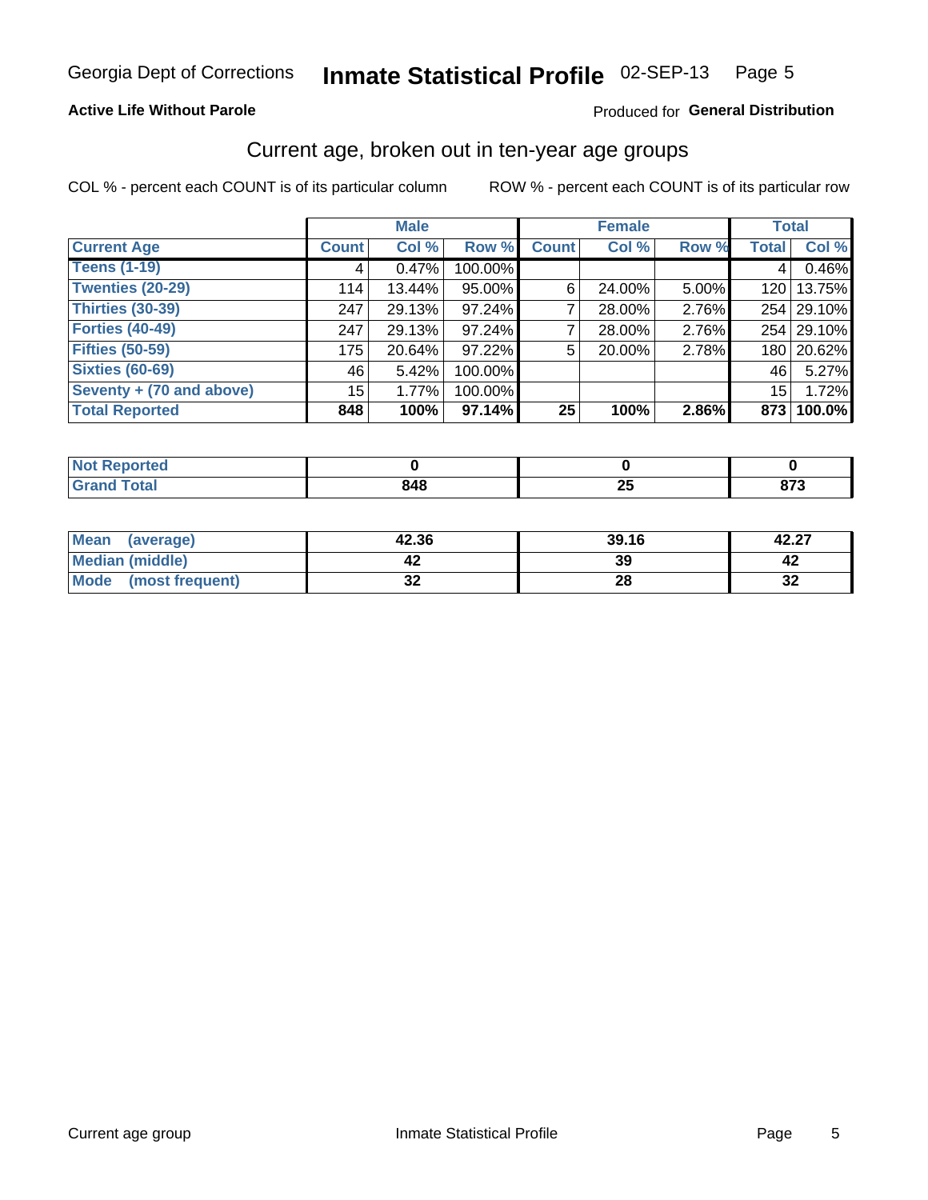Georgia Dept of Corrections **Inmate Statistical Profile** 02-SEP-13

**Active Life Without Parole**

Produced for **General Distribution**

## Current age, broken out in ten-year age groups

COL % - percent each COUNT is of its particular column

ROW % - percent each COUNT is of its particular row

| | Male | | | Female | | | Total | |
|---|---|---|---|---|---|---|---|---|
| **Current Age** | **Count** | **Col %** | **Row %** | **Count** | **Col %** | **Row %** | **Total** | **Col %** |
| **Teens (1-19)** | 4 | 0.47% | 100.00% | | | | 4 | 0.46% |
| **Twenties (20-29)** | 114 | 13.44% | 95.00% | 6 | 24.00% | 5.00% | 120 | 13.75% |
| **Thirties (30-39)** | 247 | 29.13% | 97.24% | 7 | 28.00% | 2.76% | 254 | 29.10% |
| **Forties (40-49)** | 247 | 29.13% | 97.24% | 7 | 28.00% | 2.76% | 254 | 29.10% |
| **Fifties (50-59)** | 175 | 20.64% | 97.22% | 5 | 20.00% | 2.78% | 180 | 20.62% |
| **Sixties (60-69)** | 46 | 5.42% | 100.00% | | | | 46 | 5.27% |
| **Seventy + (70 and above)** | 15 | 1.77% | 100.00% | | | | 15 | 1.72% |
| **Total Reported** | **848** | **100%** | **97.14%** | **25** | **100%** | **2.86%** | **873** | **100.0%** |

| | Male | Female | Total |
|---|---|---|---|
| **Not Reported** | **0** | **0** | **0** |
| **Grand Total** | **848** | **25** | **873** |

| | Male | Female | Total |
|---|---|---|---|
| **Mean (average)** | **42.36** | **39.16** | **42.27** |
| **Median (middle)** | **42** | **39** | **42** |
| **Mode (most frequent)** | **32** | **28** | **32** |

Current age group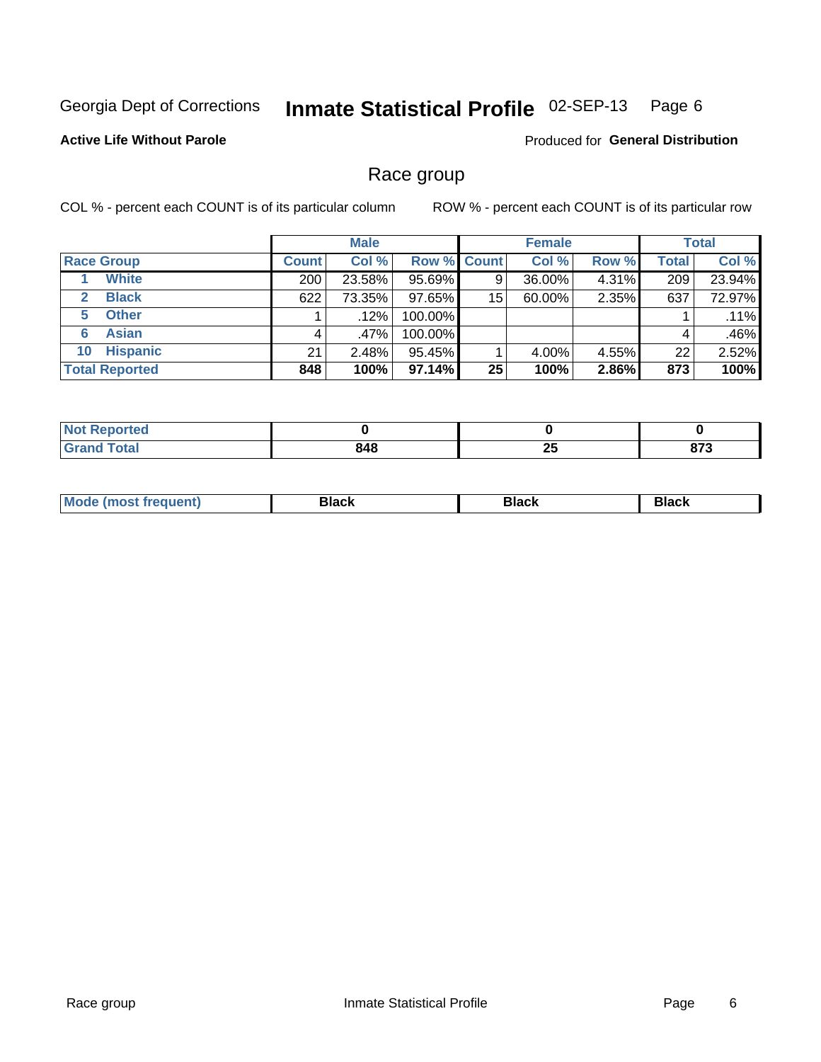Georgia Dept of Corrections **Inmate Statistical Profile** 02-SEP-13

**Active Life Without Parole**

Produced for **General Distribution**

## Race group

COL % - percent each COUNT is of its particular column

ROW % - percent each COUNT is of its particular row

| | Male | | | Female | | | Total | |
|---|---|---|---|---|---|---|---|---|
| **Race Group** | **Count** | **Col %** | **Row %** | **Count** | **Col %** | **Row %** | **Total** | **Col %** |
| 1 White | 200 | 23.58% | 95.69% | 9 | 36.00% | 4.31% | 209 | 23.94% |
| 2 Black | 622 | 73.35% | 97.65% | 15 | 60.00% | 2.35% | 637 | 72.97% |
| 5 Other | 1 | .12% | 100.00% | | | | 1 | .11% |
| 6 Asian | 4 | .47% | 100.00% | | | | 4 | .46% |
| 10 Hispanic | 21 | 2.48% | 95.45% | 1 | 4.00% | 4.55% | 22 | 2.52% |
| **Total Reported** | **848** | **100%** | **97.14%** | **25** | **100%** | **2.86%** | **873** | **100%** |

| | Male | Female | Total |
|---|---|---|---|
| **Not Reported** | **0** | **0** | **0** |
| **Grand Total** | **848** | **25** | **873** |

| | Male | Female | Total |
|---|---|---|---|
| **Mode (most frequent)** | **Black** | **Black** | **Black** |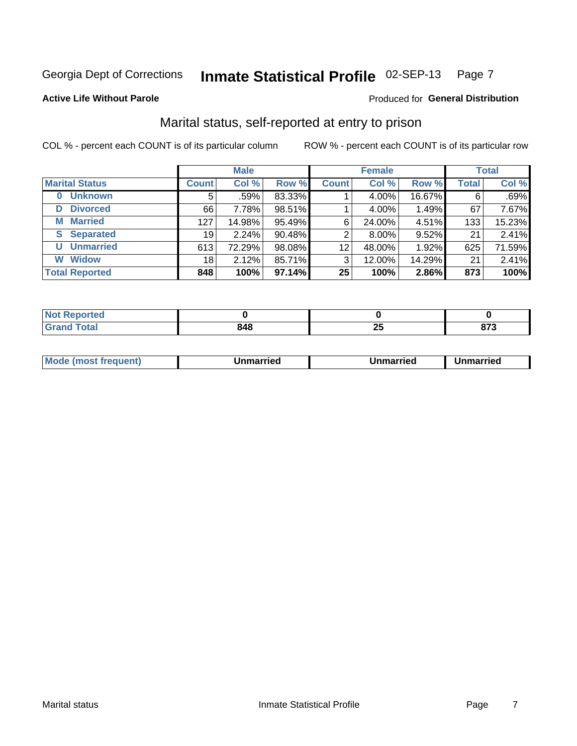Georgia Dept of Corrections **Inmate Statistical Profile** 02-SEP-13

**Active Life Without Parole**

Produced for **General Distribution**

## Marital status, self-reported at entry to prison

COL % - percent each COUNT is of its particular column

ROW % - percent each COUNT is of its particular row

| | Male | | | Female | | | Total | |
|---|---|---|---|---|---|---|---|---|
| **Marital Status** | **Count** | **Col %** | **Row %** | **Count** | **Col %** | **Row %** | **Total** | **Col %** |
| **0 Unknown** | 5 | .59% | 83.33% | 1 | 4.00% | 16.67% | 6 | .69% |
| **D Divorced** | 66 | 7.78% | 98.51% | 1 | 4.00% | 1.49% | 67 | 7.67% |
| **M Married** | 127 | 14.98% | 95.49% | 6 | 24.00% | 4.51% | 133 | 15.23% |
| **S Separated** | 19 | 2.24% | 90.48% | 2 | 8.00% | 9.52% | 21 | 2.41% |
| **U Unmarried** | 613 | 72.29% | 98.08% | 12 | 48.00% | 1.92% | 625 | 71.59% |
| **W Widow** | 18 | 2.12% | 85.71% | 3 | 12.00% | 14.29% | 21 | 2.41% |
| **Total Reported** | **848** | **100%** | **97.14%** | **25** | **100%** | **2.86%** | **873** | **100%** |

| | Male | Female | Total |
|---|---|---|---|
| **Not Reported** | **0** | **0** | **0** |
| **Grand Total** | **848** | **25** | **873** |

| | Male | Female | Total |
|---|---|---|---|
| **Mode (most frequent)** | **Unmarried** | **Unmarried** | **Unmarried** |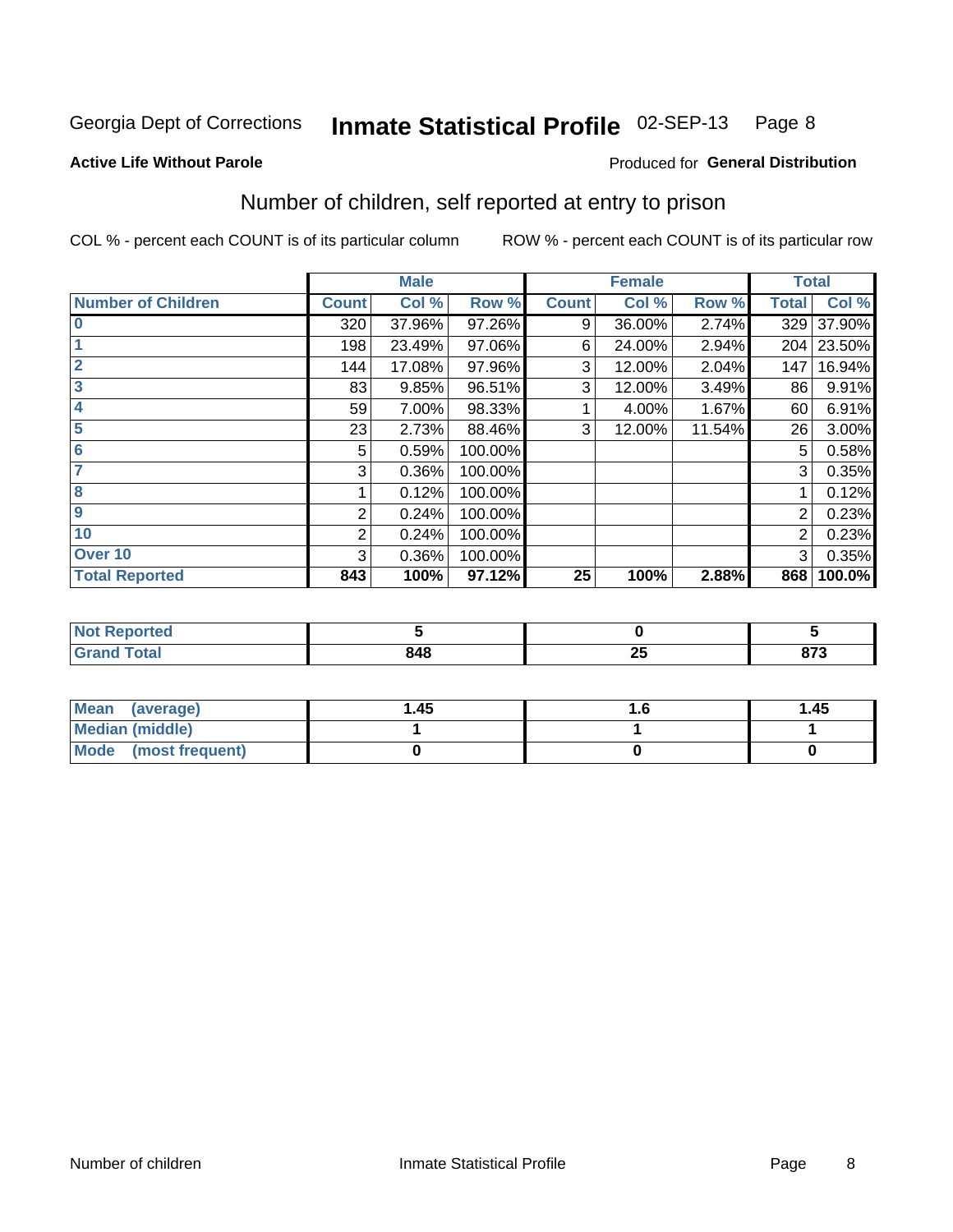Georgia Dept of Corrections **Inmate Statistical Profile** 02-SEP-13

**Active Life Without Parole**

Produced for **General Distribution**

## Number of children, self reported at entry to prison

COL % - percent each COUNT is of its particular column ROW % - percent each COUNT is of its particular row

| | Male | | | Female | | | Total | |
|---|---|---|---|---|---|---|---|---|
| **Number of Children** | **Count** | **Col %** | **Row %** | **Count** | **Col %** | **Row %** | **Total** | **Col %** |
| **0** | 320 | 37.96% | 97.26% | 9 | 36.00% | 2.74% | 329 | 37.90% |
| **1** | 198 | 23.49% | 97.06% | 6 | 24.00% | 2.94% | 204 | 23.50% |
| **2** | 144 | 17.08% | 97.96% | 3 | 12.00% | 2.04% | 147 | 16.94% |
| **3** | 83 | 9.85% | 96.51% | 3 | 12.00% | 3.49% | 86 | 9.91% |
| **4** | 59 | 7.00% | 98.33% | 1 | 4.00% | 1.67% | 60 | 6.91% |
| **5** | 23 | 2.73% | 88.46% | 3 | 12.00% | 11.54% | 26 | 3.00% |
| **6** | 5 | 0.59% | 100.00% | | | | 5 | 0.58% |
| **7** | 3 | 0.36% | 100.00% | | | | 3 | 0.35% |
| **8** | 1 | 0.12% | 100.00% | | | | 1 | 0.12% |
| **9** | 2 | 0.24% | 100.00% | | | | 2 | 0.23% |
| **10** | 2 | 0.24% | 100.00% | | | | 2 | 0.23% |
| **Over 10** | 3 | 0.36% | 100.00% | | | | 3 | 0.35% |
| **Total Reported** | **843** | **100%** | **97.12%** | **25** | **100%** | **2.88%** | **868** | **100.0%** |

| | Male | Female | Total |
|---|---|---|---|
| **Not Reported** | **5** | **0** | **5** |
| **Grand Total** | **848** | **25** | **873** |

| | Male | Female | Total |
|---|---|---|---|
| **Mean (average)** | **1.45** | **1.6** | **1.45** |
| **Median (middle)** | **1** | **1** | **1** |
| **Mode (most frequent)** | **0** | **0** | **0** |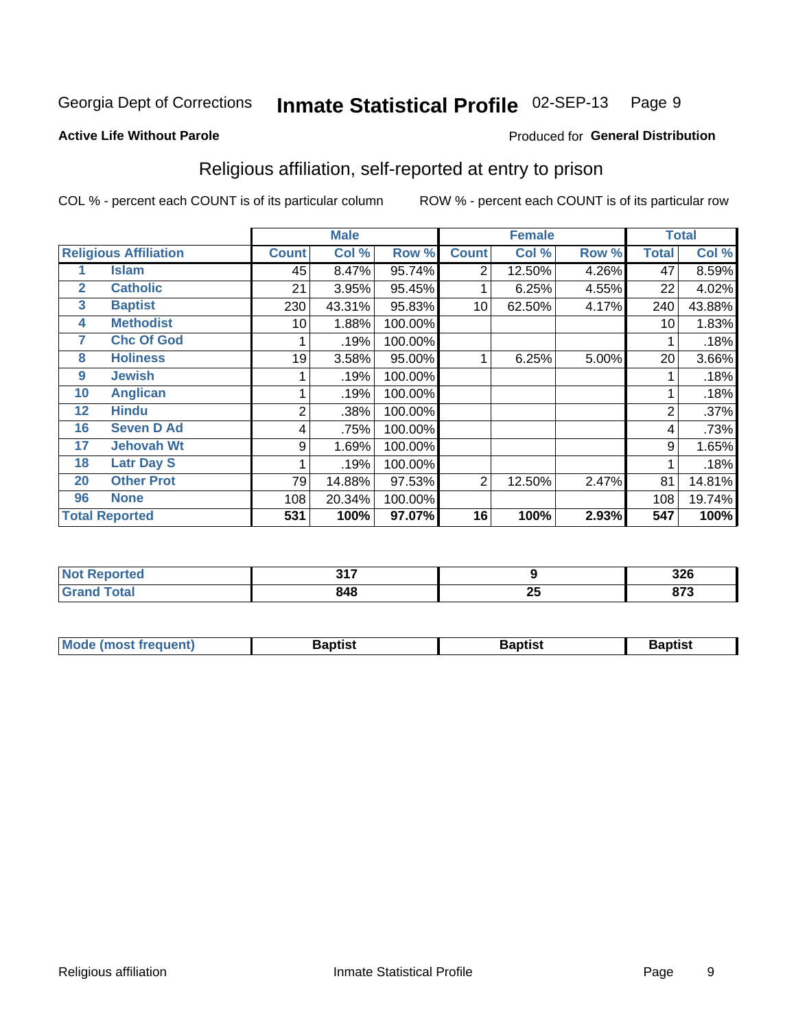# Georgia Dept of Corrections — Inmate Statistical Profile — 02-SEP-13

**Active Life Without Parole** — Produced for **General Distribution**

## Religious affiliation, self-reported at entry to prison

COL % - percent each COUNT is of its particular column    ROW % - percent each COUNT is of its particular row

| | Religious Affiliation | Male | | | Female | | | Total | |
|---|---|---|---|---|---|---|---|---|---|
| | | Count | Col % | Row % | Count | Col % | Row % | Total | Col % |
| 1 | Islam | 45 | 8.47% | 95.74% | 2 | 12.50% | 4.26% | 47 | 8.59% |
| 2 | Catholic | 21 | 3.95% | 95.45% | 1 | 6.25% | 4.55% | 22 | 4.02% |
| 3 | Baptist | 230 | 43.31% | 95.83% | 10 | 62.50% | 4.17% | 240 | 43.88% |
| 4 | Methodist | 10 | 1.88% | 100.00% | | | | 10 | 1.83% |
| 7 | Chc Of God | 1 | .19% | 100.00% | | | | 1 | .18% |
| 8 | Holiness | 19 | 3.58% | 95.00% | 1 | 6.25% | 5.00% | 20 | 3.66% |
| 9 | Jewish | 1 | .19% | 100.00% | | | | 1 | .18% |
| 10 | Anglican | 1 | .19% | 100.00% | | | | 1 | .18% |
| 12 | Hindu | 2 | .38% | 100.00% | | | | 2 | .37% |
| 16 | Seven D Ad | 4 | .75% | 100.00% | | | | 4 | .73% |
| 17 | Jehovah Wt | 9 | 1.69% | 100.00% | | | | 9 | 1.65% |
| 18 | Latr Day S | 1 | .19% | 100.00% | | | | 1 | .18% |
| 20 | Other Prot | 79 | 14.88% | 97.53% | 2 | 12.50% | 2.47% | 81 | 14.81% |
| 96 | None | 108 | 20.34% | 100.00% | | | | 108 | 19.74% |
| **Total Reported** | | **531** | **100%** | **97.07%** | **16** | **100%** | **2.93%** | **547** | **100%** |

| | Male | Female | Total |
|---|---|---|---|
| Not Reported | 317 | 9 | 326 |
| Grand Total | 848 | 25 | 873 |

| | Male | Female | Total |
|---|---|---|---|
| Mode (most frequent) | Baptist | Baptist | Baptist |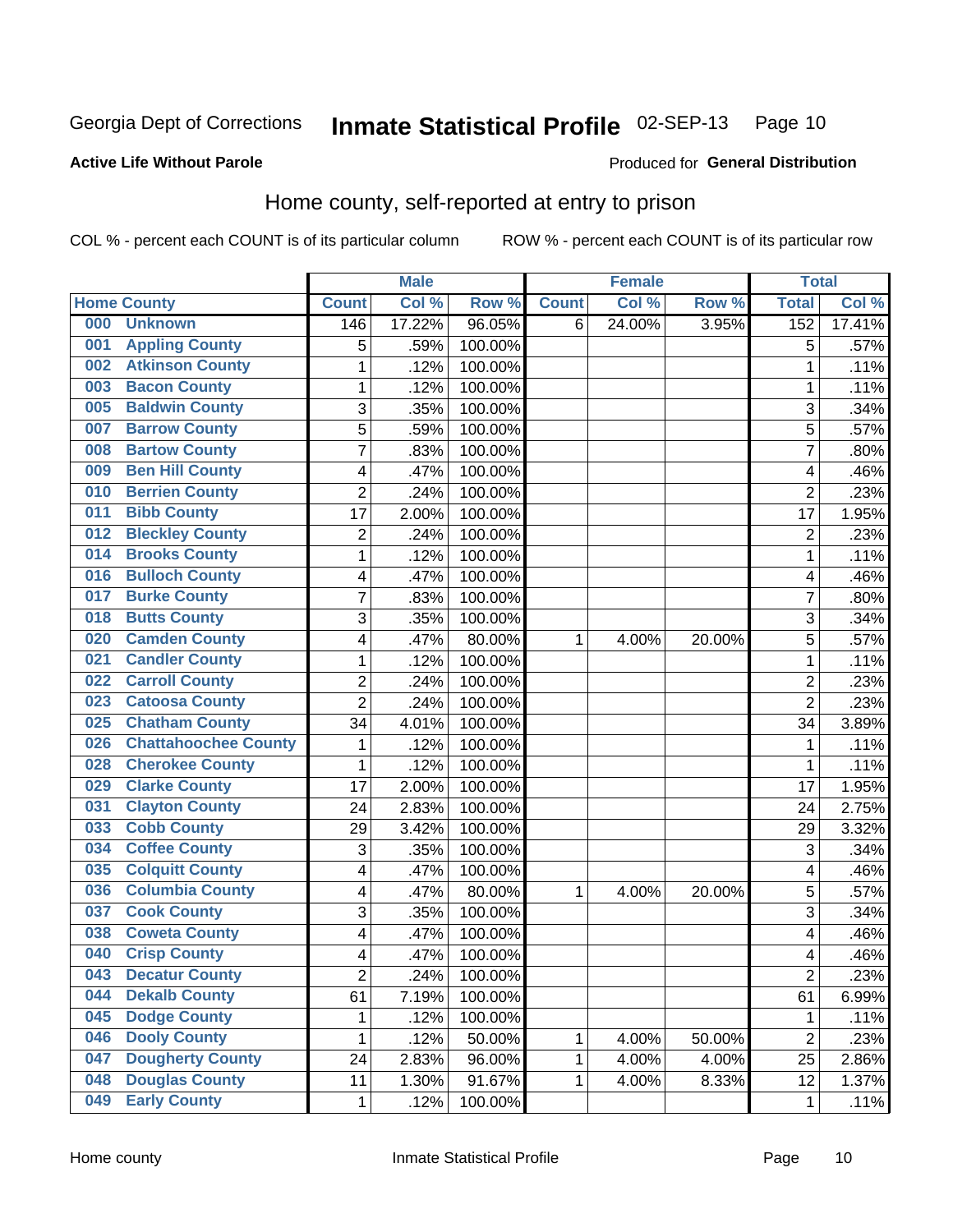Georgia Dept of Corrections **Inmate Statistical Profile** 02-SEP-13

**Active Life Without Parole**

Produced for **General Distribution**

## Home county, self-reported at entry to prison

COL % - percent each COUNT is of its particular column ROW % - percent each COUNT is of its particular row

| Home County | | Male | | | Female | | | Total | |
|---|---|---|---|---|---|---|---|---|---|
| | | Count | Col % | Row % | Count | Col % | Row % | Total | Col % |
| 000 | Unknown | 146 | 17.22% | 96.05% | 6 | 24.00% | 3.95% | 152 | 17.41% |
| 001 | Appling County | 5 | .59% | 100.00% | | | | 5 | .57% |
| 002 | Atkinson County | 1 | .12% | 100.00% | | | | 1 | .11% |
| 003 | Bacon County | 1 | .12% | 100.00% | | | | 1 | .11% |
| 005 | Baldwin County | 3 | .35% | 100.00% | | | | 3 | .34% |
| 007 | Barrow County | 5 | .59% | 100.00% | | | | 5 | .57% |
| 008 | Bartow County | 7 | .83% | 100.00% | | | | 7 | .80% |
| 009 | Ben Hill County | 4 | .47% | 100.00% | | | | 4 | .46% |
| 010 | Berrien County | 2 | .24% | 100.00% | | | | 2 | .23% |
| 011 | Bibb County | 17 | 2.00% | 100.00% | | | | 17 | 1.95% |
| 012 | Bleckley County | 2 | .24% | 100.00% | | | | 2 | .23% |
| 014 | Brooks County | 1 | .12% | 100.00% | | | | 1 | .11% |
| 016 | Bulloch County | 4 | .47% | 100.00% | | | | 4 | .46% |
| 017 | Burke County | 7 | .83% | 100.00% | | | | 7 | .80% |
| 018 | Butts County | 3 | .35% | 100.00% | | | | 3 | .34% |
| 020 | Camden County | 4 | .47% | 80.00% | 1 | 4.00% | 20.00% | 5 | .57% |
| 021 | Candler County | 1 | .12% | 100.00% | | | | 1 | .11% |
| 022 | Carroll County | 2 | .24% | 100.00% | | | | 2 | .23% |
| 023 | Catoosa County | 2 | .24% | 100.00% | | | | 2 | .23% |
| 025 | Chatham County | 34 | 4.01% | 100.00% | | | | 34 | 3.89% |
| 026 | Chattahoochee County | 1 | .12% | 100.00% | | | | 1 | .11% |
| 028 | Cherokee County | 1 | .12% | 100.00% | | | | 1 | .11% |
| 029 | Clarke County | 17 | 2.00% | 100.00% | | | | 17 | 1.95% |
| 031 | Clayton County | 24 | 2.83% | 100.00% | | | | 24 | 2.75% |
| 033 | Cobb County | 29 | 3.42% | 100.00% | | | | 29 | 3.32% |
| 034 | Coffee County | 3 | .35% | 100.00% | | | | 3 | .34% |
| 035 | Colquitt County | 4 | .47% | 100.00% | | | | 4 | .46% |
| 036 | Columbia County | 4 | .47% | 80.00% | 1 | 4.00% | 20.00% | 5 | .57% |
| 037 | Cook County | 3 | .35% | 100.00% | | | | 3 | .34% |
| 038 | Coweta County | 4 | .47% | 100.00% | | | | 4 | .46% |
| 040 | Crisp County | 4 | .47% | 100.00% | | | | 4 | .46% |
| 043 | Decatur County | 2 | .24% | 100.00% | | | | 2 | .23% |
| 044 | Dekalb County | 61 | 7.19% | 100.00% | | | | 61 | 6.99% |
| 045 | Dodge County | 1 | .12% | 100.00% | | | | 1 | .11% |
| 046 | Dooly County | 1 | .12% | 50.00% | 1 | 4.00% | 50.00% | 2 | .23% |
| 047 | Dougherty County | 24 | 2.83% | 96.00% | 1 | 4.00% | 4.00% | 25 | 2.86% |
| 048 | Douglas County | 11 | 1.30% | 91.67% | 1 | 4.00% | 8.33% | 12 | 1.37% |
| 049 | Early County | 1 | .12% | 100.00% | | | | 1 | .11% |

Home county Inmate Statistical Profile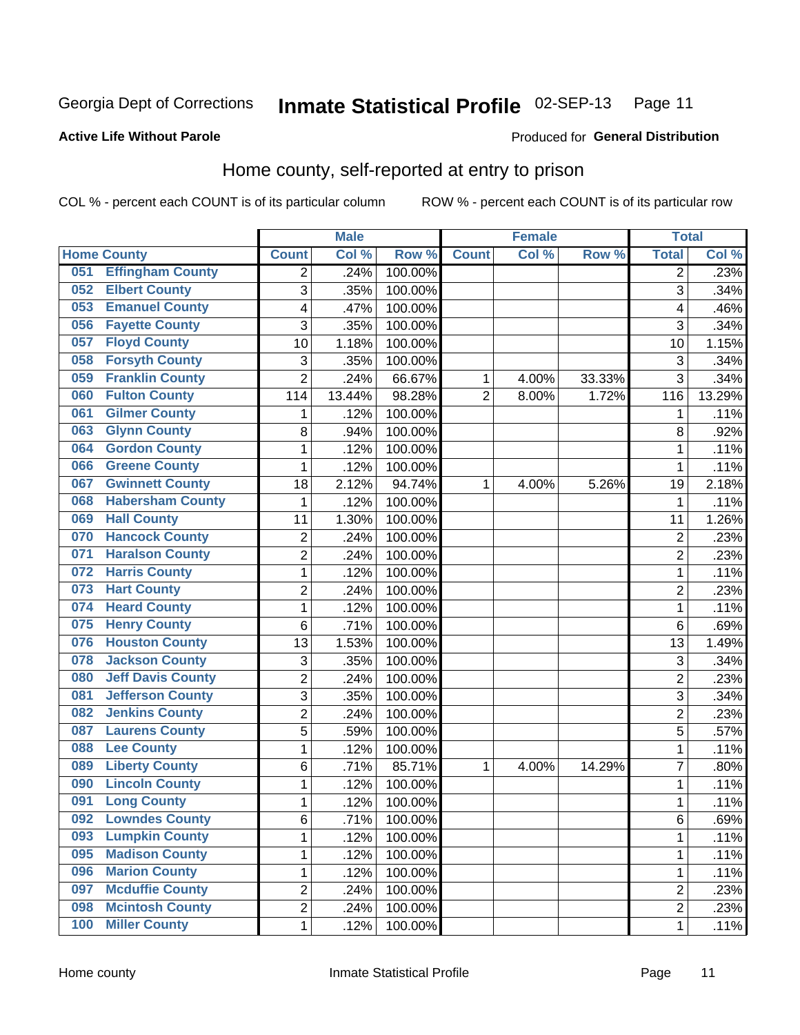Georgia Dept of Corrections **Inmate Statistical Profile** 02-SEP-13

**Active Life Without Parole**

Produced for **General Distribution**

## Home county, self-reported at entry to prison

COL % - percent each COUNT is of its particular column ROW % - percent each COUNT is of its particular row

| Home County | | Male | | | Female | | | Total | |
|---|---|---|---|---|---|---|---|---|---|
| | | Count | Col % | Row % | Count | Col % | Row % | Total | Col % |
| 051 | Effingham County | 2 | .24% | 100.00% | | | | 2 | .23% |
| 052 | Elbert County | 3 | .35% | 100.00% | | | | 3 | .34% |
| 053 | Emanuel County | 4 | .47% | 100.00% | | | | 4 | .46% |
| 056 | Fayette County | 3 | .35% | 100.00% | | | | 3 | .34% |
| 057 | Floyd County | 10 | 1.18% | 100.00% | | | | 10 | 1.15% |
| 058 | Forsyth County | 3 | .35% | 100.00% | | | | 3 | .34% |
| 059 | Franklin County | 2 | .24% | 66.67% | 1 | 4.00% | 33.33% | 3 | .34% |
| 060 | Fulton County | 114 | 13.44% | 98.28% | 2 | 8.00% | 1.72% | 116 | 13.29% |
| 061 | Gilmer County | 1 | .12% | 100.00% | | | | 1 | .11% |
| 063 | Glynn County | 8 | .94% | 100.00% | | | | 8 | .92% |
| 064 | Gordon County | 1 | .12% | 100.00% | | | | 1 | .11% |
| 066 | Greene County | 1 | .12% | 100.00% | | | | 1 | .11% |
| 067 | Gwinnett County | 18 | 2.12% | 94.74% | 1 | 4.00% | 5.26% | 19 | 2.18% |
| 068 | Habersham County | 1 | .12% | 100.00% | | | | 1 | .11% |
| 069 | Hall County | 11 | 1.30% | 100.00% | | | | 11 | 1.26% |
| 070 | Hancock County | 2 | .24% | 100.00% | | | | 2 | .23% |
| 071 | Haralson County | 2 | .24% | 100.00% | | | | 2 | .23% |
| 072 | Harris County | 1 | .12% | 100.00% | | | | 1 | .11% |
| 073 | Hart County | 2 | .24% | 100.00% | | | | 2 | .23% |
| 074 | Heard County | 1 | .12% | 100.00% | | | | 1 | .11% |
| 075 | Henry County | 6 | .71% | 100.00% | | | | 6 | .69% |
| 076 | Houston County | 13 | 1.53% | 100.00% | | | | 13 | 1.49% |
| 078 | Jackson County | 3 | .35% | 100.00% | | | | 3 | .34% |
| 080 | Jeff Davis County | 2 | .24% | 100.00% | | | | 2 | .23% |
| 081 | Jefferson County | 3 | .35% | 100.00% | | | | 3 | .34% |
| 082 | Jenkins County | 2 | .24% | 100.00% | | | | 2 | .23% |
| 087 | Laurens County | 5 | .59% | 100.00% | | | | 5 | .57% |
| 088 | Lee County | 1 | .12% | 100.00% | | | | 1 | .11% |
| 089 | Liberty County | 6 | .71% | 85.71% | 1 | 4.00% | 14.29% | 7 | .80% |
| 090 | Lincoln County | 1 | .12% | 100.00% | | | | 1 | .11% |
| 091 | Long County | 1 | .12% | 100.00% | | | | 1 | .11% |
| 092 | Lowndes County | 6 | .71% | 100.00% | | | | 6 | .69% |
| 093 | Lumpkin County | 1 | .12% | 100.00% | | | | 1 | .11% |
| 095 | Madison County | 1 | .12% | 100.00% | | | | 1 | .11% |
| 096 | Marion County | 1 | .12% | 100.00% | | | | 1 | .11% |
| 097 | Mcduffie County | 2 | .24% | 100.00% | | | | 2 | .23% |
| 098 | Mcintosh County | 2 | .24% | 100.00% | | | | 2 | .23% |
| 100 | Miller County | 1 | .12% | 100.00% | | | | 1 | .11% |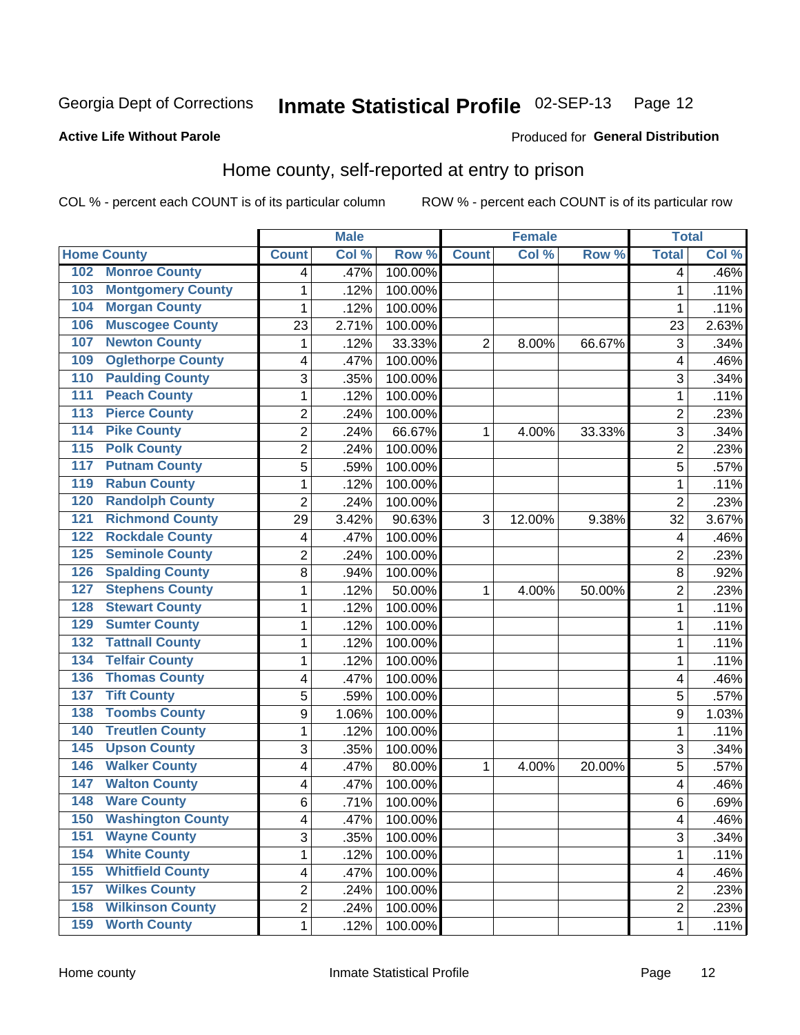Georgia Dept of Corrections **Inmate Statistical Profile** 02-SEP-13

**Active Life Without Parole**

Produced for **General Distribution**

## Home county, self-reported at entry to prison

COL % - percent each COUNT is of its particular column     ROW % - percent each COUNT is of its particular row

| Home County | | Male | | | Female | | | Total | |
|---|---|---|---|---|---|---|---|---|---|
| | | Count | Col % | Row % | Count | Col % | Row % | Total | Col % |
| 102 | Monroe County | 4 | .47% | 100.00% | | | | 4 | .46% |
| 103 | Montgomery County | 1 | .12% | 100.00% | | | | 1 | .11% |
| 104 | Morgan County | 1 | .12% | 100.00% | | | | 1 | .11% |
| 106 | Muscogee County | 23 | 2.71% | 100.00% | | | | 23 | 2.63% |
| 107 | Newton County | 1 | .12% | 33.33% | 2 | 8.00% | 66.67% | 3 | .34% |
| 109 | Oglethorpe County | 4 | .47% | 100.00% | | | | 4 | .46% |
| 110 | Paulding County | 3 | .35% | 100.00% | | | | 3 | .34% |
| 111 | Peach County | 1 | .12% | 100.00% | | | | 1 | .11% |
| 113 | Pierce County | 2 | .24% | 100.00% | | | | 2 | .23% |
| 114 | Pike County | 2 | .24% | 66.67% | 1 | 4.00% | 33.33% | 3 | .34% |
| 115 | Polk County | 2 | .24% | 100.00% | | | | 2 | .23% |
| 117 | Putnam County | 5 | .59% | 100.00% | | | | 5 | .57% |
| 119 | Rabun County | 1 | .12% | 100.00% | | | | 1 | .11% |
| 120 | Randolph County | 2 | .24% | 100.00% | | | | 2 | .23% |
| 121 | Richmond County | 29 | 3.42% | 90.63% | 3 | 12.00% | 9.38% | 32 | 3.67% |
| 122 | Rockdale County | 4 | .47% | 100.00% | | | | 4 | .46% |
| 125 | Seminole County | 2 | .24% | 100.00% | | | | 2 | .23% |
| 126 | Spalding County | 8 | .94% | 100.00% | | | | 8 | .92% |
| 127 | Stephens County | 1 | .12% | 50.00% | 1 | 4.00% | 50.00% | 2 | .23% |
| 128 | Stewart County | 1 | .12% | 100.00% | | | | 1 | .11% |
| 129 | Sumter County | 1 | .12% | 100.00% | | | | 1 | .11% |
| 132 | Tattnall County | 1 | .12% | 100.00% | | | | 1 | .11% |
| 134 | Telfair County | 1 | .12% | 100.00% | | | | 1 | .11% |
| 136 | Thomas County | 4 | .47% | 100.00% | | | | 4 | .46% |
| 137 | Tift County | 5 | .59% | 100.00% | | | | 5 | .57% |
| 138 | Toombs County | 9 | 1.06% | 100.00% | | | | 9 | 1.03% |
| 140 | Treutlen County | 1 | .12% | 100.00% | | | | 1 | .11% |
| 145 | Upson County | 3 | .35% | 100.00% | | | | 3 | .34% |
| 146 | Walker County | 4 | .47% | 80.00% | 1 | 4.00% | 20.00% | 5 | .57% |
| 147 | Walton County | 4 | .47% | 100.00% | | | | 4 | .46% |
| 148 | Ware County | 6 | .71% | 100.00% | | | | 6 | .69% |
| 150 | Washington County | 4 | .47% | 100.00% | | | | 4 | .46% |
| 151 | Wayne County | 3 | .35% | 100.00% | | | | 3 | .34% |
| 154 | White County | 1 | .12% | 100.00% | | | | 1 | .11% |
| 155 | Whitfield County | 4 | .47% | 100.00% | | | | 4 | .46% |
| 157 | Wilkes County | 2 | .24% | 100.00% | | | | 2 | .23% |
| 158 | Wilkinson County | 2 | .24% | 100.00% | | | | 2 | .23% |
| 159 | Worth County | 1 | .12% | 100.00% | | | | 1 | .11% |

Home county     Inmate Statistical Profile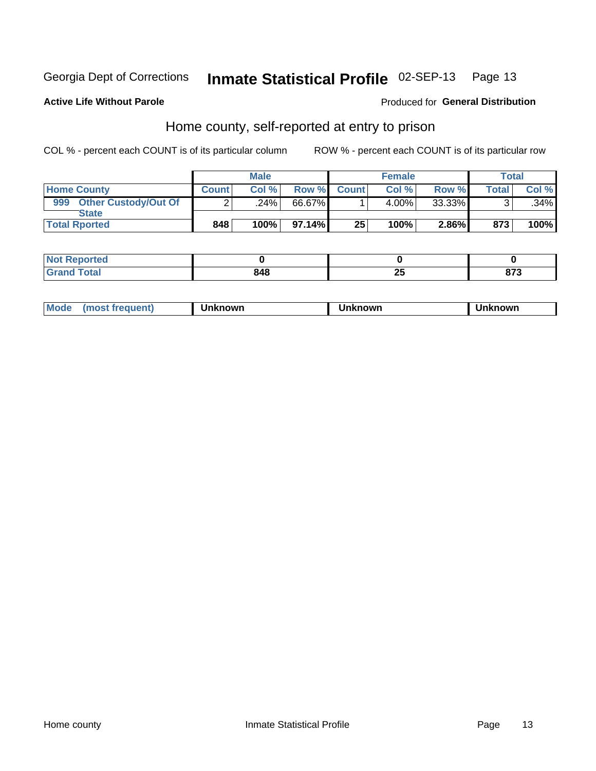Georgia Dept of Corrections **Inmate Statistical Profile** 02-SEP-13 Page 13

**Active Life Without Parole**

Produced for **General Distribution**

## Home county, self-reported at entry to prison

COL % - percent each COUNT is of its particular column ROW % - percent each COUNT is of its particular row

| | Male | | | Female | | | Total | |
|---|---|---|---|---|---|---|---|---|
| **Home County** | **Count** | **Col %** | **Row %** | **Count** | **Col %** | **Row %** | **Total** | **Col %** |
| **999 Other Custody/Out Of State** | 2 | .24% | 66.67% | 1 | 4.00% | 33.33% | 3 | .34% |
| **Total Rported** | **848** | **100%** | **97.14%** | **25** | **100%** | **2.86%** | **873** | **100%** |

| | Male | Female | Total |
|---|---|---|---|
| **Not Reported** | **0** | **0** | **0** |
| **Grand Total** | **848** | **25** | **873** |

| | Male | Female | Total |
|---|---|---|---|
| **Mode (most frequent)** | **Unknown** | **Unknown** | **Unknown** |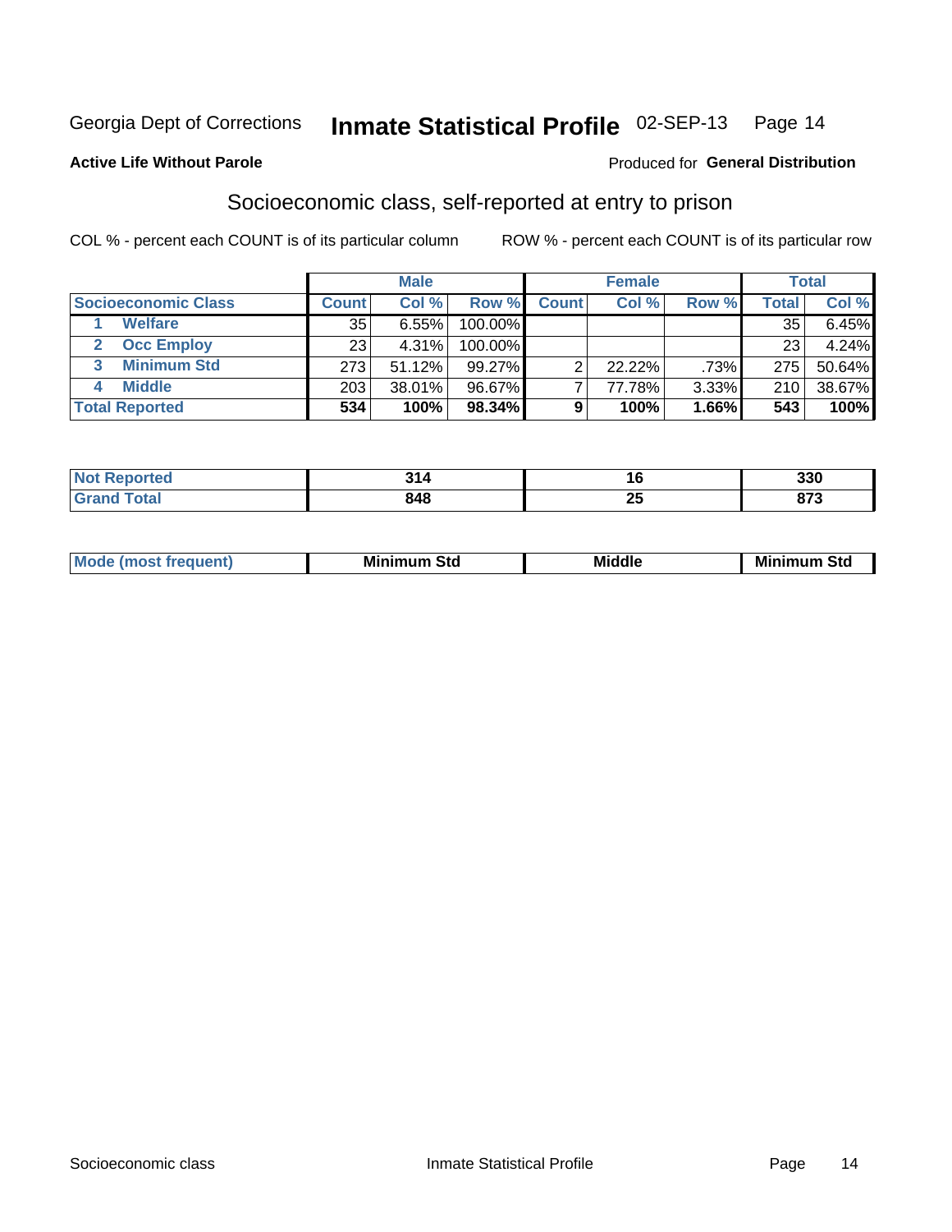Georgia Dept of Corrections **Inmate Statistical Profile** 02-SEP-13

**Active Life Without Parole**

Produced for **General Distribution**

## Socioeconomic class, self-reported at entry to prison

COL % - percent each COUNT is of its particular column

ROW % - percent each COUNT is of its particular row

| | Male | | | Female | | | Total | |
|---|---|---|---|---|---|---|---|---|
| **Socioeconomic Class** | **Count** | **Col %** | **Row %** | **Count** | **Col %** | **Row %** | **Total** | **Col %** |
| 1 **Welfare** | 35 | 6.55% | 100.00% | | | | 35 | 6.45% |
| 2 **Occ Employ** | 23 | 4.31% | 100.00% | | | | 23 | 4.24% |
| 3 **Minimum Std** | 273 | 51.12% | 99.27% | 2 | 22.22% | .73% | 275 | 50.64% |
| 4 **Middle** | 203 | 38.01% | 96.67% | 7 | 77.78% | 3.33% | 210 | 38.67% |
| **Total Reported** | **534** | **100%** | **98.34%** | **9** | **100%** | **1.66%** | **543** | **100%** |

| | Male | Female | Total |
|---|---|---|---|
| **Not Reported** | **314** | **16** | **330** |
| **Grand Total** | **848** | **25** | **873** |

| | Male | Female | Total |
|---|---|---|---|
| **Mode (most frequent)** | **Minimum Std** | **Middle** | **Minimum Std** |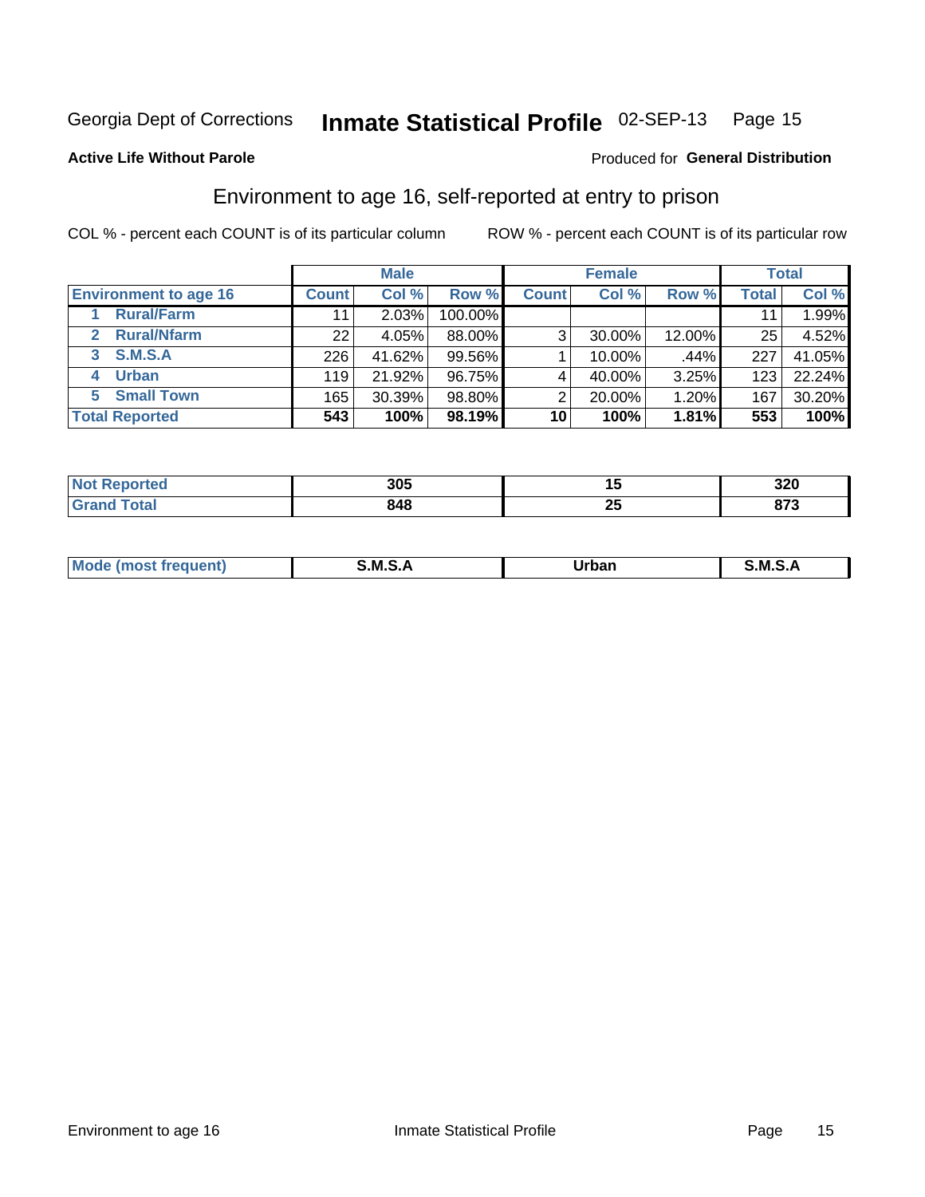Georgia Dept of Corrections **Inmate Statistical Profile** 02-SEP-13 Page 15

**Active Life Without Parole**

Produced for **General Distribution**

## Environment to age 16, self-reported at entry to prison

COL % - percent each COUNT is of its particular column

ROW % - percent each COUNT is of its particular row

| | Male | | | Female | | | Total | |
|---|---|---|---|---|---|---|---|---|
| **Environment to age 16** | **Count** | **Col %** | **Row %** | **Count** | **Col %** | **Row %** | **Total** | **Col %** |
| **1 Rural/Farm** | 11 | 2.03% | 100.00% | | | | 11 | 1.99% |
| **2 Rural/Nfarm** | 22 | 4.05% | 88.00% | 3 | 30.00% | 12.00% | 25 | 4.52% |
| **3 S.M.S.A** | 226 | 41.62% | 99.56% | 1 | 10.00% | .44% | 227 | 41.05% |
| **4 Urban** | 119 | 21.92% | 96.75% | 4 | 40.00% | 3.25% | 123 | 22.24% |
| **5 Small Town** | 165 | 30.39% | 98.80% | 2 | 20.00% | 1.20% | 167 | 30.20% |
| **Total Reported** | **543** | **100%** | **98.19%** | **10** | **100%** | **1.81%** | **553** | **100%** |

| | Male | Female | Total |
|---|---|---|---|
| **Not Reported** | **305** | **15** | **320** |
| **Grand Total** | **848** | **25** | **873** |

| | Male | Female | Total |
|---|---|---|---|
| **Mode (most frequent)** | **S.M.S.A** | **Urban** | **S.M.S.A** |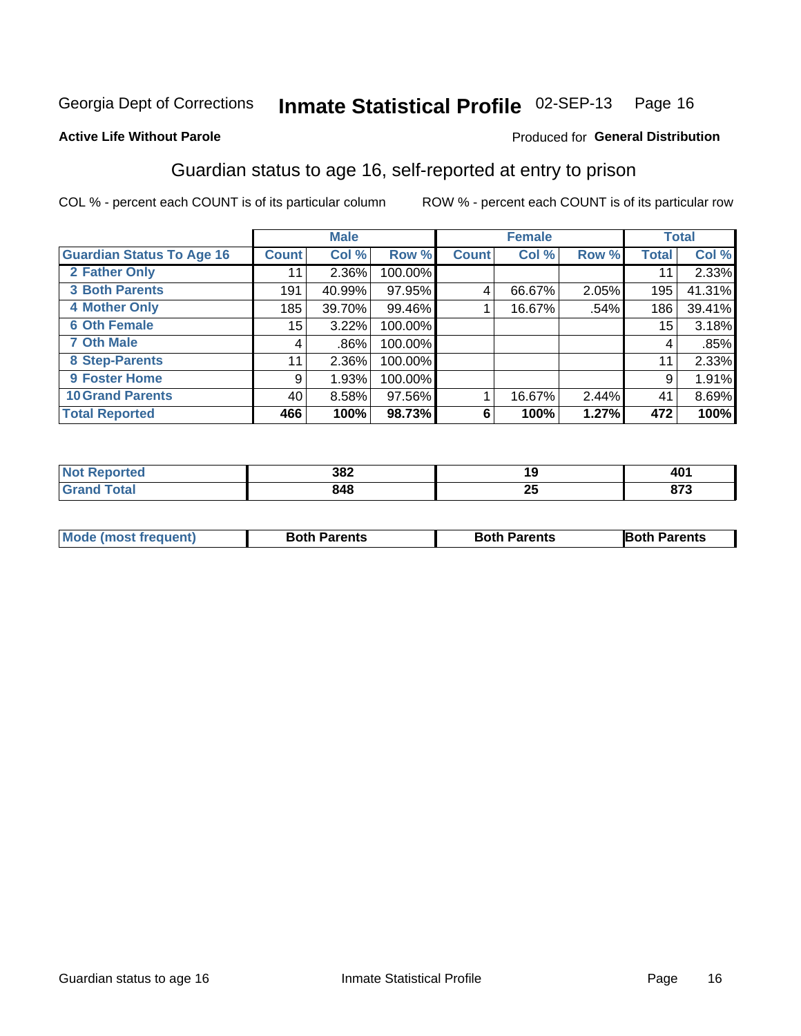Georgia Dept of Corrections **Inmate Statistical Profile** 02-SEP-13 Page 16

**Active Life Without Parole**

Produced for **General Distribution**

## Guardian status to age 16, self-reported at entry to prison

COL % - percent each COUNT is of its particular column

ROW % - percent each COUNT is of its particular row

| | Male | | | Female | | | Total | |
|---|---|---|---|---|---|---|---|---|
| **Guardian Status To Age 16** | **Count** | **Col %** | **Row %** | **Count** | **Col %** | **Row %** | **Total** | **Col %** |
| 2 Father Only | 11 | 2.36% | 100.00% | | | | 11 | 2.33% |
| 3 Both Parents | 191 | 40.99% | 97.95% | 4 | 66.67% | 2.05% | 195 | 41.31% |
| 4 Mother Only | 185 | 39.70% | 99.46% | 1 | 16.67% | .54% | 186 | 39.41% |
| 6 Oth Female | 15 | 3.22% | 100.00% | | | | 15 | 3.18% |
| 7 Oth Male | 4 | .86% | 100.00% | | | | 4 | .85% |
| 8 Step-Parents | 11 | 2.36% | 100.00% | | | | 11 | 2.33% |
| 9 Foster Home | 9 | 1.93% | 100.00% | | | | 9 | 1.91% |
| 10 Grand Parents | 40 | 8.58% | 97.56% | 1 | 16.67% | 2.44% | 41 | 8.69% |
| **Total Reported** | **466** | **100%** | **98.73%** | **6** | **100%** | **1.27%** | **472** | **100%** |

| | Male | Female | Total |
|---|---|---|---|
| Not Reported | 382 | 19 | 401 |
| Grand Total | 848 | 25 | 873 |

| | Male | Female | Total |
|---|---|---|---|
| Mode (most frequent) | Both Parents | Both Parents | Both Parents |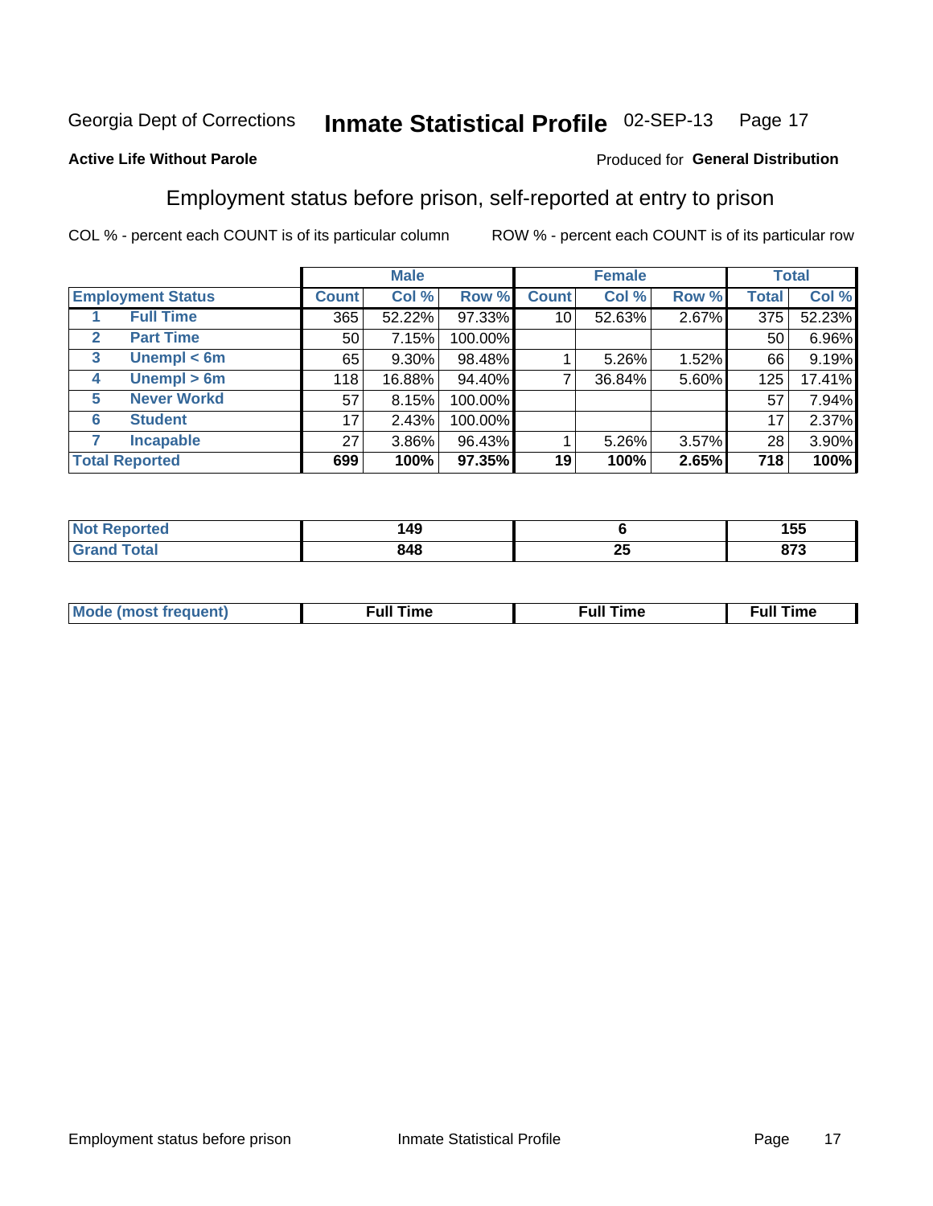Georgia Dept of Corrections **Inmate Statistical Profile** 02-SEP-13

**Active Life Without Parole**

Produced for **General Distribution**

## Employment status before prison, self-reported at entry to prison

COL % - percent each COUNT is of its particular column ROW % - percent each COUNT is of its particular row

| | | Male | | | Female | | | Total | |
|---|---|---|---|---|---|---|---|---|---|
| Employment Status | | Count | Col % | Row % | Count | Col % | Row % | Total | Col % |
| 1 | Full Time | 365 | 52.22% | 97.33% | 10 | 52.63% | 2.67% | 375 | 52.23% |
| 2 | Part Time | 50 | 7.15% | 100.00% | | | | 50 | 6.96% |
| 3 | Unempl < 6m | 65 | 9.30% | 98.48% | 1 | 5.26% | 1.52% | 66 | 9.19% |
| 4 | Unempl > 6m | 118 | 16.88% | 94.40% | 7 | 36.84% | 5.60% | 125 | 17.41% |
| 5 | Never Workd | 57 | 8.15% | 100.00% | | | | 57 | 7.94% |
| 6 | Student | 17 | 2.43% | 100.00% | | | | 17 | 2.37% |
| 7 | Incapable | 27 | 3.86% | 96.43% | 1 | 5.26% | 3.57% | 28 | 3.90% |
| **Total Reported** | | **699** | **100%** | **97.35%** | **19** | **100%** | **2.65%** | **718** | **100%** |

| | Male | Female | Total |
|---|---|---|---|
| Not Reported | 149 | 6 | 155 |
| Grand Total | 848 | 25 | 873 |

| | Male | Female | Total |
|---|---|---|---|
| Mode (most frequent) | Full Time | Full Time | Full Time |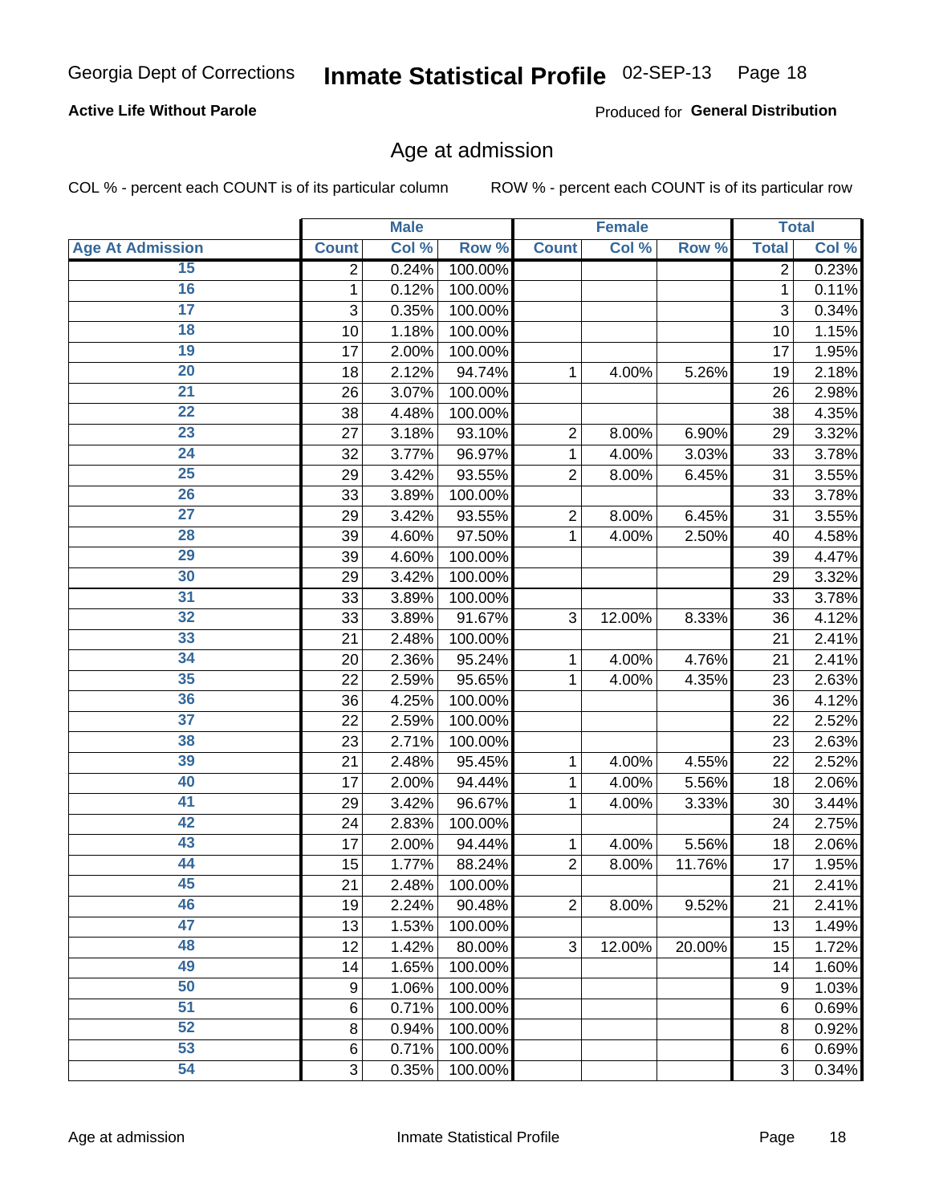**Active Life Without Parole**

Produced for **General Distribution**

## Age at admission

COL % - percent each COUNT is of its particular column

ROW % - percent each COUNT is of its particular row

| | Male | | | Female | | | Total | |
|---|---|---|---|---|---|---|---|---|
| **Age At Admission** | **Count** | **Col %** | **Row %** | **Count** | **Col %** | **Row %** | **Total** | **Col %** |
| 15 | 2 | 0.24% | 100.00% | | | | 2 | 0.23% |
| 16 | 1 | 0.12% | 100.00% | | | | 1 | 0.11% |
| 17 | 3 | 0.35% | 100.00% | | | | 3 | 0.34% |
| 18 | 10 | 1.18% | 100.00% | | | | 10 | 1.15% |
| 19 | 17 | 2.00% | 100.00% | | | | 17 | 1.95% |
| 20 | 18 | 2.12% | 94.74% | 1 | 4.00% | 5.26% | 19 | 2.18% |
| 21 | 26 | 3.07% | 100.00% | | | | 26 | 2.98% |
| 22 | 38 | 4.48% | 100.00% | | | | 38 | 4.35% |
| 23 | 27 | 3.18% | 93.10% | 2 | 8.00% | 6.90% | 29 | 3.32% |
| 24 | 32 | 3.77% | 96.97% | 1 | 4.00% | 3.03% | 33 | 3.78% |
| 25 | 29 | 3.42% | 93.55% | 2 | 8.00% | 6.45% | 31 | 3.55% |
| 26 | 33 | 3.89% | 100.00% | | | | 33 | 3.78% |
| 27 | 29 | 3.42% | 93.55% | 2 | 8.00% | 6.45% | 31 | 3.55% |
| 28 | 39 | 4.60% | 97.50% | 1 | 4.00% | 2.50% | 40 | 4.58% |
| 29 | 39 | 4.60% | 100.00% | | | | 39 | 4.47% |
| 30 | 29 | 3.42% | 100.00% | | | | 29 | 3.32% |
| 31 | 33 | 3.89% | 100.00% | | | | 33 | 3.78% |
| 32 | 33 | 3.89% | 91.67% | 3 | 12.00% | 8.33% | 36 | 4.12% |
| 33 | 21 | 2.48% | 100.00% | | | | 21 | 2.41% |
| 34 | 20 | 2.36% | 95.24% | 1 | 4.00% | 4.76% | 21 | 2.41% |
| 35 | 22 | 2.59% | 95.65% | 1 | 4.00% | 4.35% | 23 | 2.63% |
| 36 | 36 | 4.25% | 100.00% | | | | 36 | 4.12% |
| 37 | 22 | 2.59% | 100.00% | | | | 22 | 2.52% |
| 38 | 23 | 2.71% | 100.00% | | | | 23 | 2.63% |
| 39 | 21 | 2.48% | 95.45% | 1 | 4.00% | 4.55% | 22 | 2.52% |
| 40 | 17 | 2.00% | 94.44% | 1 | 4.00% | 5.56% | 18 | 2.06% |
| 41 | 29 | 3.42% | 96.67% | 1 | 4.00% | 3.33% | 30 | 3.44% |
| 42 | 24 | 2.83% | 100.00% | | | | 24 | 2.75% |
| 43 | 17 | 2.00% | 94.44% | 1 | 4.00% | 5.56% | 18 | 2.06% |
| 44 | 15 | 1.77% | 88.24% | 2 | 8.00% | 11.76% | 17 | 1.95% |
| 45 | 21 | 2.48% | 100.00% | | | | 21 | 2.41% |
| 46 | 19 | 2.24% | 90.48% | 2 | 8.00% | 9.52% | 21 | 2.41% |
| 47 | 13 | 1.53% | 100.00% | | | | 13 | 1.49% |
| 48 | 12 | 1.42% | 80.00% | 3 | 12.00% | 20.00% | 15 | 1.72% |
| 49 | 14 | 1.65% | 100.00% | | | | 14 | 1.60% |
| 50 | 9 | 1.06% | 100.00% | | | | 9 | 1.03% |
| 51 | 6 | 0.71% | 100.00% | | | | 6 | 0.69% |
| 52 | 8 | 0.94% | 100.00% | | | | 8 | 0.92% |
| 53 | 6 | 0.71% | 100.00% | | | | 6 | 0.69% |
| 54 | 3 | 0.35% | 100.00% | | | | 3 | 0.34% |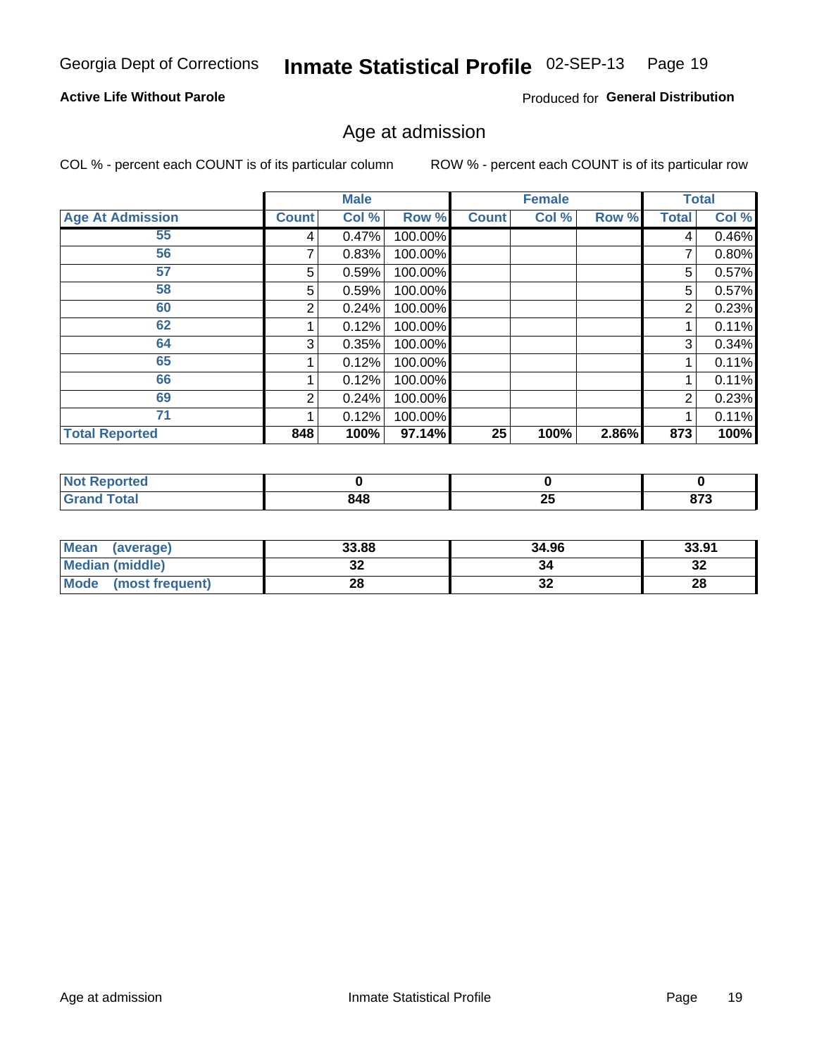Georgia Dept of Corrections **Inmate Statistical Profile** 02-SEP-13

**Active Life Without Parole**

Produced for **General Distribution**

## Age at admission

COL % - percent each COUNT is of its particular column ROW % - percent each COUNT is of its particular row

| | Male | | | Female | | | Total | |
|---|---|---|---|---|---|---|---|---|
| **Age At Admission** | **Count** | **Col %** | **Row %** | **Count** | **Col %** | **Row %** | **Total** | **Col %** |
| 55 | 4 | 0.47% | 100.00% | | | | 4 | 0.46% |
| 56 | 7 | 0.83% | 100.00% | | | | 7 | 0.80% |
| 57 | 5 | 0.59% | 100.00% | | | | 5 | 0.57% |
| 58 | 5 | 0.59% | 100.00% | | | | 5 | 0.57% |
| 60 | 2 | 0.24% | 100.00% | | | | 2 | 0.23% |
| 62 | 1 | 0.12% | 100.00% | | | | 1 | 0.11% |
| 64 | 3 | 0.35% | 100.00% | | | | 3 | 0.34% |
| 65 | 1 | 0.12% | 100.00% | | | | 1 | 0.11% |
| 66 | 1 | 0.12% | 100.00% | | | | 1 | 0.11% |
| 69 | 2 | 0.24% | 100.00% | | | | 2 | 0.23% |
| 71 | 1 | 0.12% | 100.00% | | | | 1 | 0.11% |
| **Total Reported** | **848** | **100%** | **97.14%** | **25** | **100%** | **2.86%** | **873** | **100%** |

| | Male | Female | Total |
|---|---|---|---|
| **Not Reported** | **0** | **0** | **0** |
| **Grand Total** | **848** | **25** | **873** |

| | Male | Female | Total |
|---|---|---|---|
| **Mean (average)** | **33.88** | **34.96** | **33.91** |
| **Median (middle)** | **32** | **34** | **32** |
| **Mode (most frequent)** | **28** | **32** | **28** |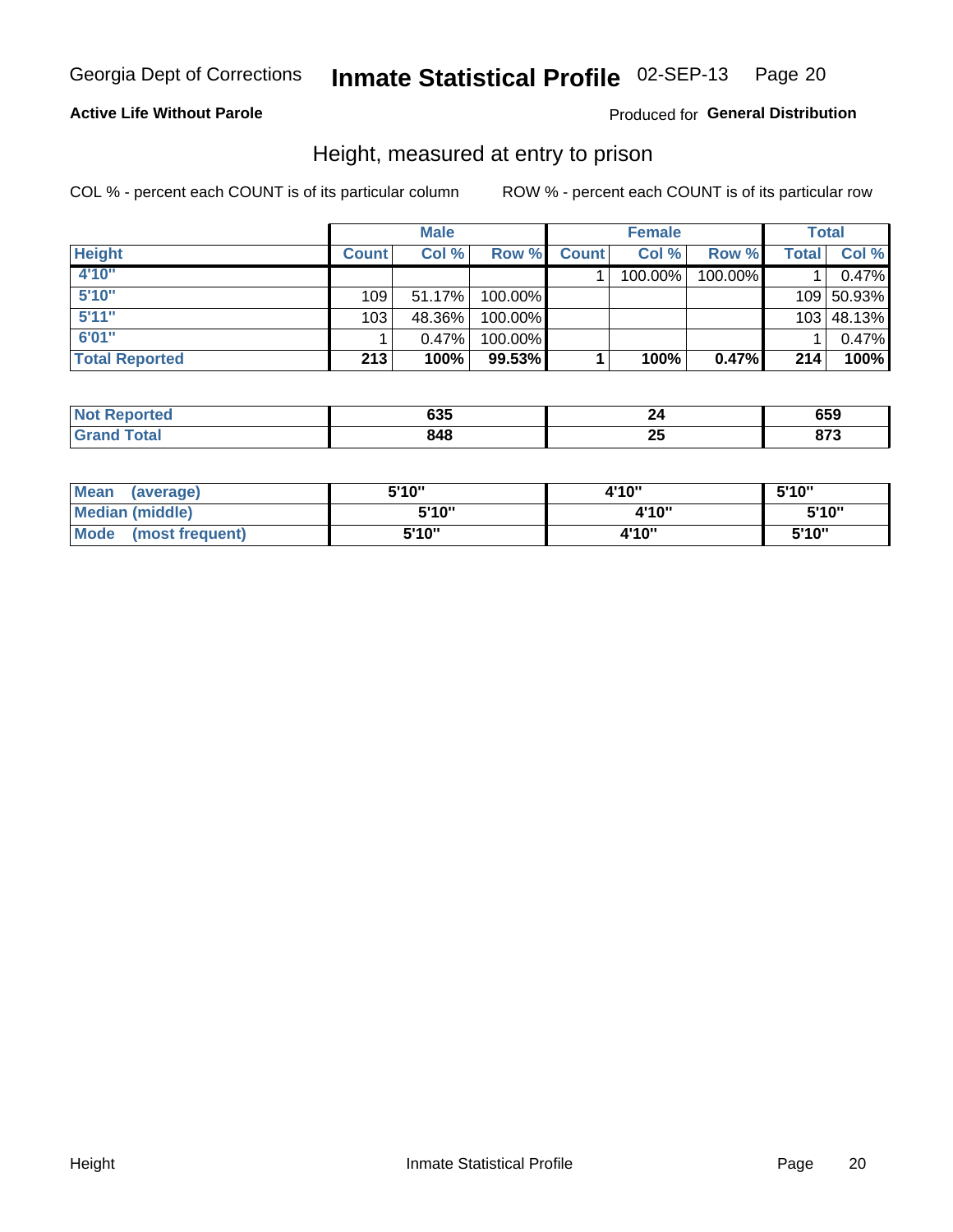Georgia Dept of Corrections **Inmate Statistical Profile** 02-SEP-13

**Active Life Without Parole**

Produced for **General Distribution**

## Height, measured at entry to prison

COL % - percent each COUNT is of its particular column

ROW % - percent each COUNT is of its particular row

| | Male | | | Female | | | Total | |
|---|---|---|---|---|---|---|---|---|
| **Height** | **Count** | **Col %** | **Row %** | **Count** | **Col %** | **Row %** | **Total** | **Col %** |
| 4'10" | | | | 1 | 100.00% | 100.00% | 1 | 0.47% |
| 5'10" | 109 | 51.17% | 100.00% | | | | 109 | 50.93% |
| 5'11" | 103 | 48.36% | 100.00% | | | | 103 | 48.13% |
| 6'01" | 1 | 0.47% | 100.00% | | | | 1 | 0.47% |
| **Total Reported** | **213** | **100%** | **99.53%** | **1** | **100%** | **0.47%** | **214** | **100%** |

| | Male | Female | Total |
|---|---|---|---|
| **Not Reported** | **635** | **24** | **659** |
| **Grand Total** | **848** | **25** | **873** |

| | Male | Female | Total |
|---|---|---|---|
| **Mean (average)** | **5'10"** | **4'10"** | **5'10"** |
| **Median (middle)** | **5'10"** | **4'10"** | **5'10"** |
| **Mode (most frequent)** | **5'10"** | **4'10"** | **5'10"** |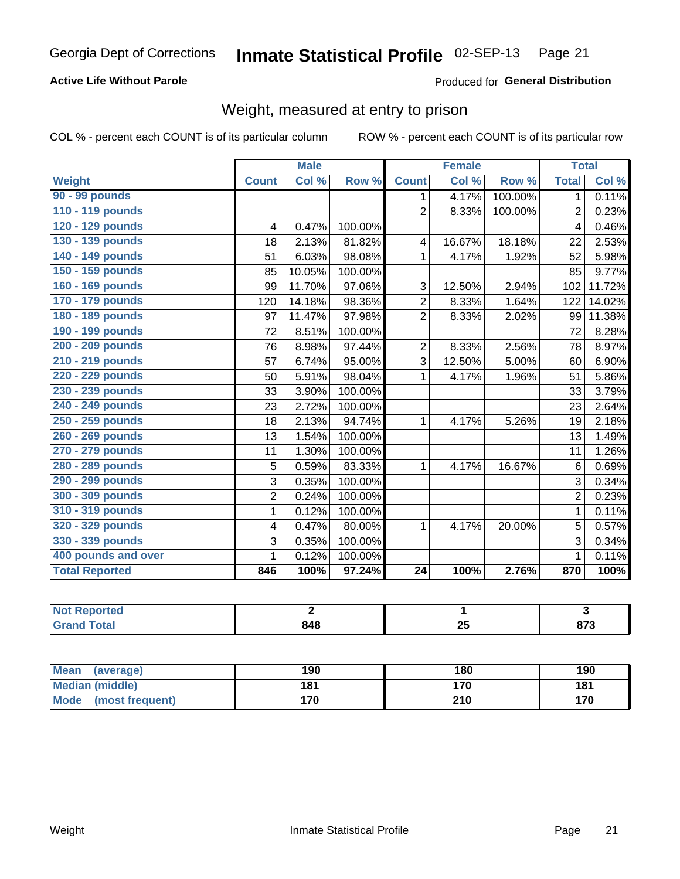Georgia Dept of Corrections **Inmate Statistical Profile** 02-SEP-13

**Active Life Without Parole**

Produced for **General Distribution**

## Weight, measured at entry to prison

COL % - percent each COUNT is of its particular column

ROW % - percent each COUNT is of its particular row

| | Male | | | Female | | | Total | |
|---|---|---|---|---|---|---|---|---|
| **Weight** | **Count** | **Col %** | **Row %** | **Count** | **Col %** | **Row %** | **Total** | **Col %** |
| 90 - 99 pounds | | | | 1 | 4.17% | 100.00% | 1 | 0.11% |
| 110 - 119 pounds | | | | 2 | 8.33% | 100.00% | 2 | 0.23% |
| 120 - 129 pounds | 4 | 0.47% | 100.00% | | | | 4 | 0.46% |
| 130 - 139 pounds | 18 | 2.13% | 81.82% | 4 | 16.67% | 18.18% | 22 | 2.53% |
| 140 - 149 pounds | 51 | 6.03% | 98.08% | 1 | 4.17% | 1.92% | 52 | 5.98% |
| 150 - 159 pounds | 85 | 10.05% | 100.00% | | | | 85 | 9.77% |
| 160 - 169 pounds | 99 | 11.70% | 97.06% | 3 | 12.50% | 2.94% | 102 | 11.72% |
| 170 - 179 pounds | 120 | 14.18% | 98.36% | 2 | 8.33% | 1.64% | 122 | 14.02% |
| 180 - 189 pounds | 97 | 11.47% | 97.98% | 2 | 8.33% | 2.02% | 99 | 11.38% |
| 190 - 199 pounds | 72 | 8.51% | 100.00% | | | | 72 | 8.28% |
| 200 - 209 pounds | 76 | 8.98% | 97.44% | 2 | 8.33% | 2.56% | 78 | 8.97% |
| 210 - 219 pounds | 57 | 6.74% | 95.00% | 3 | 12.50% | 5.00% | 60 | 6.90% |
| 220 - 229 pounds | 50 | 5.91% | 98.04% | 1 | 4.17% | 1.96% | 51 | 5.86% |
| 230 - 239 pounds | 33 | 3.90% | 100.00% | | | | 33 | 3.79% |
| 240 - 249 pounds | 23 | 2.72% | 100.00% | | | | 23 | 2.64% |
| 250 - 259 pounds | 18 | 2.13% | 94.74% | 1 | 4.17% | 5.26% | 19 | 2.18% |
| 260 - 269 pounds | 13 | 1.54% | 100.00% | | | | 13 | 1.49% |
| 270 - 279 pounds | 11 | 1.30% | 100.00% | | | | 11 | 1.26% |
| 280 - 289 pounds | 5 | 0.59% | 83.33% | 1 | 4.17% | 16.67% | 6 | 0.69% |
| 290 - 299 pounds | 3 | 0.35% | 100.00% | | | | 3 | 0.34% |
| 300 - 309 pounds | 2 | 0.24% | 100.00% | | | | 2 | 0.23% |
| 310 - 319 pounds | 1 | 0.12% | 100.00% | | | | 1 | 0.11% |
| 320 - 329 pounds | 4 | 0.47% | 80.00% | 1 | 4.17% | 20.00% | 5 | 0.57% |
| 330 - 339 pounds | 3 | 0.35% | 100.00% | | | | 3 | 0.34% |
| 400 pounds and over | 1 | 0.12% | 100.00% | | | | 1 | 0.11% |
| **Total Reported** | **846** | **100%** | **97.24%** | **24** | **100%** | **2.76%** | **870** | **100%** |

| | Male | Female | Total |
|---|---|---|---|
| **Not Reported** | **2** | **1** | **3** |
| **Grand Total** | **848** | **25** | **873** |

| | Male | Female | Total |
|---|---|---|---|
| **Mean (average)** | **190** | **180** | **190** |
| **Median (middle)** | **181** | **170** | **181** |
| **Mode (most frequent)** | **170** | **210** | **170** |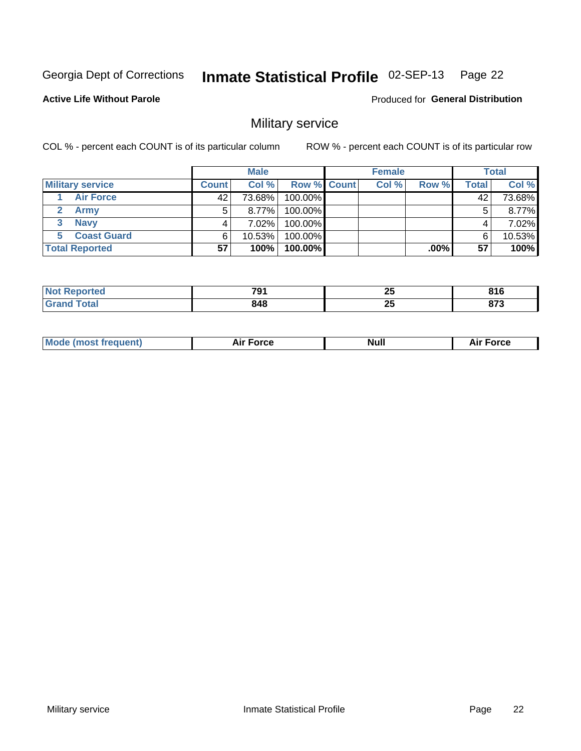Georgia Dept of Corrections **Inmate Statistical Profile** 02-SEP-13

**Active Life Without Parole**

Produced for **General Distribution**

## Military service

COL % - percent each COUNT is of its particular column

ROW % - percent each COUNT is of its particular row

| | Male | | | Female | | | Total | |
|---|---|---|---|---|---|---|---|---|
| **Military service** | **Count** | **Col %** | **Row %** | **Count** | **Col %** | **Row %** | **Total** | **Col %** |
| 1 Air Force | 42 | 73.68% | 100.00% | | | | 42 | 73.68% |
| 2 Army | 5 | 8.77% | 100.00% | | | | 5 | 8.77% |
| 3 Navy | 4 | 7.02% | 100.00% | | | | 4 | 7.02% |
| 5 Coast Guard | 6 | 10.53% | 100.00% | | | | 6 | 10.53% |
| **Total Reported** | **57** | **100%** | **100.00%** | | | **.00%** | **57** | **100%** |

| | Male | Female | Total |
|---|---|---|---|
| **Not Reported** | **791** | **25** | **816** |
| **Grand Total** | **848** | **25** | **873** |

| | Male | Female | Total |
|---|---|---|---|
| **Mode (most frequent)** | **Air Force** | **Null** | **Air Force** |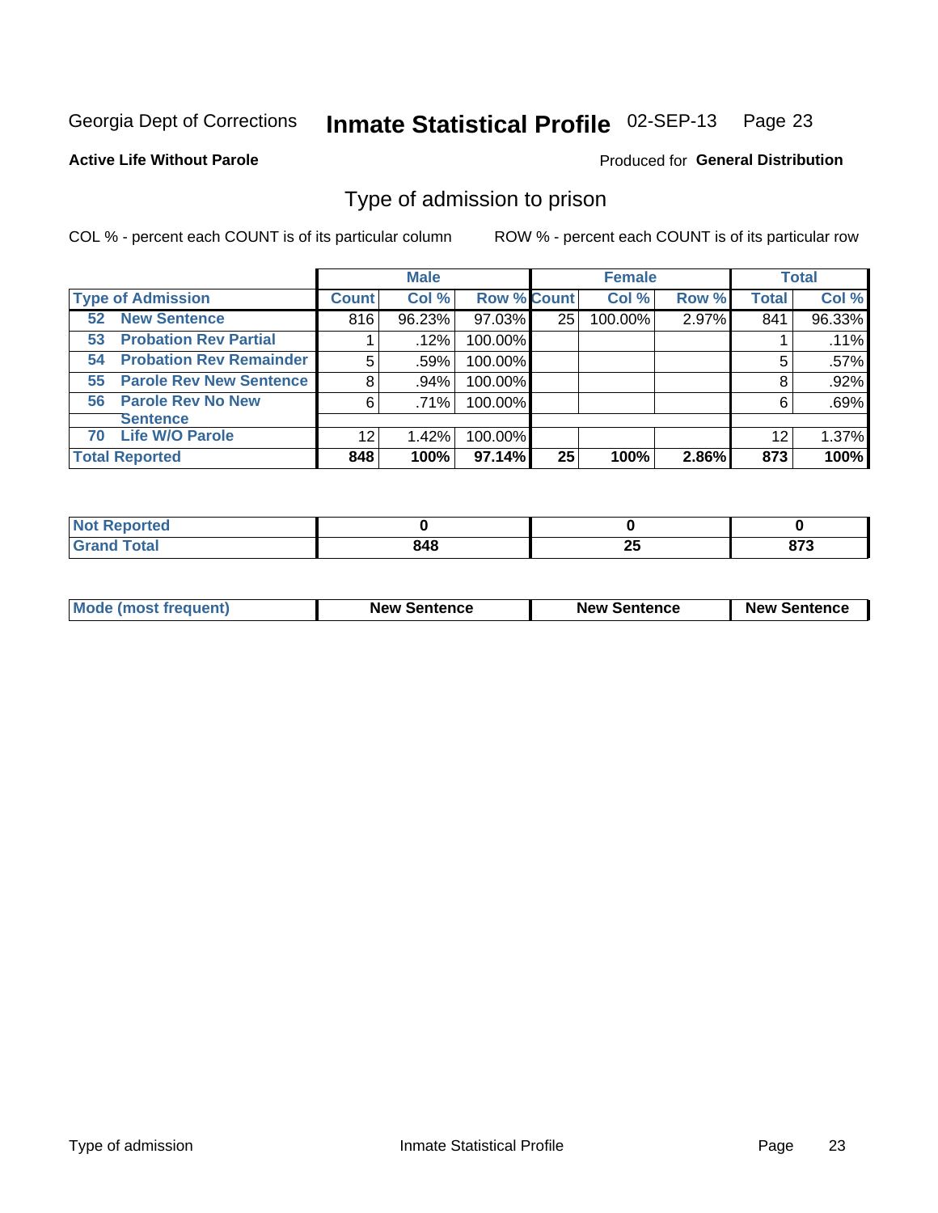Georgia Dept of Corrections **Inmate Statistical Profile** 02-SEP-13

**Active Life Without Parole**

Produced for **General Distribution**

## Type of admission to prison

COL % - percent each COUNT is of its particular column    ROW % - percent each COUNT is of its particular row

| | Male | | | Female | | | Total | |
|---|---|---|---|---|---|---|---|---|
| **Type of Admission** | **Count** | **Col %** | **Row %** | **Count** | **Col %** | **Row %** | **Total** | **Col %** |
| **52 New Sentence** | 816 | 96.23% | 97.03% | 25 | 100.00% | 2.97% | 841 | 96.33% |
| **53 Probation Rev Partial** | 1 | .12% | 100.00% | | | | 1 | .11% |
| **54 Probation Rev Remainder** | 5 | .59% | 100.00% | | | | 5 | .57% |
| **55 Parole Rev New Sentence** | 8 | .94% | 100.00% | | | | 8 | .92% |
| **56 Parole Rev No New Sentence** | 6 | .71% | 100.00% | | | | 6 | .69% |
| **70 Life W/O Parole** | 12 | 1.42% | 100.00% | | | | 12 | 1.37% |
| **Total Reported** | **848** | **100%** | **97.14%** | **25** | **100%** | **2.86%** | **873** | **100%** |

| | Male | Female | Total |
|---|---|---|---|
| **Not Reported** | **0** | **0** | **0** |
| **Grand Total** | **848** | **25** | **873** |

| | Male | Female | Total |
|---|---|---|---|
| **Mode (most frequent)** | **New Sentence** | **New Sentence** | **New Sentence** |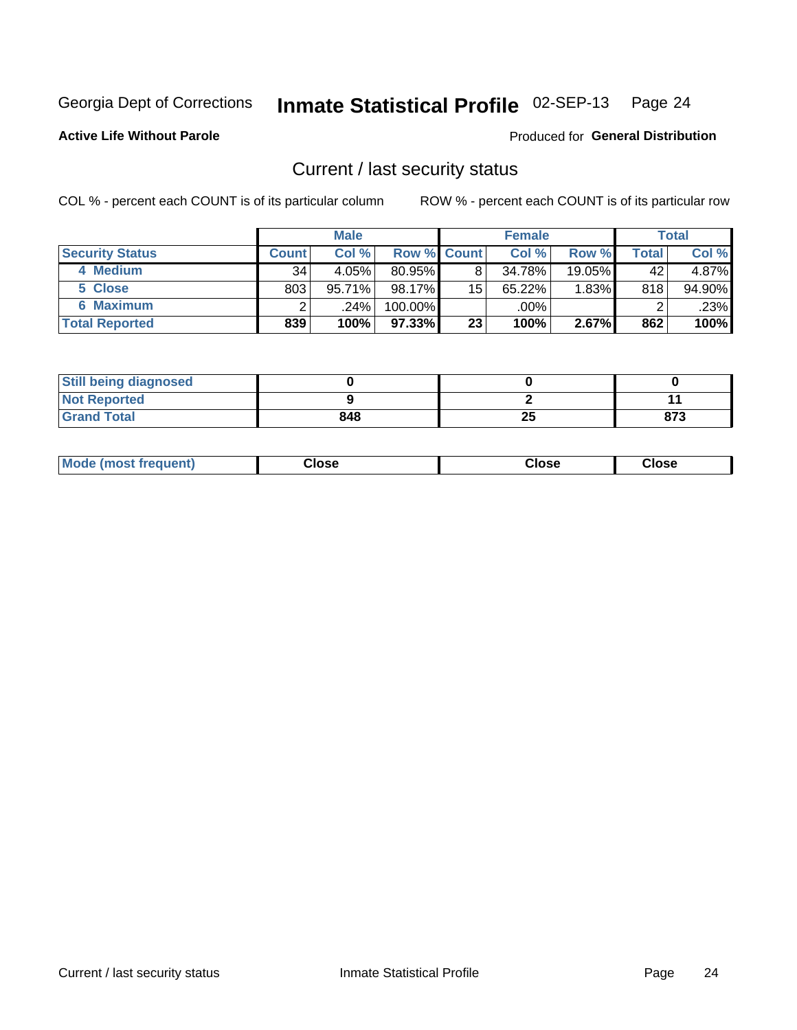Georgia Dept of Corrections **Inmate Statistical Profile** 02-SEP-13

**Active Life Without Parole**

Produced for **General Distribution**

## Current / last security status

COL % - percent each COUNT is of its particular column ROW % - percent each COUNT is of its particular row

| | Male | | | Female | | | Total | |
|---|---|---|---|---|---|---|---|---|
| **Security Status** | **Count** | **Col %** | **Row %** | **Count** | **Col %** | **Row %** | **Total** | **Col %** |
| 4 Medium | 34 | 4.05% | 80.95% | 8 | 34.78% | 19.05% | 42 | 4.87% |
| 5 Close | 803 | 95.71% | 98.17% | 15 | 65.22% | 1.83% | 818 | 94.90% |
| 6 Maximum | 2 | .24% | 100.00% | | .00% | | 2 | .23% |
| **Total Reported** | **839** | **100%** | **97.33%** | **23** | **100%** | **2.67%** | **862** | **100%** |

| | Male | Female | Total |
|---|---|---|---|
| **Still being diagnosed** | **0** | **0** | **0** |
| **Not Reported** | **9** | **2** | **11** |
| **Grand Total** | **848** | **25** | **873** |

| | Male | Female | Total |
|---|---|---|---|
| **Mode (most frequent)** | **Close** | **Close** | **Close** |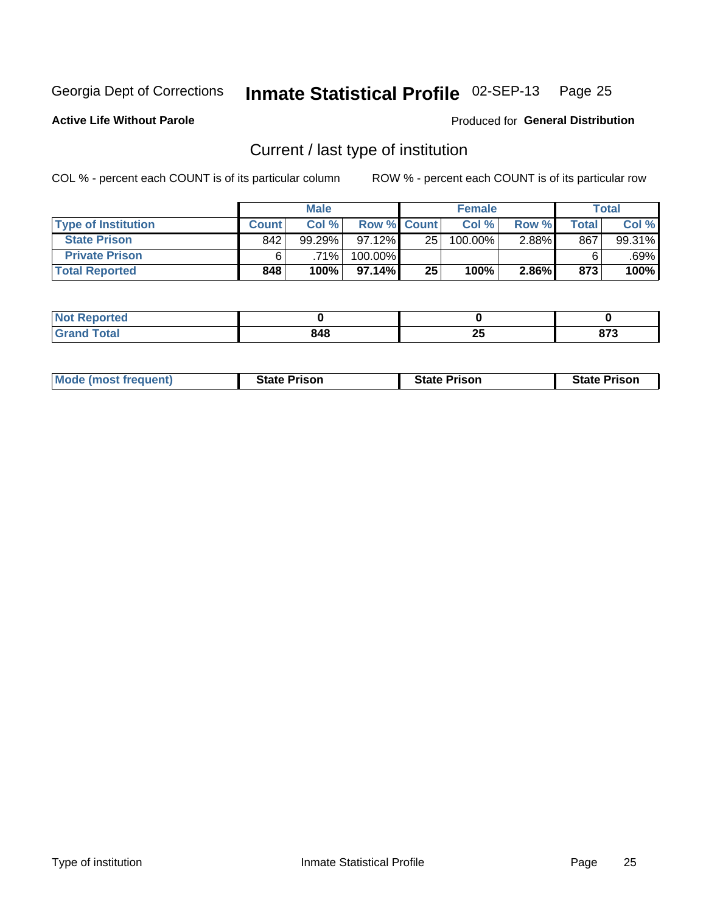Georgia Dept of Corrections **Inmate Statistical Profile** 02-SEP-13

**Active Life Without Parole** Produced for **General Distribution**

## Current / last type of institution

COL % - percent each COUNT is of its particular column ROW % - percent each COUNT is of its particular row

| | Male | | | Female | | | Total | |
|---|---|---|---|---|---|---|---|---|
| Type of Institution | Count | Col % | Row % | Count | Col % | Row % | Total | Col % |
| State Prison | 842 | 99.29% | 97.12% | 25 | 100.00% | 2.88% | 867 | 99.31% |
| Private Prison | 6 | .71% | 100.00% | | | | 6 | .69% |
| **Total Reported** | **848** | **100%** | **97.14%** | **25** | **100%** | **2.86%** | **873** | **100%** |

| | Male | Female | Total |
|---|---|---|---|
| Not Reported | 0 | 0 | 0 |
| Grand Total | 848 | 25 | 873 |

| | Male | Female | Total |
|---|---|---|---|
| Mode (most frequent) | State Prison | State Prison | State Prison |

Type of institution Inmate Statistical Profile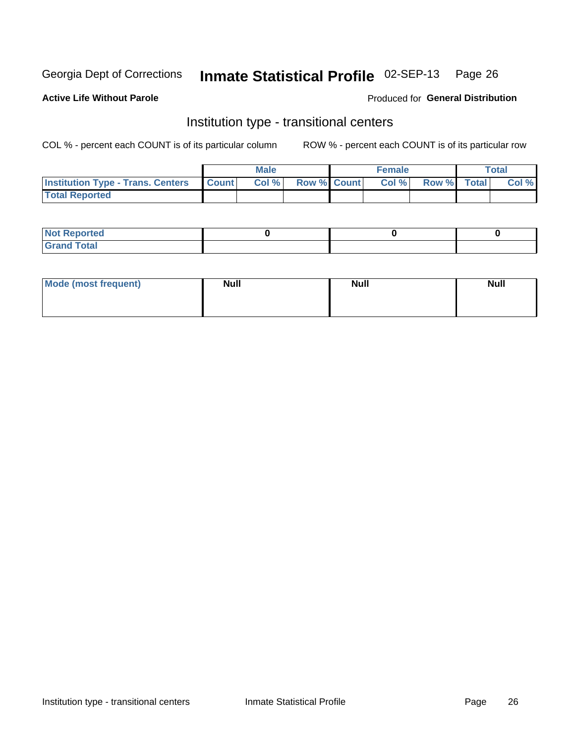Georgia Dept of Corrections **Inmate Statistical Profile** 02-SEP-13

**Active Life Without Parole**

Produced for **General Distribution**

## Institution type - transitional centers

COL % - percent each COUNT is of its particular column    ROW % - percent each COUNT is of its particular row

| | Male | | | Female | | | Total | |
|---|---|---|---|---|---|---|---|---|
| **Institution Type - Trans. Centers** | **Count** | **Col %** | **Row %** | **Count** | **Col %** | **Row %** | **Total** | **Col %** |
| **Total Reported** | | | | | | | | |

| | Male | Female | Total |
|---|---|---|---|
| **Not Reported** | 0 | 0 | 0 |
| **Grand Total** | | | |

| | Male | Female | Total |
|---|---|---|---|
| **Mode (most frequent)** | Null | Null | Null |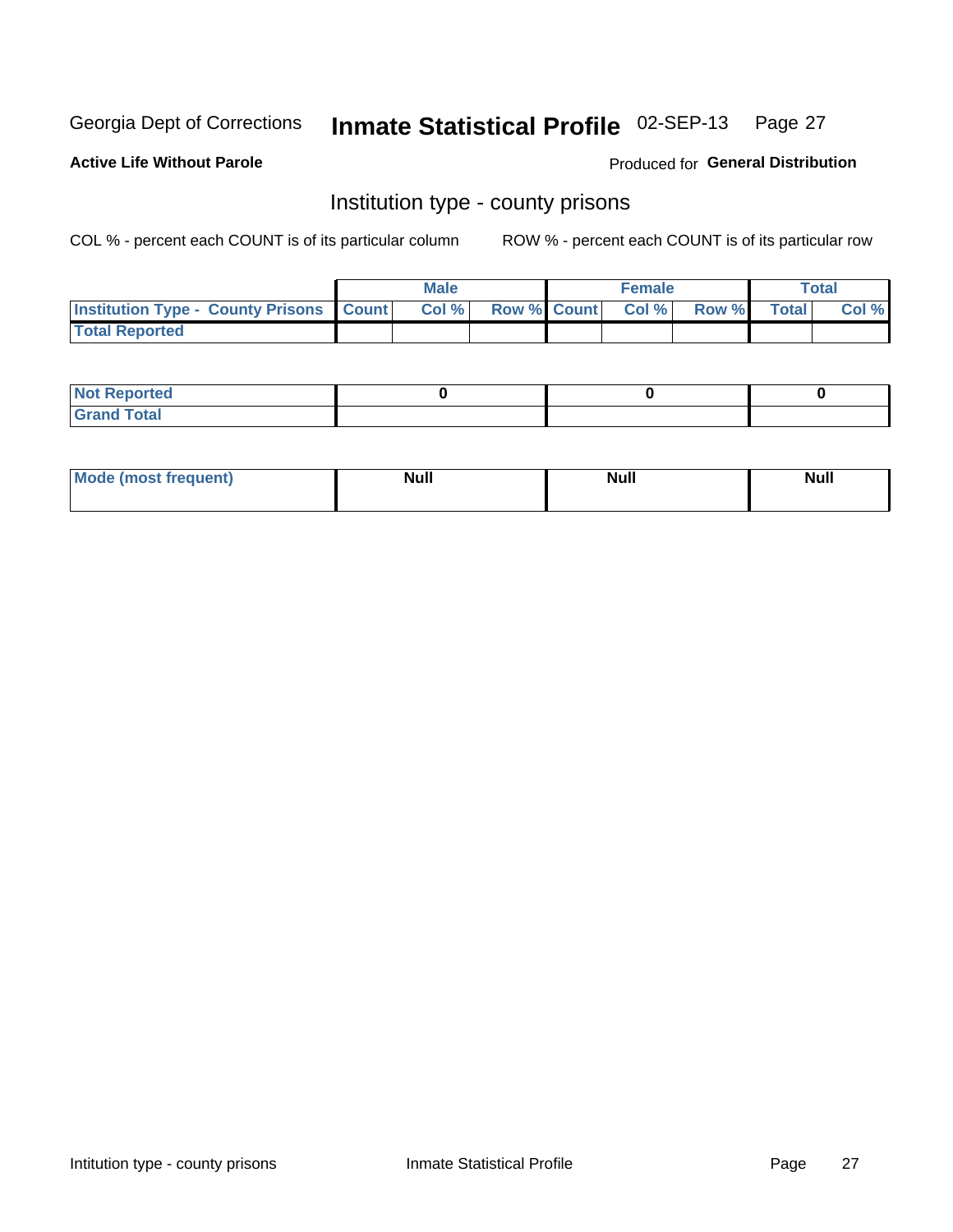Georgia Dept of Corrections **Inmate Statistical Profile** 02-SEP-13

**Active Life Without Parole**

Produced for **General Distribution**

## Institution type - county prisons

COL % - percent each COUNT is of its particular column

ROW % - percent each COUNT is of its particular row

| | Male | | | Female | | | Total | |
|---|---|---|---|---|---|---|---|---|
| **Institution Type - County Prisons** | **Count** | **Col %** | **Row %** | **Count** | **Col %** | **Row %** | **Total** | **Col %** |
| **Total Reported** | | | | | | | | |

| | Male | Female | Total |
|---|---|---|---|
| **Not Reported** | **0** | **0** | **0** |
| **Grand Total** | | | |

| | Male | Female | Total |
|---|---|---|---|
| **Mode (most frequent)** | **Null** | **Null** | **Null** |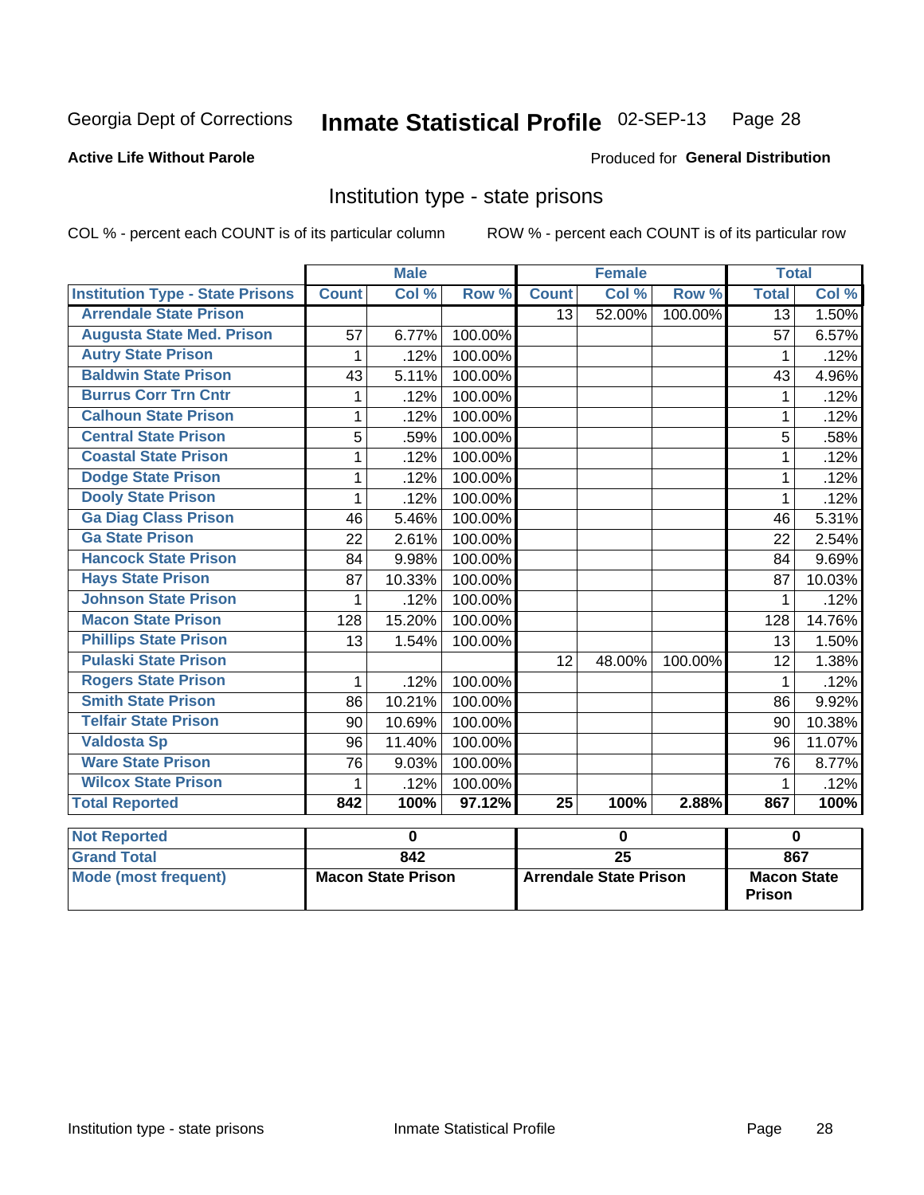Georgia Dept of Corrections **Inmate Statistical Profile** 02-SEP-13

**Active Life Without Parole**

Produced for **General Distribution**

## Institution type - state prisons

COL % - percent each COUNT is of its particular column ROW % - percent each COUNT is of its particular row

| | Male | | | Female | | | Total | |
|---|---|---|---|---|---|---|---|---|
| **Institution Type - State Prisons** | **Count** | **Col %** | **Row %** | **Count** | **Col %** | **Row %** | **Total** | **Col %** |
| **Arrendale State Prison** | | | | 13 | 52.00% | 100.00% | 13 | 1.50% |
| **Augusta State Med. Prison** | 57 | 6.77% | 100.00% | | | | 57 | 6.57% |
| **Autry State Prison** | 1 | .12% | 100.00% | | | | 1 | .12% |
| **Baldwin State Prison** | 43 | 5.11% | 100.00% | | | | 43 | 4.96% |
| **Burrus Corr Trn Cntr** | 1 | .12% | 100.00% | | | | 1 | .12% |
| **Calhoun State Prison** | 1 | .12% | 100.00% | | | | 1 | .12% |
| **Central State Prison** | 5 | .59% | 100.00% | | | | 5 | .58% |
| **Coastal State Prison** | 1 | .12% | 100.00% | | | | 1 | .12% |
| **Dodge State Prison** | 1 | .12% | 100.00% | | | | 1 | .12% |
| **Dooly State Prison** | 1 | .12% | 100.00% | | | | 1 | .12% |
| **Ga Diag Class Prison** | 46 | 5.46% | 100.00% | | | | 46 | 5.31% |
| **Ga State Prison** | 22 | 2.61% | 100.00% | | | | 22 | 2.54% |
| **Hancock State Prison** | 84 | 9.98% | 100.00% | | | | 84 | 9.69% |
| **Hays State Prison** | 87 | 10.33% | 100.00% | | | | 87 | 10.03% |
| **Johnson State Prison** | 1 | .12% | 100.00% | | | | 1 | .12% |
| **Macon State Prison** | 128 | 15.20% | 100.00% | | | | 128 | 14.76% |
| **Phillips State Prison** | 13 | 1.54% | 100.00% | | | | 13 | 1.50% |
| **Pulaski State Prison** | | | | 12 | 48.00% | 100.00% | 12 | 1.38% |
| **Rogers State Prison** | 1 | .12% | 100.00% | | | | 1 | .12% |
| **Smith State Prison** | 86 | 10.21% | 100.00% | | | | 86 | 9.92% |
| **Telfair State Prison** | 90 | 10.69% | 100.00% | | | | 90 | 10.38% |
| **Valdosta Sp** | 96 | 11.40% | 100.00% | | | | 96 | 11.07% |
| **Ware State Prison** | 76 | 9.03% | 100.00% | | | | 76 | 8.77% |
| **Wilcox State Prison** | 1 | .12% | 100.00% | | | | 1 | .12% |
| **Total Reported** | **842** | **100%** | **97.12%** | **25** | **100%** | **2.88%** | **867** | **100%** |

| | Male | Female | Total |
|---|---|---|---|
| **Not Reported** | **0** | **0** | **0** |
| **Grand Total** | **842** | **25** | **867** |
| **Mode (most frequent)** | **Macon State Prison** | **Arrendale State Prison** | **Macon State Prison** |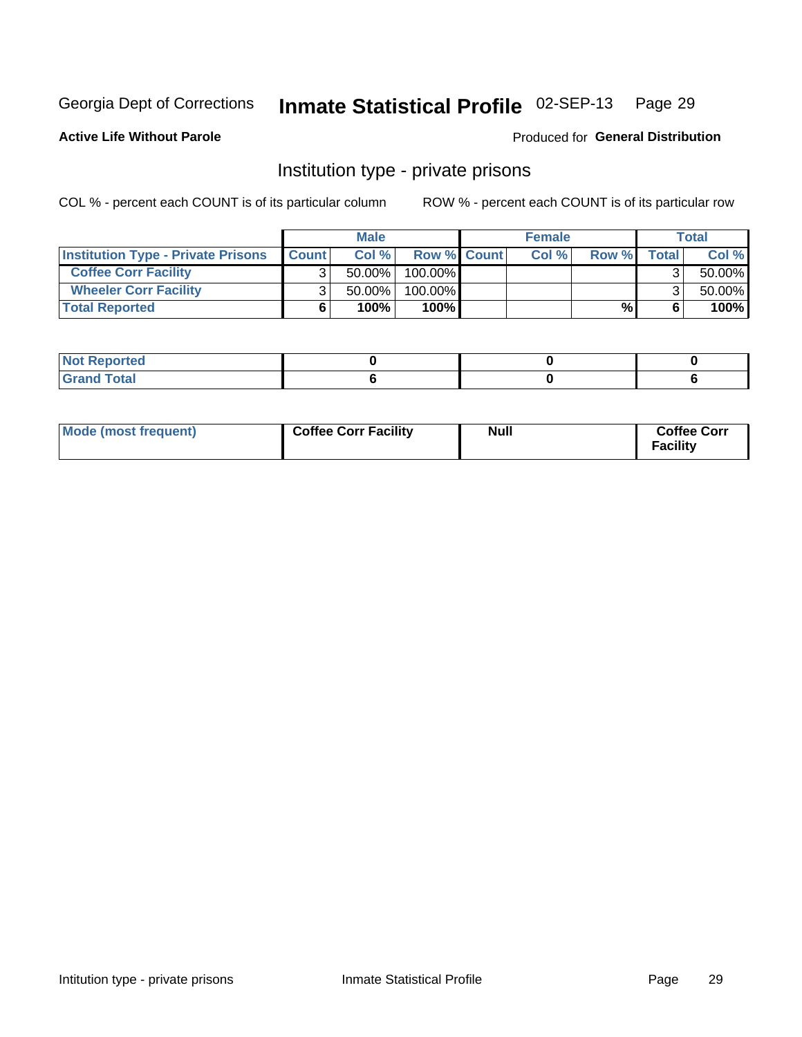Georgia Dept of Corrections **Inmate Statistical Profile** 02-SEP-13

**Active Life Without Parole**

Produced for **General Distribution**

## Institution type - private prisons

COL % - percent each COUNT is of its particular column

ROW % - percent each COUNT is of its particular row

| | Male | | | Female | | | Total | |
|---|---|---|---|---|---|---|---|---|
| **Institution Type - Private Prisons** | **Count** | **Col %** | **Row %** | **Count** | **Col %** | **Row %** | **Total** | **Col %** |
| **Coffee Corr Facility** | 3 | 50.00% | 100.00% | | | | 3 | 50.00% |
| **Wheeler Corr Facility** | 3 | 50.00% | 100.00% | | | | 3 | 50.00% |
| **Total Reported** | **6** | **100%** | **100%** | | | **%** | **6** | **100%** |

| | Male | Female | Total |
|---|---|---|---|
| **Not Reported** | **0** | **0** | **0** |
| **Grand Total** | **6** | **0** | **6** |

| | Male | Female | Total |
|---|---|---|---|
| **Mode (most frequent)** | **Coffee Corr Facility** | **Null** | **Coffee Corr Facility** |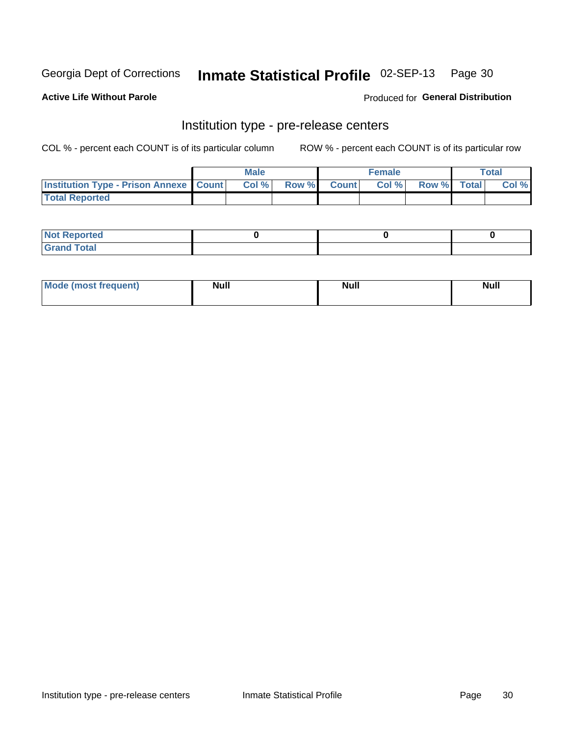Georgia Dept of Corrections **Inmate Statistical Profile** 02-SEP-13

**Active Life Without Parole** Produced for **General Distribution**

## Institution type - pre-release centers

COL % - percent each COUNT is of its particular column ROW % - percent each COUNT is of its particular row

| | Male | | | Female | | | Total | |
|---|---|---|---|---|---|---|---|---|
| **Institution Type - Prison Annexe** | **Count** | **Col %** | **Row %** | **Count** | **Col %** | **Row %** | **Total** | **Col %** |
| **Total Reported** | | | | | | | | |

| | Male | Female | Total |
|---|---|---|---|
| **Not Reported** | **0** | **0** | **0** |
| **Grand Total** | | | |

| | Male | Female | Total |
|---|---|---|---|
| **Mode (most frequent)** | **Null** | **Null** | **Null** |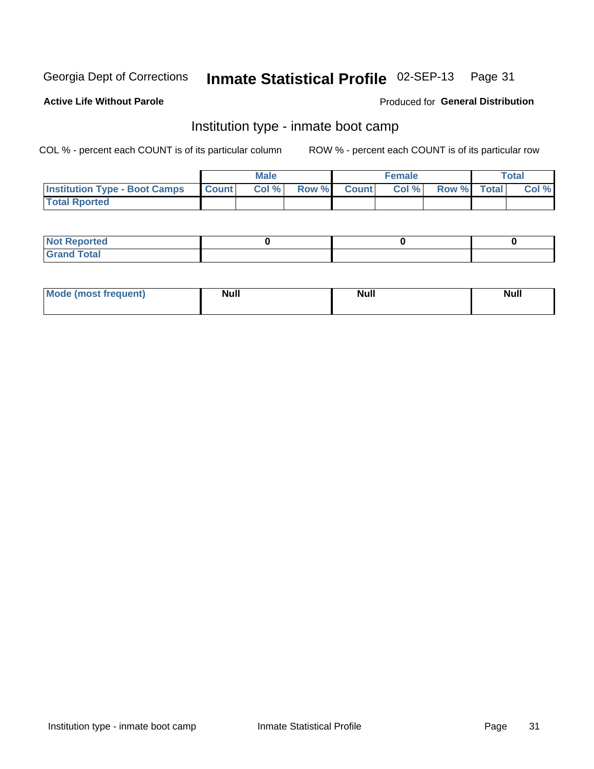Georgia Dept of Corrections **Inmate Statistical Profile** 02-SEP-13

**Active Life Without Parole**

Produced for **General Distribution**

## Institution type - inmate boot camp

COL % - percent each COUNT is of its particular column

ROW % - percent each COUNT is of its particular row

| | Male | | | Female | | | Total | |
|---|---|---|---|---|---|---|---|---|
| **Institution Type - Boot Camps** | **Count** | **Col %** | **Row %** | **Count** | **Col %** | **Row %** | **Total** | **Col %** |
| **Total Rported** | | | | | | | | |

| | Male | Female | Total |
|---|---|---|---|
| **Not Reported** | 0 | 0 | 0 |
| **Grand Total** | | | |

| | Male | Female | Total |
|---|---|---|---|
| **Mode (most frequent)** | Null | Null | Null |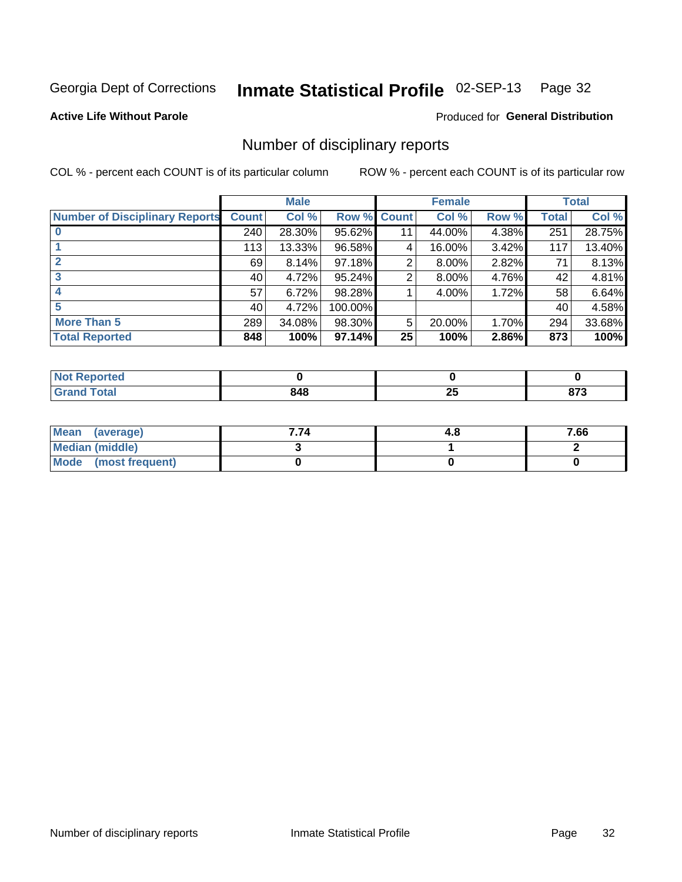Georgia Dept of Corrections **Inmate Statistical Profile** 02-SEP-13 Page 32

**Active Life Without Parole**

Produced for **General Distribution**

## Number of disciplinary reports

COL % - percent each COUNT is of its particular column

ROW % - percent each COUNT is of its particular row

| | Male | | | Female | | | Total | |
|---|---|---|---|---|---|---|---|---|
| Number of Disciplinary Reports | Count | Col % | Row % | Count | Col % | Row % | Total | Col % |
| 0 | 240 | 28.30% | 95.62% | 11 | 44.00% | 4.38% | 251 | 28.75% |
| 1 | 113 | 13.33% | 96.58% | 4 | 16.00% | 3.42% | 117 | 13.40% |
| 2 | 69 | 8.14% | 97.18% | 2 | 8.00% | 2.82% | 71 | 8.13% |
| 3 | 40 | 4.72% | 95.24% | 2 | 8.00% | 4.76% | 42 | 4.81% |
| 4 | 57 | 6.72% | 98.28% | 1 | 4.00% | 1.72% | 58 | 6.64% |
| 5 | 40 | 4.72% | 100.00% | | | | 40 | 4.58% |
| More Than 5 | 289 | 34.08% | 98.30% | 5 | 20.00% | 1.70% | 294 | 33.68% |
| **Total Reported** | **848** | **100%** | **97.14%** | **25** | **100%** | **2.86%** | **873** | **100%** |

| | Male | Female | Total |
|---|---|---|---|
| Not Reported | **0** | **0** | **0** |
| Grand Total | **848** | **25** | **873** |

| | Male | Female | Total |
|---|---|---|---|
| Mean (average) | **7.74** | **4.8** | **7.66** |
| Median (middle) | **3** | **1** | **2** |
| Mode (most frequent) | **0** | **0** | **0** |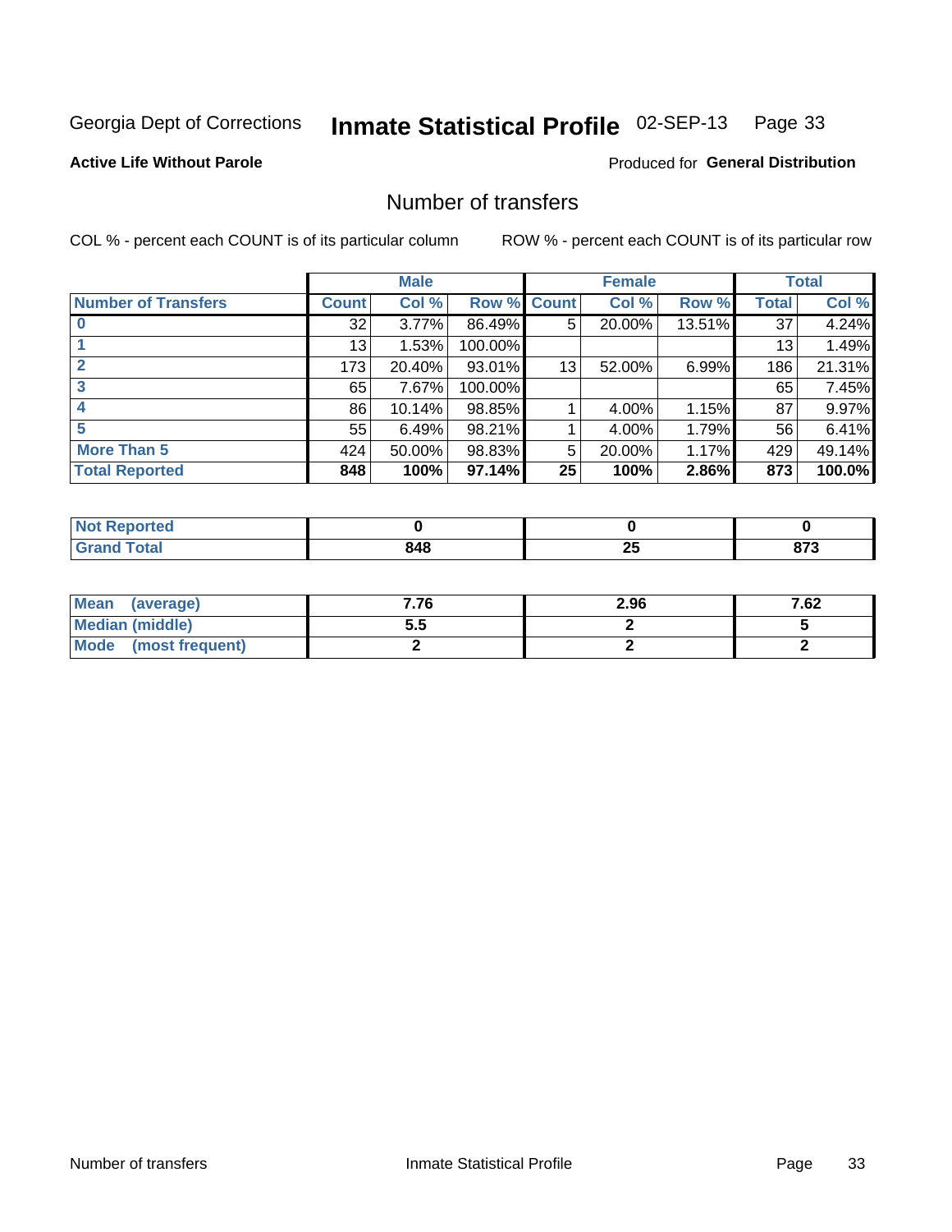Georgia Dept of Corrections **Inmate Statistical Profile** 02-SEP-13 Page 33

**Active Life Without Parole**

Produced for **General Distribution**

## Number of transfers

COL % - percent each COUNT is of its particular column

ROW % - percent each COUNT is of its particular row

| | Male | | | Female | | | Total | |
|---|---|---|---|---|---|---|---|---|
| **Number of Transfers** | **Count** | **Col %** | **Row %** | **Count** | **Col %** | **Row %** | **Total** | **Col %** |
| **0** | 32 | 3.77% | 86.49% | 5 | 20.00% | 13.51% | 37 | 4.24% |
| **1** | 13 | 1.53% | 100.00% | | | | 13 | 1.49% |
| **2** | 173 | 20.40% | 93.01% | 13 | 52.00% | 6.99% | 186 | 21.31% |
| **3** | 65 | 7.67% | 100.00% | | | | 65 | 7.45% |
| **4** | 86 | 10.14% | 98.85% | 1 | 4.00% | 1.15% | 87 | 9.97% |
| **5** | 55 | 6.49% | 98.21% | 1 | 4.00% | 1.79% | 56 | 6.41% |
| **More Than 5** | 424 | 50.00% | 98.83% | 5 | 20.00% | 1.17% | 429 | 49.14% |
| **Total Reported** | **848** | **100%** | **97.14%** | **25** | **100%** | **2.86%** | **873** | **100.0%** |

| | Male | Female | Total |
|---|---|---|---|
| **Not Reported** | **0** | **0** | **0** |
| **Grand Total** | **848** | **25** | **873** |

| | Male | Female | Total |
|---|---|---|---|
| **Mean (average)** | **7.76** | **2.96** | **7.62** |
| **Median (middle)** | **5.5** | **2** | **5** |
| **Mode (most frequent)** | **2** | **2** | **2** |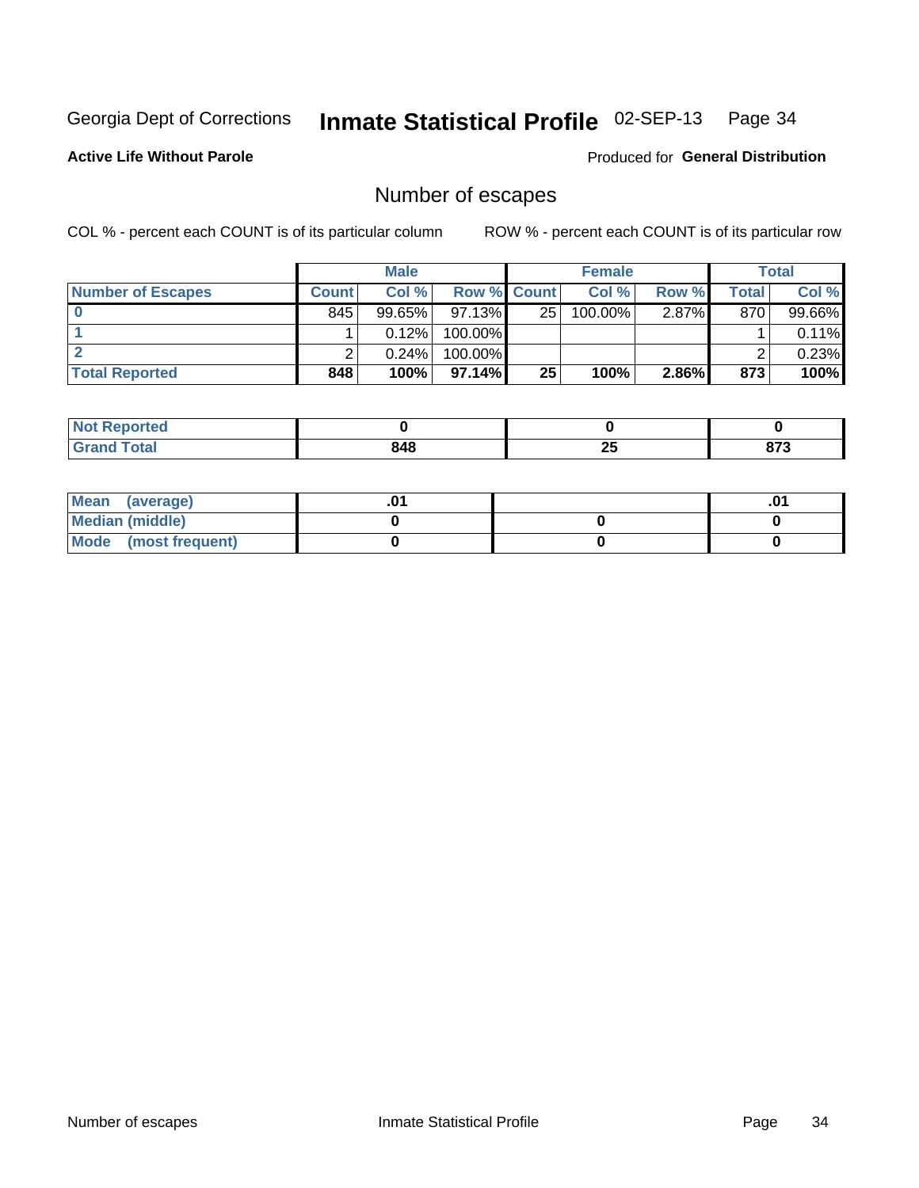Georgia Dept of Corrections **Inmate Statistical Profile** 02-SEP-13

**Active Life Without Parole** Produced for **General Distribution**

## Number of escapes

COL % - percent each COUNT is of its particular column ROW % - percent each COUNT is of its particular row

| | Male | | | Female | | | Total | |
|---|---|---|---|---|---|---|---|---|
| **Number of Escapes** | **Count** | **Col %** | **Row %** | **Count** | **Col %** | **Row %** | **Total** | **Col %** |
| **0** | 845 | 99.65% | 97.13% | 25 | 100.00% | 2.87% | 870 | 99.66% |
| **1** | 1 | 0.12% | 100.00% | | | | 1 | 0.11% |
| **2** | 2 | 0.24% | 100.00% | | | | 2 | 0.23% |
| **Total Reported** | **848** | **100%** | **97.14%** | **25** | **100%** | **2.86%** | **873** | **100%** |

| | Male | Female | Total |
|---|---|---|---|
| **Not Reported** | **0** | **0** | **0** |
| **Grand Total** | **848** | **25** | **873** |

| | Male | Female | Total |
|---|---|---|---|
| **Mean (average)** | **.01** | | **.01** |
| **Median (middle)** | **0** | **0** | **0** |
| **Mode (most frequent)** | **0** | **0** | **0** |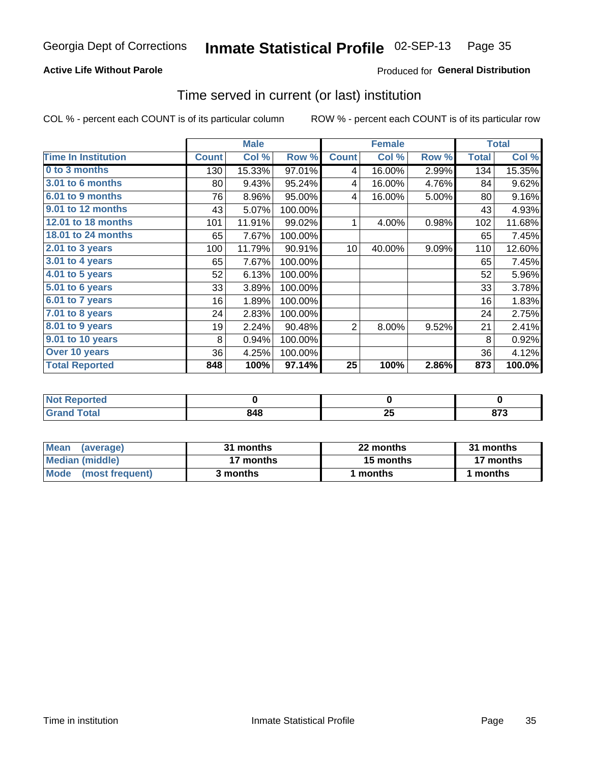Georgia Dept of Corrections **Inmate Statistical Profile** 02-SEP-13

**Active Life Without Parole**

Produced for **General Distribution**

## Time served in current (or last) institution

COL % - percent each COUNT is of its particular column     ROW % - percent each COUNT is of its particular row

| | Male | | | Female | | | Total | |
|---|---|---|---|---|---|---|---|---|
| **Time In Institution** | **Count** | **Col %** | **Row %** | **Count** | **Col %** | **Row %** | **Total** | **Col %** |
| **0 to 3 months** | 130 | 15.33% | 97.01% | 4 | 16.00% | 2.99% | 134 | 15.35% |
| **3.01 to 6 months** | 80 | 9.43% | 95.24% | 4 | 16.00% | 4.76% | 84 | 9.62% |
| **6.01 to 9 months** | 76 | 8.96% | 95.00% | 4 | 16.00% | 5.00% | 80 | 9.16% |
| **9.01 to 12 months** | 43 | 5.07% | 100.00% | | | | 43 | 4.93% |
| **12.01 to 18 months** | 101 | 11.91% | 99.02% | 1 | 4.00% | 0.98% | 102 | 11.68% |
| **18.01 to 24 months** | 65 | 7.67% | 100.00% | | | | 65 | 7.45% |
| **2.01 to 3 years** | 100 | 11.79% | 90.91% | 10 | 40.00% | 9.09% | 110 | 12.60% |
| **3.01 to 4 years** | 65 | 7.67% | 100.00% | | | | 65 | 7.45% |
| **4.01 to 5 years** | 52 | 6.13% | 100.00% | | | | 52 | 5.96% |
| **5.01 to 6 years** | 33 | 3.89% | 100.00% | | | | 33 | 3.78% |
| **6.01 to 7 years** | 16 | 1.89% | 100.00% | | | | 16 | 1.83% |
| **7.01 to 8 years** | 24 | 2.83% | 100.00% | | | | 24 | 2.75% |
| **8.01 to 9 years** | 19 | 2.24% | 90.48% | 2 | 8.00% | 9.52% | 21 | 2.41% |
| **9.01 to 10 years** | 8 | 0.94% | 100.00% | | | | 8 | 0.92% |
| **Over 10 years** | 36 | 4.25% | 100.00% | | | | 36 | 4.12% |
| **Total Reported** | **848** | **100%** | **97.14%** | **25** | **100%** | **2.86%** | **873** | **100.0%** |

| | Male | Female | Total |
|---|---|---|---|
| **Not Reported** | **0** | **0** | **0** |
| **Grand Total** | **848** | **25** | **873** |

| | Male | Female | Total |
|---|---|---|---|
| **Mean (average)** | **31 months** | **22 months** | **31 months** |
| **Median (middle)** | **17 months** | **15 months** | **17 months** |
| **Mode (most frequent)** | **3 months** | **1 months** | **1 months** |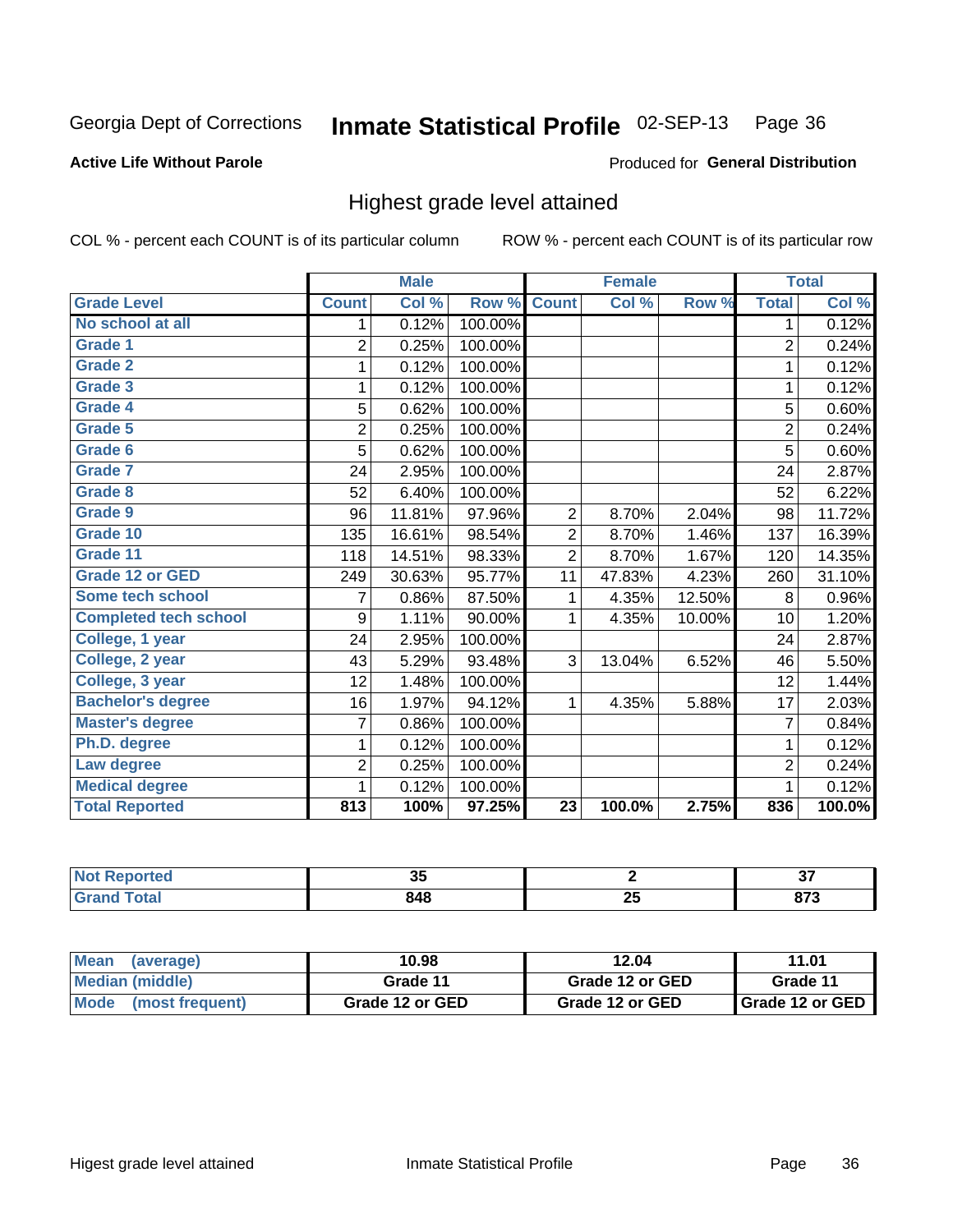Georgia Dept of Corrections **Inmate Statistical Profile** 02-SEP-13 Page 36

**Active Life Without Parole**

Produced for **General Distribution**

## Highest grade level attained

COL % - percent each COUNT is of its particular column

ROW % - percent each COUNT is of its particular row

| | Male | | | Female | | | Total | |
|---|---|---|---|---|---|---|---|---|
| Grade Level | Count | Col % | Row % | Count | Col % | Row % | Total | Col % |
| No school at all | 1 | 0.12% | 100.00% | | | | 1 | 0.12% |
| Grade 1 | 2 | 0.25% | 100.00% | | | | 2 | 0.24% |
| Grade 2 | 1 | 0.12% | 100.00% | | | | 1 | 0.12% |
| Grade 3 | 1 | 0.12% | 100.00% | | | | 1 | 0.12% |
| Grade 4 | 5 | 0.62% | 100.00% | | | | 5 | 0.60% |
| Grade 5 | 2 | 0.25% | 100.00% | | | | 2 | 0.24% |
| Grade 6 | 5 | 0.62% | 100.00% | | | | 5 | 0.60% |
| Grade 7 | 24 | 2.95% | 100.00% | | | | 24 | 2.87% |
| Grade 8 | 52 | 6.40% | 100.00% | | | | 52 | 6.22% |
| Grade 9 | 96 | 11.81% | 97.96% | 2 | 8.70% | 2.04% | 98 | 11.72% |
| Grade 10 | 135 | 16.61% | 98.54% | 2 | 8.70% | 1.46% | 137 | 16.39% |
| Grade 11 | 118 | 14.51% | 98.33% | 2 | 8.70% | 1.67% | 120 | 14.35% |
| Grade 12 or GED | 249 | 30.63% | 95.77% | 11 | 47.83% | 4.23% | 260 | 31.10% |
| Some tech school | 7 | 0.86% | 87.50% | 1 | 4.35% | 12.50% | 8 | 0.96% |
| Completed tech school | 9 | 1.11% | 90.00% | 1 | 4.35% | 10.00% | 10 | 1.20% |
| College, 1 year | 24 | 2.95% | 100.00% | | | | 24 | 2.87% |
| College, 2 year | 43 | 5.29% | 93.48% | 3 | 13.04% | 6.52% | 46 | 5.50% |
| College, 3 year | 12 | 1.48% | 100.00% | | | | 12 | 1.44% |
| Bachelor's degree | 16 | 1.97% | 94.12% | 1 | 4.35% | 5.88% | 17 | 2.03% |
| Master's degree | 7 | 0.86% | 100.00% | | | | 7 | 0.84% |
| Ph.D. degree | 1 | 0.12% | 100.00% | | | | 1 | 0.12% |
| Law degree | 2 | 0.25% | 100.00% | | | | 2 | 0.24% |
| Medical degree | 1 | 0.12% | 100.00% | | | | 1 | 0.12% |
| **Total Reported** | **813** | **100%** | **97.25%** | **23** | **100.0%** | **2.75%** | **836** | **100.0%** |

| | Male | Female | Total |
|---|---|---|---|
| Not Reported | 35 | 2 | 37 |
| Grand Total | 848 | 25 | 873 |

| | Male | Female | Total |
|---|---|---|---|
| Mean (average) | 10.98 | 12.04 | 11.01 |
| Median (middle) | Grade 11 | Grade 12 or GED | Grade 11 |
| Mode (most frequent) | Grade 12 or GED | Grade 12 or GED | Grade 12 or GED |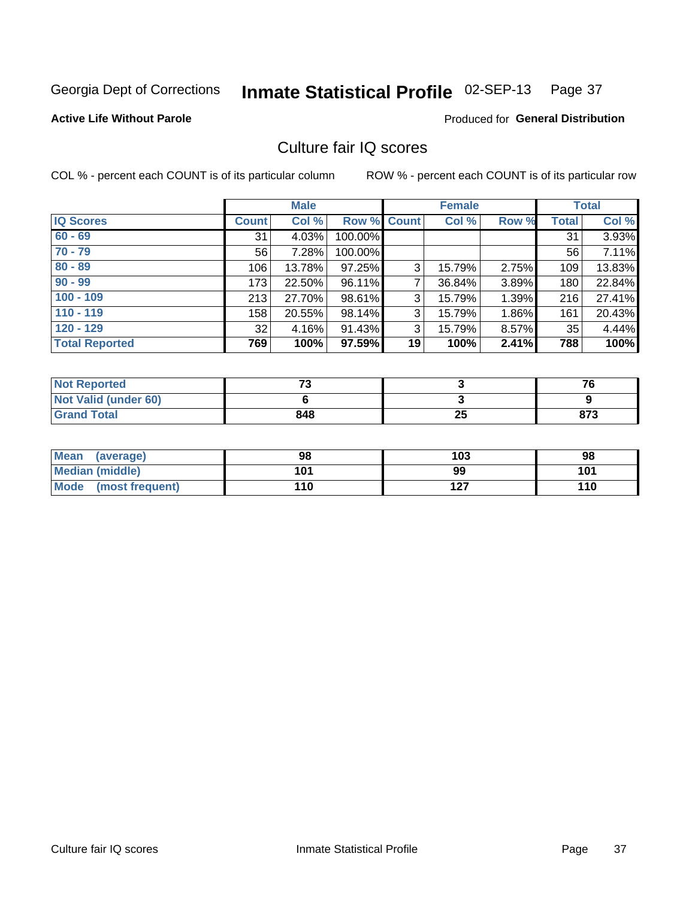Georgia Dept of Corrections **Inmate Statistical Profile** 02-SEP-13

**Active Life Without Parole**

Produced for **General Distribution**

## Culture fair IQ scores

COL % - percent each COUNT is of its particular column

ROW % - percent each COUNT is of its particular row

| | Male | | | Female | | | Total | |
|---|---|---|---|---|---|---|---|---|
| **IQ Scores** | **Count** | **Col %** | **Row %** | **Count** | **Col %** | **Row %** | **Total** | **Col %** |
| **60 - 69** | 31 | 4.03% | 100.00% | | | | 31 | 3.93% |
| **70 - 79** | 56 | 7.28% | 100.00% | | | | 56 | 7.11% |
| **80 - 89** | 106 | 13.78% | 97.25% | 3 | 15.79% | 2.75% | 109 | 13.83% |
| **90 - 99** | 173 | 22.50% | 96.11% | 7 | 36.84% | 3.89% | 180 | 22.84% |
| **100 - 109** | 213 | 27.70% | 98.61% | 3 | 15.79% | 1.39% | 216 | 27.41% |
| **110 - 119** | 158 | 20.55% | 98.14% | 3 | 15.79% | 1.86% | 161 | 20.43% |
| **120 - 129** | 32 | 4.16% | 91.43% | 3 | 15.79% | 8.57% | 35 | 4.44% |
| **Total Reported** | **769** | **100%** | **97.59%** | **19** | **100%** | **2.41%** | **788** | **100%** |

| | Male | Female | Total |
|---|---|---|---|
| **Not Reported** | **73** | **3** | **76** |
| **Not Valid (under 60)** | **6** | **3** | **9** |
| **Grand Total** | **848** | **25** | **873** |

| | Male | Female | Total |
|---|---|---|---|
| **Mean (average)** | **98** | **103** | **98** |
| **Median (middle)** | **101** | **99** | **101** |
| **Mode (most frequent)** | **110** | **127** | **110** |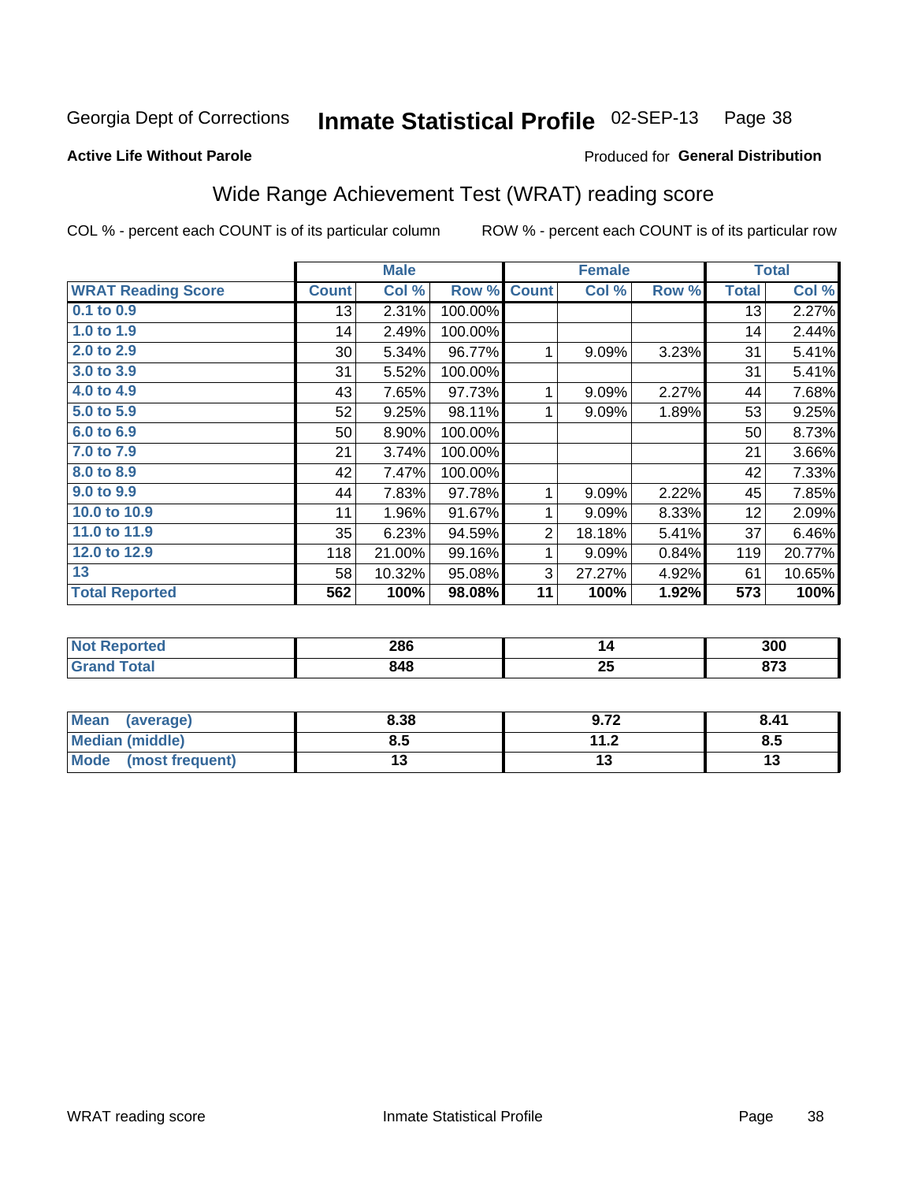Georgia Dept of Corrections **Inmate Statistical Profile** 02-SEP-13 Page 38

**Active Life Without Parole**

Produced for **General Distribution**

## Wide Range Achievement Test (WRAT) reading score

COL % - percent each COUNT is of its particular column ROW % - percent each COUNT is of its particular row

| | Male | | | Female | | | Total | |
|---|---|---|---|---|---|---|---|---|
| **WRAT Reading Score** | **Count** | **Col %** | **Row %** | **Count** | **Col %** | **Row %** | **Total** | **Col %** |
| 0.1 to 0.9 | 13 | 2.31% | 100.00% | | | | 13 | 2.27% |
| 1.0 to 1.9 | 14 | 2.49% | 100.00% | | | | 14 | 2.44% |
| 2.0 to 2.9 | 30 | 5.34% | 96.77% | 1 | 9.09% | 3.23% | 31 | 5.41% |
| 3.0 to 3.9 | 31 | 5.52% | 100.00% | | | | 31 | 5.41% |
| 4.0 to 4.9 | 43 | 7.65% | 97.73% | 1 | 9.09% | 2.27% | 44 | 7.68% |
| 5.0 to 5.9 | 52 | 9.25% | 98.11% | 1 | 9.09% | 1.89% | 53 | 9.25% |
| 6.0 to 6.9 | 50 | 8.90% | 100.00% | | | | 50 | 8.73% |
| 7.0 to 7.9 | 21 | 3.74% | 100.00% | | | | 21 | 3.66% |
| 8.0 to 8.9 | 42 | 7.47% | 100.00% | | | | 42 | 7.33% |
| 9.0 to 9.9 | 44 | 7.83% | 97.78% | 1 | 9.09% | 2.22% | 45 | 7.85% |
| 10.0 to 10.9 | 11 | 1.96% | 91.67% | 1 | 9.09% | 8.33% | 12 | 2.09% |
| 11.0 to 11.9 | 35 | 6.23% | 94.59% | 2 | 18.18% | 5.41% | 37 | 6.46% |
| 12.0 to 12.9 | 118 | 21.00% | 99.16% | 1 | 9.09% | 0.84% | 119 | 20.77% |
| 13 | 58 | 10.32% | 95.08% | 3 | 27.27% | 4.92% | 61 | 10.65% |
| **Total Reported** | **562** | **100%** | **98.08%** | **11** | **100%** | **1.92%** | **573** | **100%** |

| | Male | Female | Total |
|---|---|---|---|
| **Not Reported** | **286** | **14** | **300** |
| **Grand Total** | **848** | **25** | **873** |

| | Male | Female | Total |
|---|---|---|---|
| **Mean (average)** | **8.38** | **9.72** | **8.41** |
| **Median (middle)** | **8.5** | **11.2** | **8.5** |
| **Mode (most frequent)** | **13** | **13** | **13** |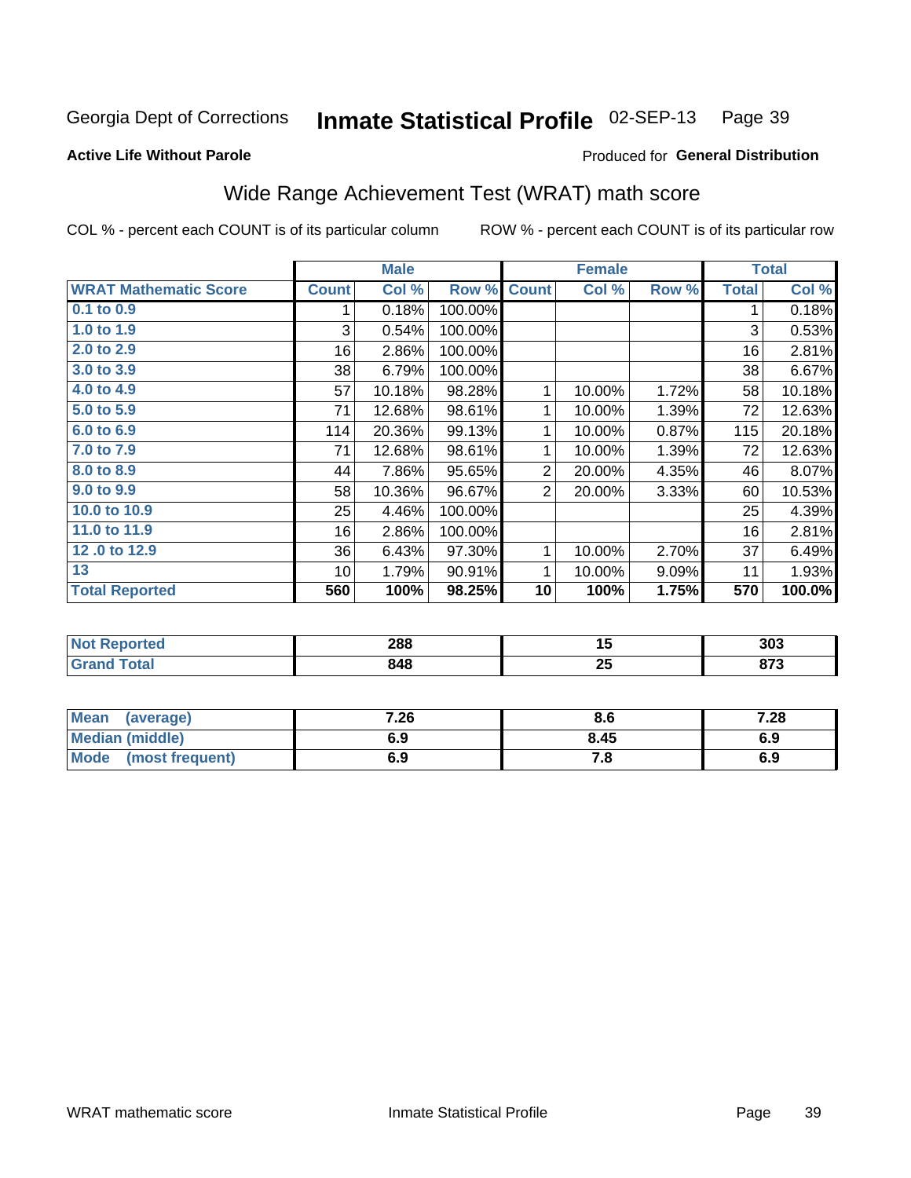Georgia Dept of Corrections **Inmate Statistical Profile** 02-SEP-13 Page 39

**Active Life Without Parole**

Produced for **General Distribution**

## Wide Range Achievement Test (WRAT) math score

COL % - percent each COUNT is of its particular column ROW % - percent each COUNT is of its particular row

| | Male | | | Female | | | Total | |
|---|---|---|---|---|---|---|---|---|
| **WRAT Mathematic Score** | **Count** | **Col %** | **Row %** | **Count** | **Col %** | **Row %** | **Total** | **Col %** |
| 0.1 to 0.9 | 1 | 0.18% | 100.00% | | | | 1 | 0.18% |
| 1.0 to 1.9 | 3 | 0.54% | 100.00% | | | | 3 | 0.53% |
| 2.0 to 2.9 | 16 | 2.86% | 100.00% | | | | 16 | 2.81% |
| 3.0 to 3.9 | 38 | 6.79% | 100.00% | | | | 38 | 6.67% |
| 4.0 to 4.9 | 57 | 10.18% | 98.28% | 1 | 10.00% | 1.72% | 58 | 10.18% |
| 5.0 to 5.9 | 71 | 12.68% | 98.61% | 1 | 10.00% | 1.39% | 72 | 12.63% |
| 6.0 to 6.9 | 114 | 20.36% | 99.13% | 1 | 10.00% | 0.87% | 115 | 20.18% |
| 7.0 to 7.9 | 71 | 12.68% | 98.61% | 1 | 10.00% | 1.39% | 72 | 12.63% |
| 8.0 to 8.9 | 44 | 7.86% | 95.65% | 2 | 20.00% | 4.35% | 46 | 8.07% |
| 9.0 to 9.9 | 58 | 10.36% | 96.67% | 2 | 20.00% | 3.33% | 60 | 10.53% |
| 10.0 to 10.9 | 25 | 4.46% | 100.00% | | | | 25 | 4.39% |
| 11.0 to 11.9 | 16 | 2.86% | 100.00% | | | | 16 | 2.81% |
| 12 .0 to 12.9 | 36 | 6.43% | 97.30% | 1 | 10.00% | 2.70% | 37 | 6.49% |
| 13 | 10 | 1.79% | 90.91% | 1 | 10.00% | 9.09% | 11 | 1.93% |
| **Total Reported** | **560** | **100%** | **98.25%** | **10** | **100%** | **1.75%** | **570** | **100.0%** |

| | Male | Female | Total |
|---|---|---|---|
| Not Reported | 288 | 15 | 303 |
| Grand Total | 848 | 25 | 873 |

| | Male | Female | Total |
|---|---|---|---|
| Mean (average) | 7.26 | 8.6 | 7.28 |
| Median (middle) | 6.9 | 8.45 | 6.9 |
| Mode (most frequent) | 6.9 | 7.8 | 6.9 |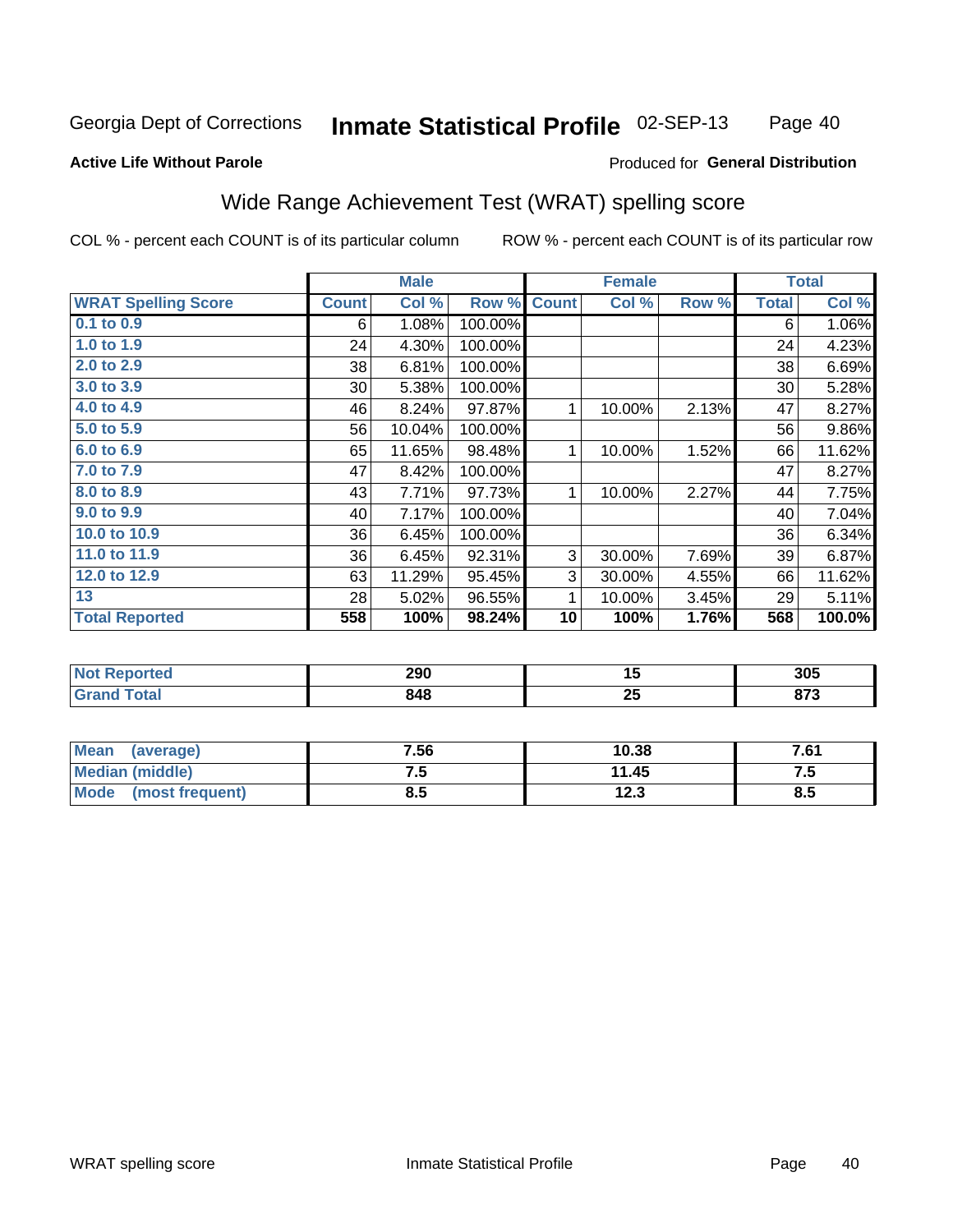Georgia Dept of Corrections **Inmate Statistical Profile** 02-SEP-13

**Active Life Without Parole**

Produced for **General Distribution**

## Wide Range Achievement Test (WRAT) spelling score

COL % - percent each COUNT is of its particular column ROW % - percent each COUNT is of its particular row

| | Male | | | Female | | | Total | |
|---|---|---|---|---|---|---|---|---|
| **WRAT Spelling Score** | **Count** | **Col %** | **Row %** | **Count** | **Col %** | **Row %** | **Total** | **Col %** |
| **0.1 to 0.9** | 6 | 1.08% | 100.00% | | | | 6 | 1.06% |
| **1.0 to 1.9** | 24 | 4.30% | 100.00% | | | | 24 | 4.23% |
| **2.0 to 2.9** | 38 | 6.81% | 100.00% | | | | 38 | 6.69% |
| **3.0 to 3.9** | 30 | 5.38% | 100.00% | | | | 30 | 5.28% |
| **4.0 to 4.9** | 46 | 8.24% | 97.87% | 1 | 10.00% | 2.13% | 47 | 8.27% |
| **5.0 to 5.9** | 56 | 10.04% | 100.00% | | | | 56 | 9.86% |
| **6.0 to 6.9** | 65 | 11.65% | 98.48% | 1 | 10.00% | 1.52% | 66 | 11.62% |
| **7.0 to 7.9** | 47 | 8.42% | 100.00% | | | | 47 | 8.27% |
| **8.0 to 8.9** | 43 | 7.71% | 97.73% | 1 | 10.00% | 2.27% | 44 | 7.75% |
| **9.0 to 9.9** | 40 | 7.17% | 100.00% | | | | 40 | 7.04% |
| **10.0 to 10.9** | 36 | 6.45% | 100.00% | | | | 36 | 6.34% |
| **11.0 to 11.9** | 36 | 6.45% | 92.31% | 3 | 30.00% | 7.69% | 39 | 6.87% |
| **12.0 to 12.9** | 63 | 11.29% | 95.45% | 3 | 30.00% | 4.55% | 66 | 11.62% |
| **13** | 28 | 5.02% | 96.55% | 1 | 10.00% | 3.45% | 29 | 5.11% |
| **Total Reported** | **558** | **100%** | **98.24%** | **10** | **100%** | **1.76%** | **568** | **100.0%** |

| | Male | Female | Total |
|---|---|---|---|
| **Not Reported** | **290** | **15** | **305** |
| **Grand Total** | **848** | **25** | **873** |

| | Male | Female | Total |
|---|---|---|---|
| **Mean (average)** | **7.56** | **10.38** | **7.61** |
| **Median (middle)** | **7.5** | **11.45** | **7.5** |
| **Mode (most frequent)** | **8.5** | **12.3** | **8.5** |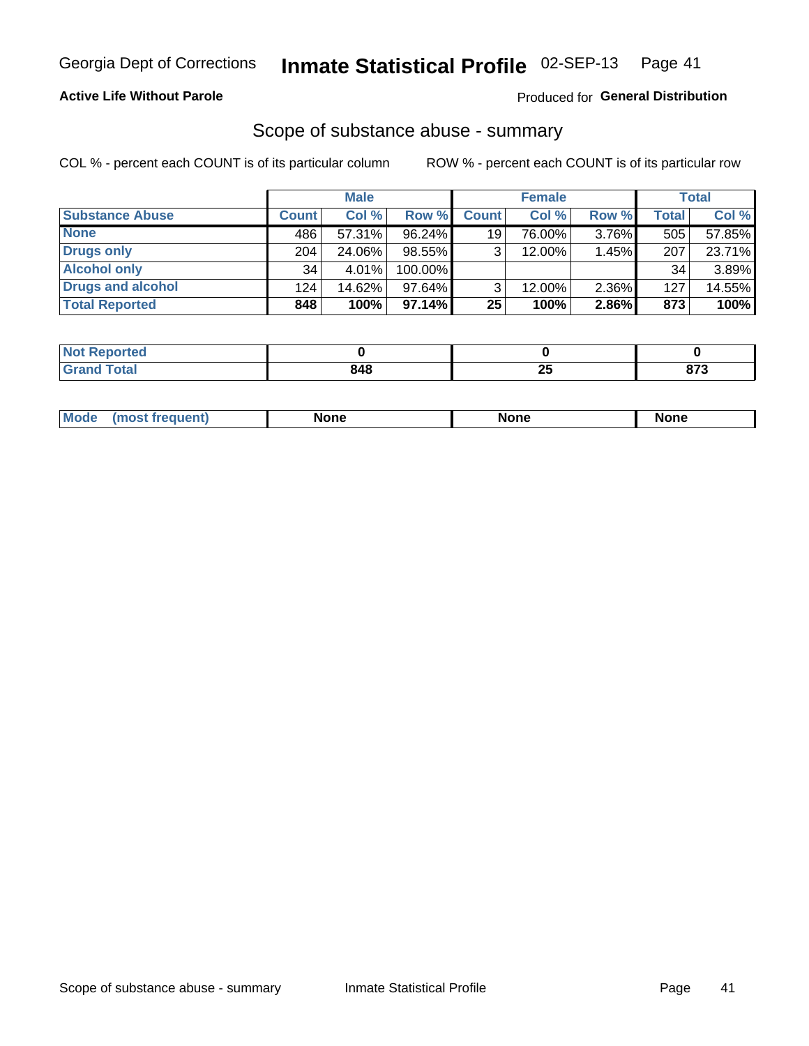Georgia Dept of Corrections **Inmate Statistical Profile** 02-SEP-13

**Active Life Without Parole**

Produced for **General Distribution**

## Scope of substance abuse - summary

COL % - percent each COUNT is of its particular column ROW % - percent each COUNT is of its particular row

| | Male | | | Female | | | Total | |
|---|---|---|---|---|---|---|---|---|
| **Substance Abuse** | **Count** | **Col %** | **Row %** | **Count** | **Col %** | **Row %** | **Total** | **Col %** |
| **None** | 486 | 57.31% | 96.24% | 19 | 76.00% | 3.76% | 505 | 57.85% |
| **Drugs only** | 204 | 24.06% | 98.55% | 3 | 12.00% | 1.45% | 207 | 23.71% |
| **Alcohol only** | 34 | 4.01% | 100.00% | | | | 34 | 3.89% |
| **Drugs and alcohol** | 124 | 14.62% | 97.64% | 3 | 12.00% | 2.36% | 127 | 14.55% |
| **Total Reported** | **848** | **100%** | **97.14%** | **25** | **100%** | **2.86%** | **873** | **100%** |

| | Male | Female | Total |
|---|---|---|---|
| **Not Reported** | **0** | **0** | **0** |
| **Grand Total** | **848** | **25** | **873** |

| | Male | Female | Total |
|---|---|---|---|
| **Mode (most frequent)** | **None** | **None** | **None** |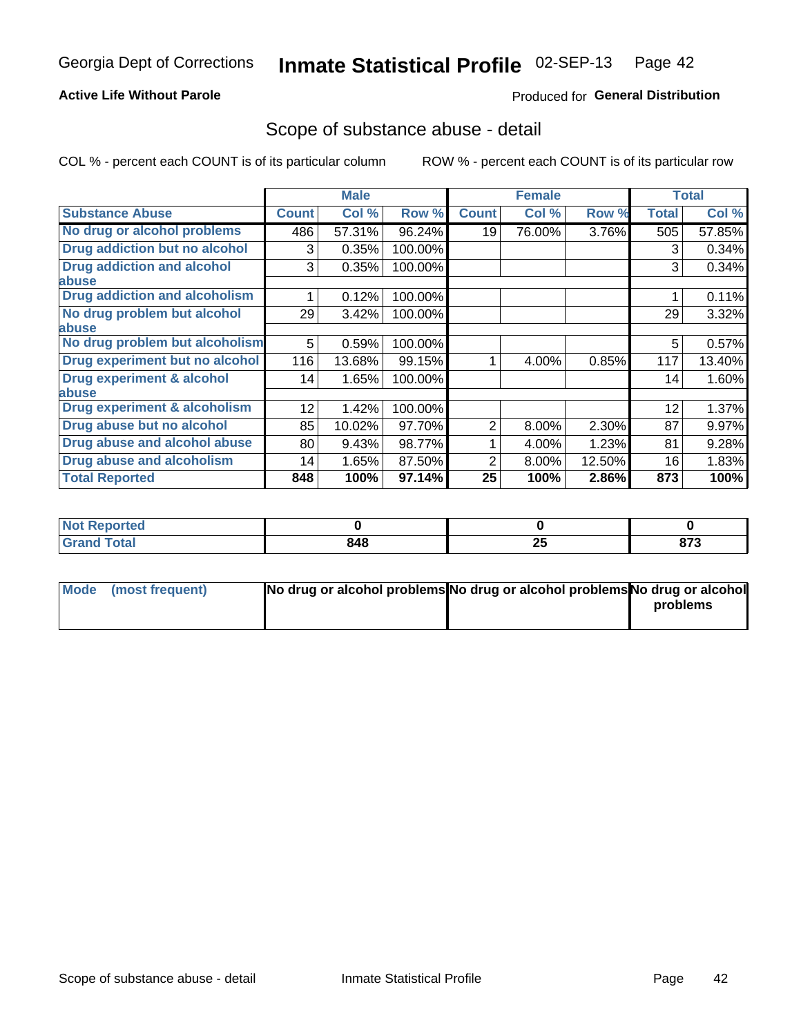Georgia Dept of Corrections **Inmate Statistical Profile** 02-SEP-13

**Active Life Without Parole**

Produced for **General Distribution**

## Scope of substance abuse - detail

COL % - percent each COUNT is of its particular column    ROW % - percent each COUNT is of its particular row

| | Male | | | Female | | | Total | |
|---|---|---|---|---|---|---|---|---|
| **Substance Abuse** | **Count** | **Col %** | **Row %** | **Count** | **Col %** | **Row %** | **Total** | **Col %** |
| **No drug or alcohol problems** | 486 | 57.31% | 96.24% | 19 | 76.00% | 3.76% | 505 | 57.85% |
| **Drug addiction but no alcohol** | 3 | 0.35% | 100.00% | | | | 3 | 0.34% |
| **Drug addiction and alcohol abuse** | 3 | 0.35% | 100.00% | | | | 3 | 0.34% |
| **Drug addiction and alcoholism** | 1 | 0.12% | 100.00% | | | | 1 | 0.11% |
| **No drug problem but alcohol abuse** | 29 | 3.42% | 100.00% | | | | 29 | 3.32% |
| **No drug problem but alcoholism** | 5 | 0.59% | 100.00% | | | | 5 | 0.57% |
| **Drug experiment but no alcohol** | 116 | 13.68% | 99.15% | 1 | 4.00% | 0.85% | 117 | 13.40% |
| **Drug experiment & alcohol abuse** | 14 | 1.65% | 100.00% | | | | 14 | 1.60% |
| **Drug experiment & alcoholism** | 12 | 1.42% | 100.00% | | | | 12 | 1.37% |
| **Drug abuse but no alcohol** | 85 | 10.02% | 97.70% | 2 | 8.00% | 2.30% | 87 | 9.97% |
| **Drug abuse and alcohol abuse** | 80 | 9.43% | 98.77% | 1 | 4.00% | 1.23% | 81 | 9.28% |
| **Drug abuse and alcoholism** | 14 | 1.65% | 87.50% | 2 | 8.00% | 12.50% | 16 | 1.83% |
| **Total Reported** | **848** | **100%** | **97.14%** | **25** | **100%** | **2.86%** | **873** | **100%** |

| | Male | Female | Total |
|---|---|---|---|
| **Not Reported** | **0** | **0** | **0** |
| **Grand Total** | **848** | **25** | **873** |

| | Male | Female | Total |
|---|---|---|---|
| **Mode (most frequent)** | **No drug or alcohol problems** | **No drug or alcohol problems** | **No drug or alcohol problems** |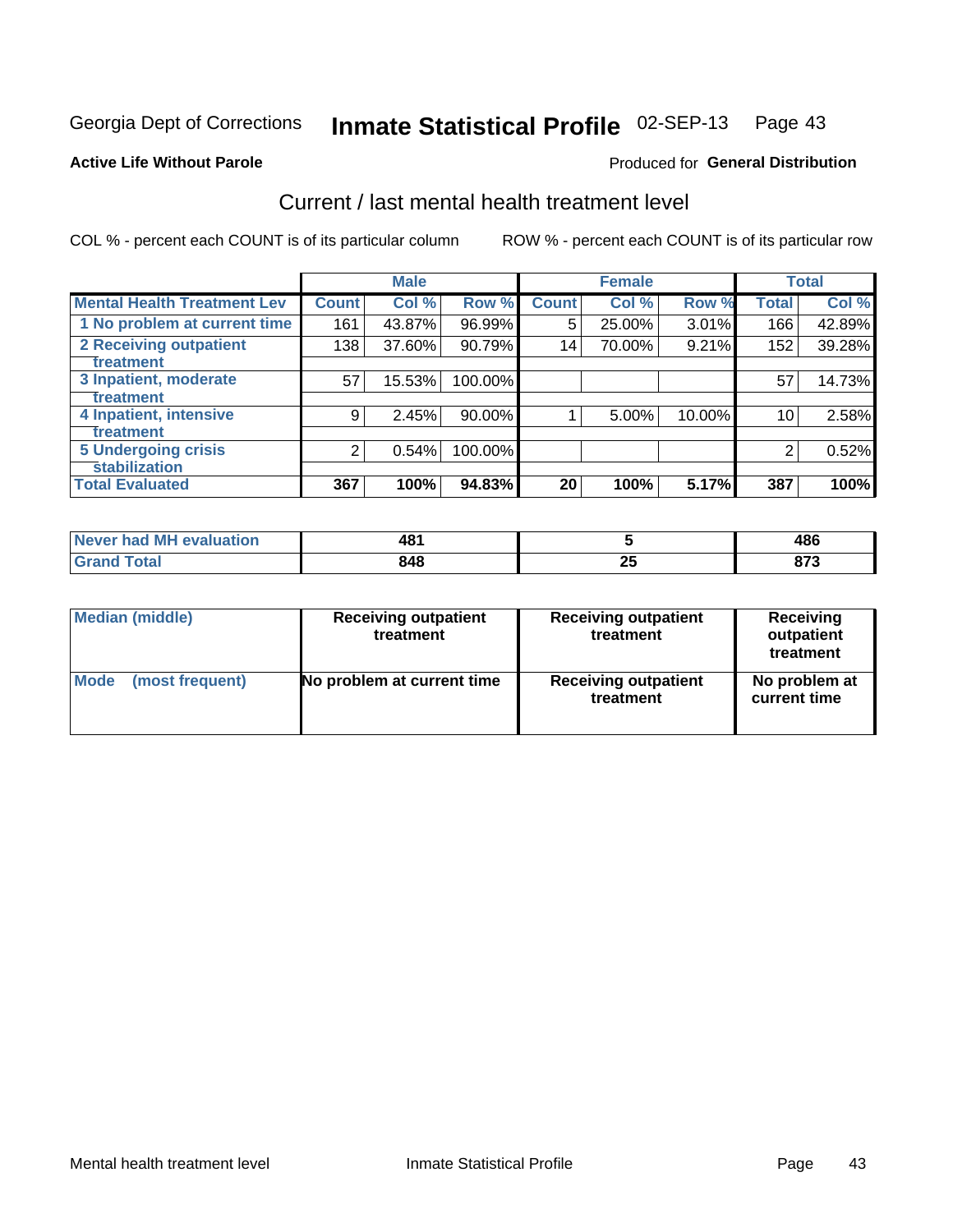Georgia Dept of Corrections **Inmate Statistical Profile** 02-SEP-13 Page 43

**Active Life Without Parole**

Produced for **General Distribution**

## Current / last mental health treatment level

COL % - percent each COUNT is of its particular column

ROW % - percent each COUNT is of its particular row

| | Male | | | Female | | | Total | |
|---|---|---|---|---|---|---|---|---|
| **Mental Health Treatment Lev** | **Count** | **Col %** | **Row %** | **Count** | **Col %** | **Row %** | **Total** | **Col %** |
| 1 No problem at current time | 161 | 43.87% | 96.99% | 5 | 25.00% | 3.01% | 166 | 42.89% |
| 2 Receiving outpatient treatment | 138 | 37.60% | 90.79% | 14 | 70.00% | 9.21% | 152 | 39.28% |
| 3 Inpatient, moderate treatment | 57 | 15.53% | 100.00% | | | | 57 | 14.73% |
| 4 Inpatient, intensive treatment | 9 | 2.45% | 90.00% | 1 | 5.00% | 10.00% | 10 | 2.58% |
| 5 Undergoing crisis stabilization | 2 | 0.54% | 100.00% | | | | 2 | 0.52% |
| **Total Evaluated** | **367** | **100%** | **94.83%** | **20** | **100%** | **5.17%** | **387** | **100%** |

| | Male | Female | Total |
|---|---|---|---|
| Never had MH evaluation | 481 | 5 | 486 |
| Grand Total | 848 | 25 | 873 |

| | Male | Female | Total |
|---|---|---|---|
| Median (middle) | Receiving outpatient treatment | Receiving outpatient treatment | Receiving outpatient treatment |
| Mode (most frequent) | No problem at current time | Receiving outpatient treatment | No problem at current time |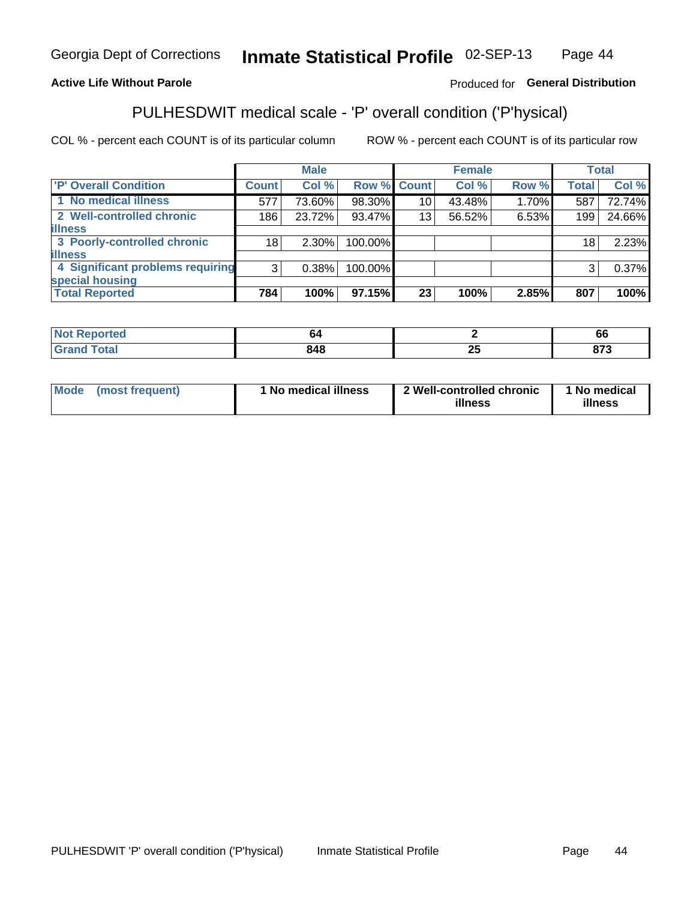Georgia Dept of Corrections **Inmate Statistical Profile** 02-SEP-13

**Active Life Without Parole**

Produced for **General Distribution**

## PULHESDWIT medical scale - 'P' overall condition ('P'hysical)

COL % - percent each COUNT is of its particular column

ROW % - percent each COUNT is of its particular row

| | Male | | | Female | | | Total | |
|---|---|---|---|---|---|---|---|---|
| **'P' Overall Condition** | **Count** | **Col %** | **Row %** | **Count** | **Col %** | **Row %** | **Total** | **Col %** |
| 1 No medical illness | 577 | 73.60% | 98.30% | 10 | 43.48% | 1.70% | 587 | 72.74% |
| 2 Well-controlled chronic illness | 186 | 23.72% | 93.47% | 13 | 56.52% | 6.53% | 199 | 24.66% |
| 3 Poorly-controlled chronic illness | 18 | 2.30% | 100.00% | | | | 18 | 2.23% |
| 4 Significant problems requiring special housing | 3 | 0.38% | 100.00% | | | | 3 | 0.37% |
| **Total Reported** | **784** | **100%** | **97.15%** | **23** | **100%** | **2.85%** | **807** | **100%** |

| | Male | Female | Total |
|---|---|---|---|
| **Not Reported** | **64** | **2** | **66** |
| **Grand Total** | **848** | **25** | **873** |

| | Male | Female | Total |
|---|---|---|---|
| **Mode (most frequent)** | **1 No medical illness** | **2 Well-controlled chronic illness** | **1 No medical illness** |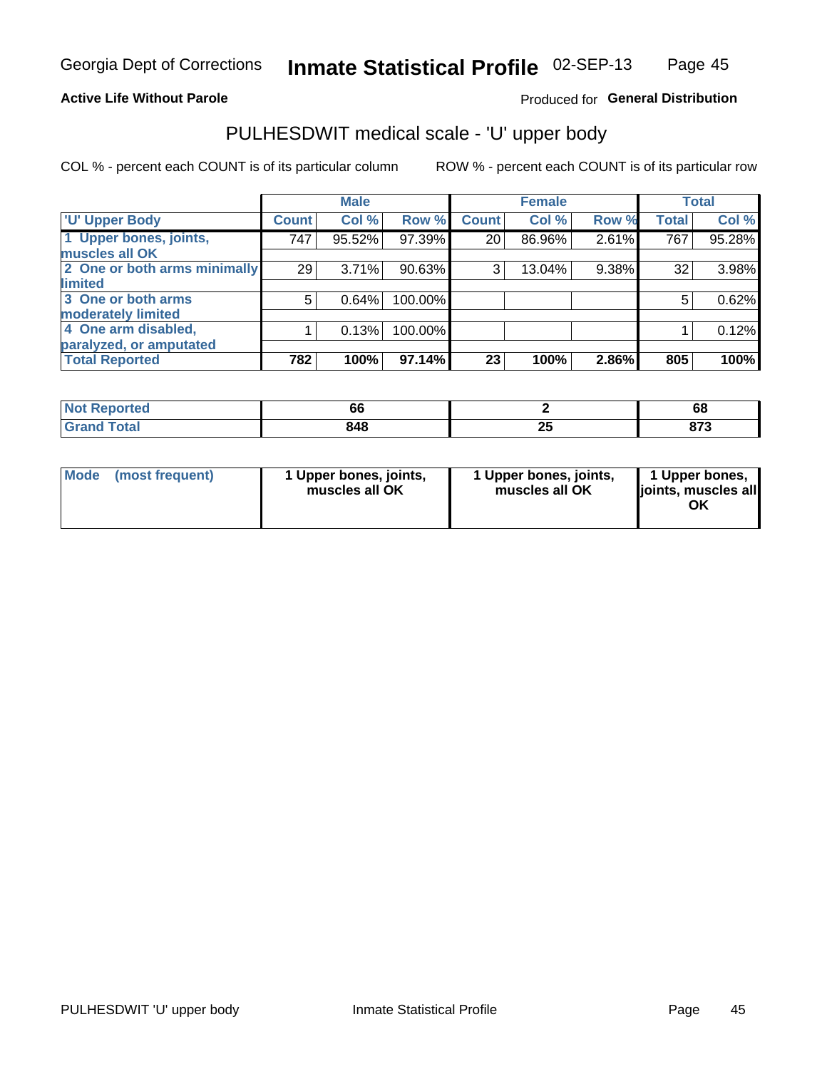Georgia Dept of Corrections **Inmate Statistical Profile** 02-SEP-13

**Active Life Without Parole** Produced for **General Distribution**

## PULHESDWIT medical scale - 'U' upper body

COL % - percent each COUNT is of its particular column ROW % - percent each COUNT is of its particular row

| | Male | | | Female | | | Total | |
|---|---|---|---|---|---|---|---|---|
| 'U' Upper Body | Count | Col % | Row % | Count | Col % | Row % | Total | Col % |
| 1 Upper bones, joints, muscles all OK | 747 | 95.52% | 97.39% | 20 | 86.96% | 2.61% | 767 | 95.28% |
| 2 One or both arms minimally limited | 29 | 3.71% | 90.63% | 3 | 13.04% | 9.38% | 32 | 3.98% |
| 3 One or both arms moderately limited | 5 | 0.64% | 100.00% | | | | 5 | 0.62% |
| 4 One arm disabled, paralyzed, or amputated | 1 | 0.13% | 100.00% | | | | 1 | 0.12% |
| **Total Reported** | **782** | **100%** | **97.14%** | **23** | **100%** | **2.86%** | **805** | **100%** |

| | Male | Female | Total |
|---|---|---|---|
| Not Reported | **66** | **2** | **68** |
| Grand Total | **848** | **25** | **873** |

| | Male | Female | Total |
|---|---|---|---|
| Mode (most frequent) | **1 Upper bones, joints, muscles all OK** | **1 Upper bones, joints, muscles all OK** | **1 Upper bones, joints, muscles all OK** |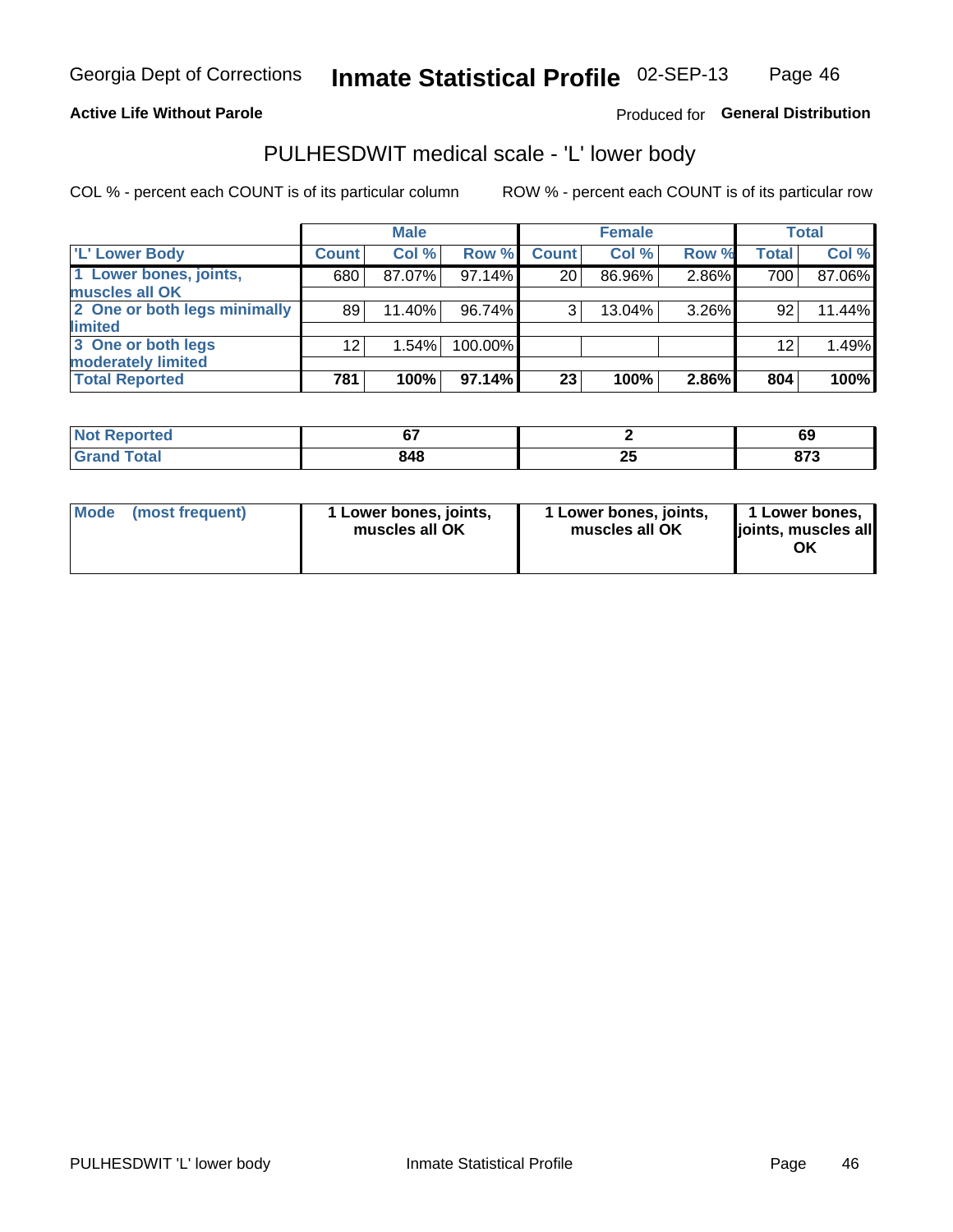Georgia Dept of Corrections **Inmate Statistical Profile** 02-SEP-13

**Active Life Without Parole**

Produced for **General Distribution**

## PULHESDWIT medical scale - 'L' lower body

COL % - percent each COUNT is of its particular column

ROW % - percent each COUNT is of its particular row

| | Male | | | Female | | | Total | |
|---|---|---|---|---|---|---|---|---|
| 'L' Lower Body | Count | Col % | Row % | Count | Col % | Row % | Total | Col % |
| 1 Lower bones, joints, muscles all OK | 680 | 87.07% | 97.14% | 20 | 86.96% | 2.86% | 700 | 87.06% |
| 2 One or both legs minimally limited | 89 | 11.40% | 96.74% | 3 | 13.04% | 3.26% | 92 | 11.44% |
| 3 One or both legs moderately limited | 12 | 1.54% | 100.00% | | | | 12 | 1.49% |
| **Total Reported** | **781** | **100%** | **97.14%** | **23** | **100%** | **2.86%** | **804** | **100%** |

| | Male | Female | Total |
|---|---|---|---|
| Not Reported | 67 | 2 | 69 |
| Grand Total | 848 | 25 | 873 |

| | Male | Female | Total |
|---|---|---|---|
| Mode (most frequent) | 1 Lower bones, joints, muscles all OK | 1 Lower bones, joints, muscles all OK | 1 Lower bones, joints, muscles all OK |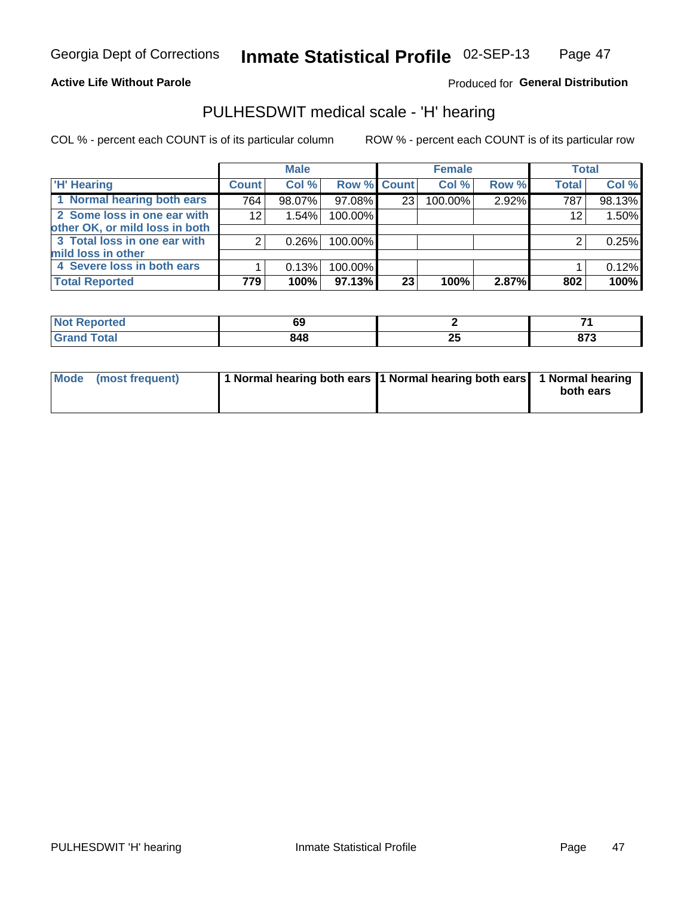Georgia Dept of Corrections **Inmate Statistical Profile** 02-SEP-13

**Active Life Without Parole**

Produced for **General Distribution**

## PULHESDWIT medical scale - 'H' hearing

COL % - percent each COUNT is of its particular column ROW % - percent each COUNT is of its particular row

| | Male | | | Female | | | Total | |
|---|---|---|---|---|---|---|---|---|
| 'H' Hearing | Count | Col % | Row % | Count | Col % | Row % | Total | Col % |
| 1 Normal hearing both ears | 764 | 98.07% | 97.08% | 23 | 100.00% | 2.92% | 787 | 98.13% |
| 2 Some loss in one ear with other OK, or mild loss in both | 12 | 1.54% | 100.00% | | | | 12 | 1.50% |
| 3 Total loss in one ear with mild loss in other | 2 | 0.26% | 100.00% | | | | 2 | 0.25% |
| 4 Severe loss in both ears | 1 | 0.13% | 100.00% | | | | 1 | 0.12% |
| **Total Reported** | **779** | **100%** | **97.13%** | **23** | **100%** | **2.87%** | **802** | **100%** |

| | Male | Female | Total |
|---|---|---|---|
| Not Reported | 69 | 2 | 71 |
| Grand Total | 848 | 25 | 873 |

| | Male | Female | Total |
|---|---|---|---|
| Mode (most frequent) | 1 Normal hearing both ears | 1 Normal hearing both ears | 1 Normal hearing both ears |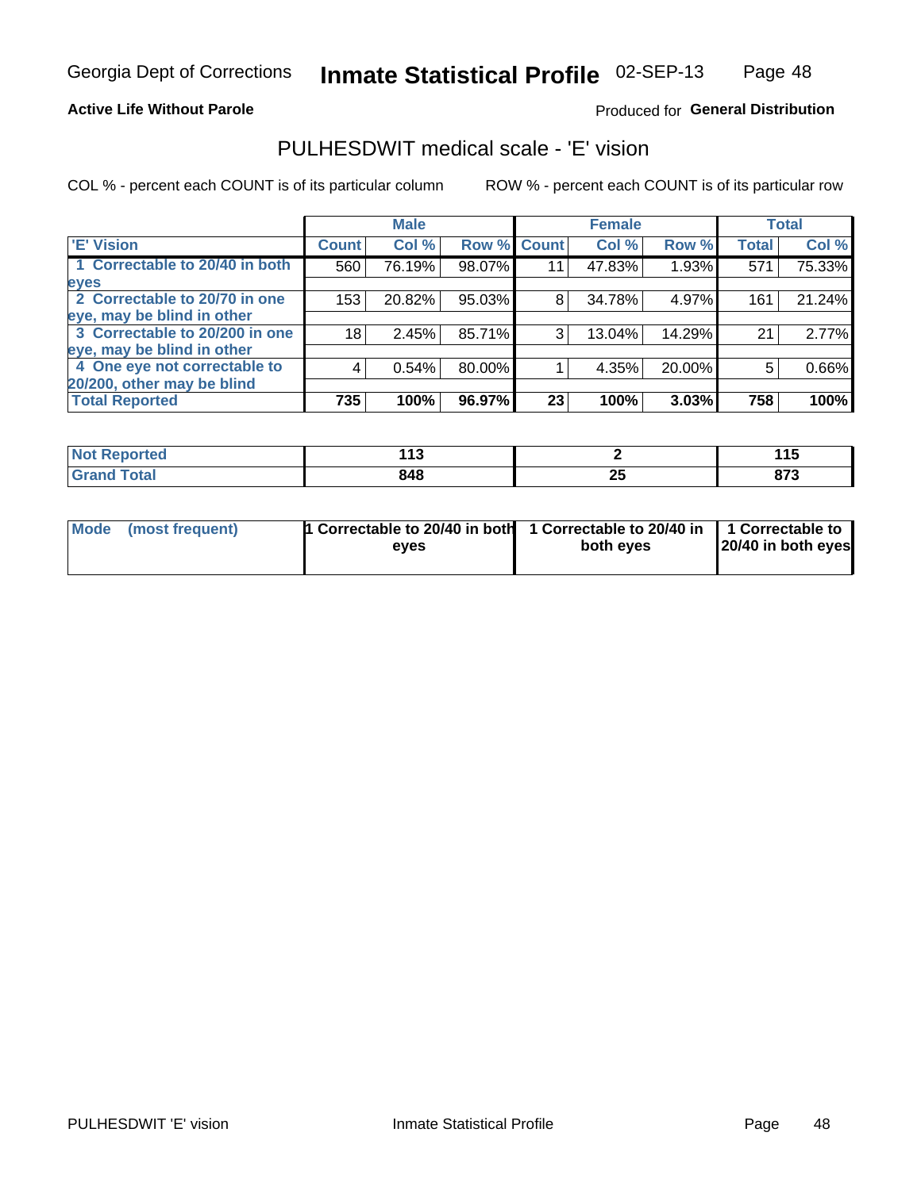Georgia Dept of Corrections **Inmate Statistical Profile** 02-SEP-13

**Active Life Without Parole**

Produced for **General Distribution**

## PULHESDWIT medical scale - 'E' vision

COL % - percent each COUNT is of its particular column ROW % - percent each COUNT is of its particular row

| | Male | | | Female | | | Total | |
|---|---|---|---|---|---|---|---|---|
| 'E' Vision | Count | Col % | Row % | Count | Col % | Row % | Total | Col % |
| 1 Correctable to 20/40 in both eyes | 560 | 76.19% | 98.07% | 11 | 47.83% | 1.93% | 571 | 75.33% |
| 2 Correctable to 20/70 in one eye, may be blind in other | 153 | 20.82% | 95.03% | 8 | 34.78% | 4.97% | 161 | 21.24% |
| 3 Correctable to 20/200 in one eye, may be blind in other | 18 | 2.45% | 85.71% | 3 | 13.04% | 14.29% | 21 | 2.77% |
| 4 One eye not correctable to 20/200, other may be blind | 4 | 0.54% | 80.00% | 1 | 4.35% | 20.00% | 5 | 0.66% |
| **Total Reported** | **735** | **100%** | **96.97%** | **23** | **100%** | **3.03%** | **758** | **100%** |

| | Male | Female | Total |
|---|---|---|---|
| Not Reported | 113 | 2 | 115 |
| Grand Total | 848 | 25 | 873 |

| | Male | Female | Total |
|---|---|---|---|
| Mode (most frequent) | 1 Correctable to 20/40 in both eyes | 1 Correctable to 20/40 in both eyes | 1 Correctable to 20/40 in both eyes |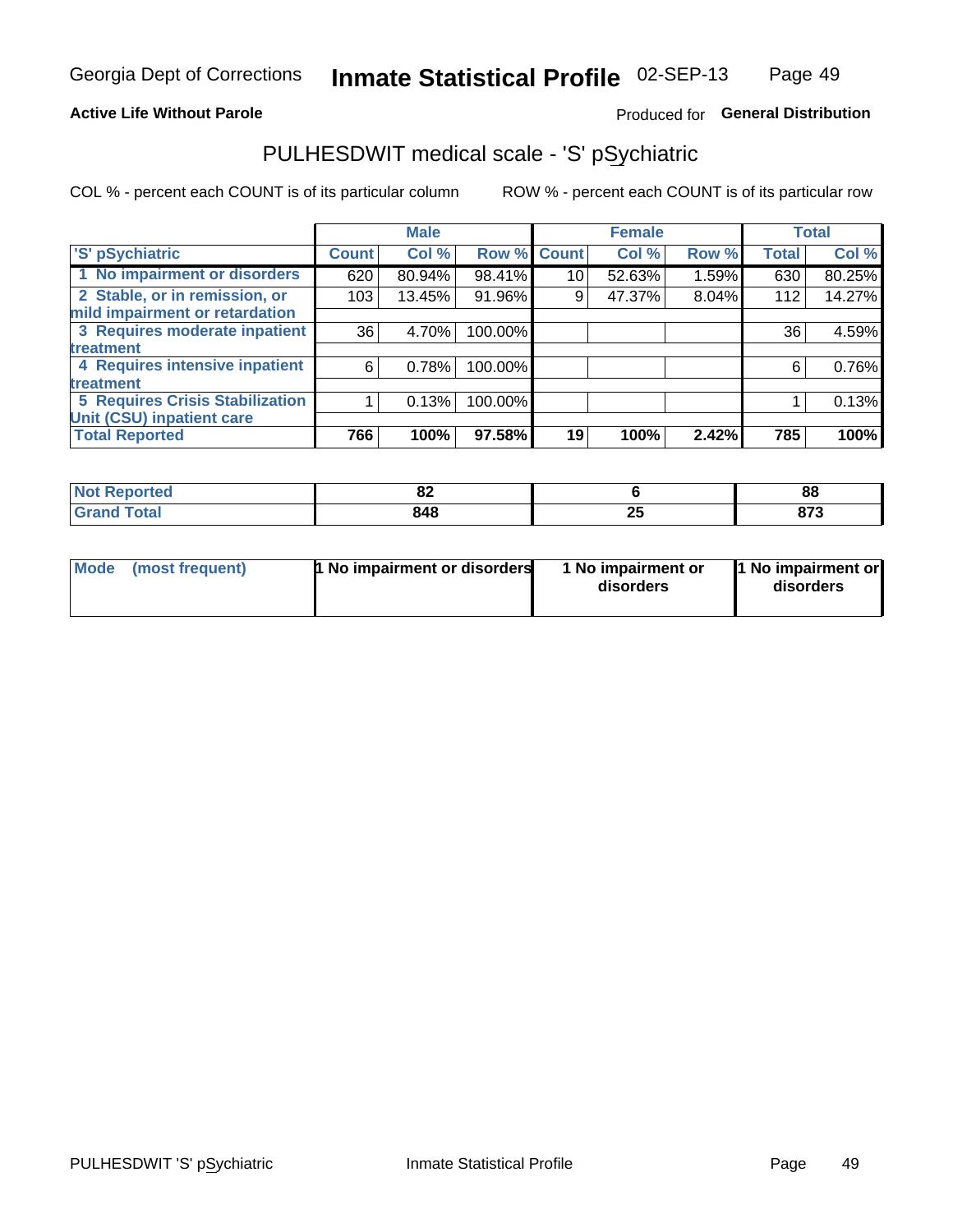Georgia Dept of Corrections **Inmate Statistical Profile** 02-SEP-13

**Active Life Without Parole**

Produced for **General Distribution**

## PULHESDWIT medical scale - 'S' pSychiatric

COL % - percent each COUNT is of its particular column

ROW % - percent each COUNT is of its particular row

| | Male | | | Female | | | Total | |
|---|---|---|---|---|---|---|---|---|
| 'S' pSychiatric | Count | Col % | Row % | Count | Col % | Row % | Total | Col % |
| 1 No impairment or disorders | 620 | 80.94% | 98.41% | 10 | 52.63% | 1.59% | 630 | 80.25% |
| 2 Stable, or in remission, or mild impairment or retardation | 103 | 13.45% | 91.96% | 9 | 47.37% | 8.04% | 112 | 14.27% |
| 3 Requires moderate inpatient treatment | 36 | 4.70% | 100.00% | | | | 36 | 4.59% |
| 4 Requires intensive inpatient treatment | 6 | 0.78% | 100.00% | | | | 6 | 0.76% |
| 5 Requires Crisis Stabilization Unit (CSU) inpatient care | 1 | 0.13% | 100.00% | | | | 1 | 0.13% |
| **Total Reported** | **766** | **100%** | **97.58%** | **19** | **100%** | **2.42%** | **785** | **100%** |

| | Male | Female | Total |
|---|---|---|---|
| Not Reported | 82 | 6 | 88 |
| Grand Total | 848 | 25 | 873 |

| | Male | Female | Total |
|---|---|---|---|
| Mode (most frequent) | 1 No impairment or disorders | 1 No impairment or disorders | 1 No impairment or disorders |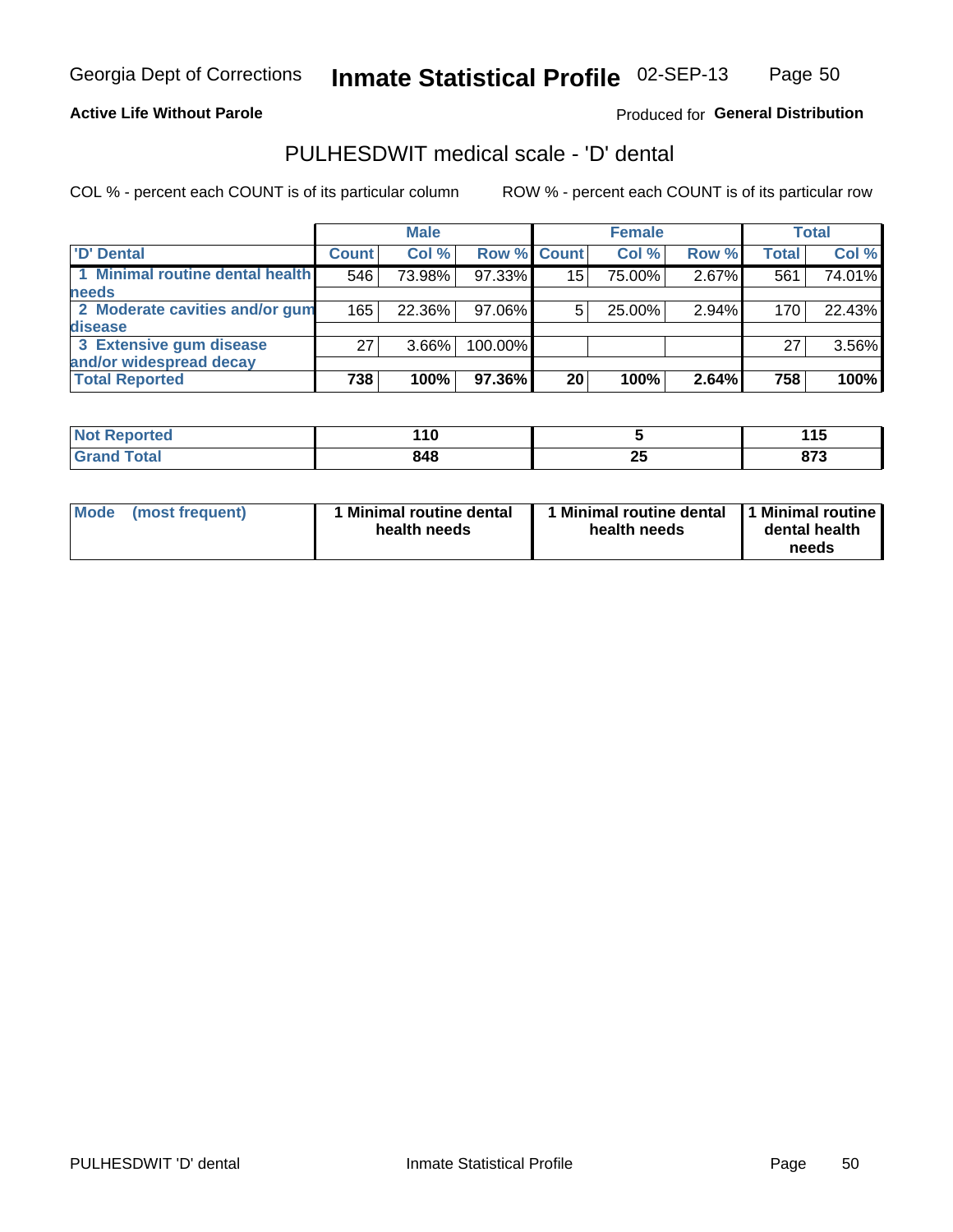Georgia Dept of Corrections **Inmate Statistical Profile** 02-SEP-13

**Active Life Without Parole**

Produced for **General Distribution**

## PULHESDWIT medical scale - 'D' dental

COL % - percent each COUNT is of its particular column

ROW % - percent each COUNT is of its particular row

| | Male | | | Female | | | Total | |
|---|---|---|---|---|---|---|---|---|
| 'D' Dental | Count | Col % | Row % | Count | Col % | Row % | Total | Col % |
| 1 Minimal routine dental health needs | 546 | 73.98% | 97.33% | 15 | 75.00% | 2.67% | 561 | 74.01% |
| 2 Moderate cavities and/or gum disease | 165 | 22.36% | 97.06% | 5 | 25.00% | 2.94% | 170 | 22.43% |
| 3 Extensive gum disease and/or widespread decay | 27 | 3.66% | 100.00% | | | | 27 | 3.56% |
| **Total Reported** | **738** | **100%** | **97.36%** | **20** | **100%** | **2.64%** | **758** | **100%** |

| | Male | Female | Total |
|---|---|---|---|
| Not Reported | 110 | 5 | 115 |
| Grand Total | 848 | 25 | 873 |

| | Male | Female | Total |
|---|---|---|---|
| Mode (most frequent) | 1 Minimal routine dental health needs | 1 Minimal routine dental health needs | 1 Minimal routine dental health needs |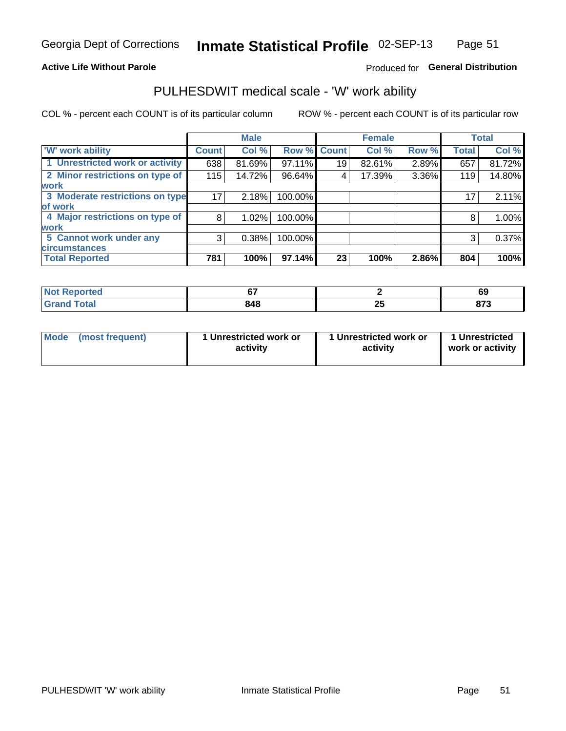Georgia Dept of Corrections **Inmate Statistical Profile** 02-SEP-13

**Active Life Without Parole** Produced for **General Distribution**

## PULHESDWIT medical scale - 'W' work ability

COL % - percent each COUNT is of its particular column ROW % - percent each COUNT is of its particular row

| | Male | | | Female | | | Total | |
|---|---|---|---|---|---|---|---|---|
| 'W' work ability | Count | Col % | Row % | Count | Col % | Row % | Total | Col % |
| 1 Unrestricted work or activity | 638 | 81.69% | 97.11% | 19 | 82.61% | 2.89% | 657 | 81.72% |
| 2 Minor restrictions on type of work | 115 | 14.72% | 96.64% | 4 | 17.39% | 3.36% | 119 | 14.80% |
| 3 Moderate restrictions on type of work | 17 | 2.18% | 100.00% | | | | 17 | 2.11% |
| 4 Major restrictions on type of work | 8 | 1.02% | 100.00% | | | | 8 | 1.00% |
| 5 Cannot work under any circumstances | 3 | 0.38% | 100.00% | | | | 3 | 0.37% |
| **Total Reported** | **781** | **100%** | **97.14%** | **23** | **100%** | **2.86%** | **804** | **100%** |

| | Male | Female | Total |
|---|---|---|---|
| Not Reported | 67 | 2 | 69 |
| Grand Total | 848 | 25 | 873 |

| | Male | Female | Total |
|---|---|---|---|
| Mode (most frequent) | 1 Unrestricted work or activity | 1 Unrestricted work or activity | 1 Unrestricted work or activity |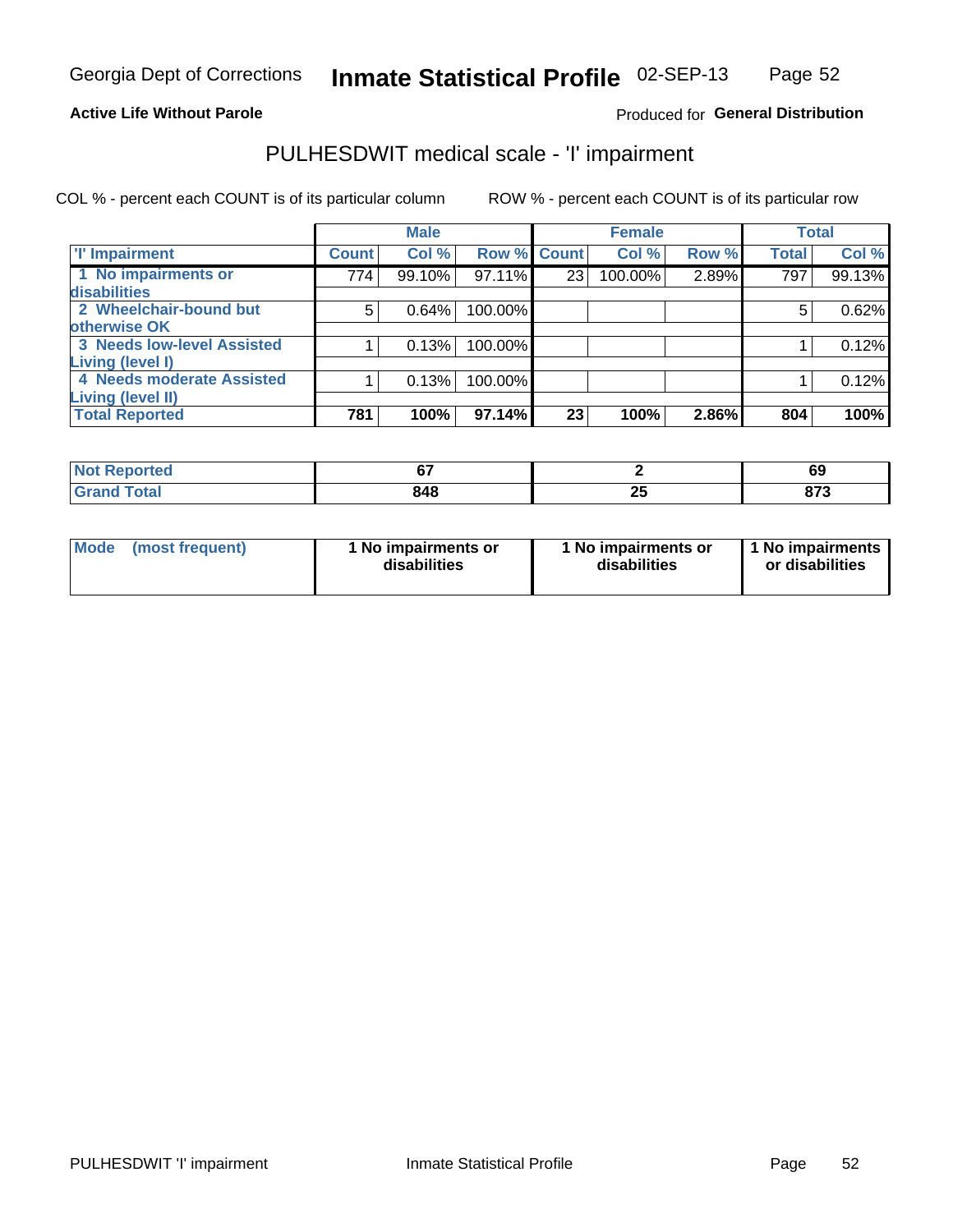Georgia Dept of Corrections **Inmate Statistical Profile** 02-SEP-13

**Active Life Without Parole**

Produced for **General Distribution**

# PULHESDWIT medical scale - 'I' impairment

COL % - percent each COUNT is of its particular column ROW % - percent each COUNT is of its particular row

| | Male | | | Female | | | Total | |
|---|---|---|---|---|---|---|---|---|
| **'I' Impairment** | **Count** | **Col %** | **Row %** | **Count** | **Col %** | **Row %** | **Total** | **Col %** |
| **1 No impairments or disabilities** | 774 | 99.10% | 97.11% | 23 | 100.00% | 2.89% | 797 | 99.13% |
| **2 Wheelchair-bound but otherwise OK** | 5 | 0.64% | 100.00% | | | | 5 | 0.62% |
| **3 Needs low-level Assisted Living (level I)** | 1 | 0.13% | 100.00% | | | | 1 | 0.12% |
| **4 Needs moderate Assisted Living (level II)** | 1 | 0.13% | 100.00% | | | | 1 | 0.12% |
| **Total Reported** | **781** | **100%** | **97.14%** | **23** | **100%** | **2.86%** | **804** | **100%** |

| | Male | Female | Total |
|---|---|---|---|
| **Not Reported** | **67** | **2** | **69** |
| **Grand Total** | **848** | **25** | **873** |

| | Male | Female | Total |
|---|---|---|---|
| **Mode (most frequent)** | **1 No impairments or disabilities** | **1 No impairments or disabilities** | **1 No impairments or disabilities** |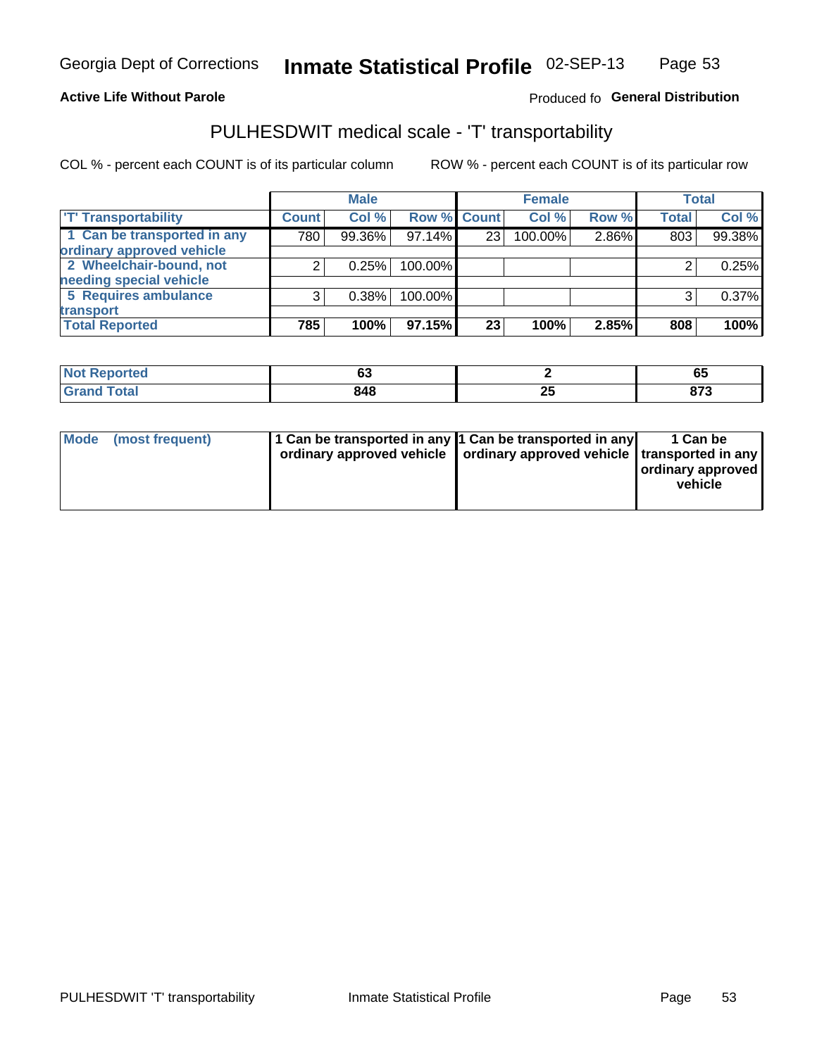Georgia Dept of Corrections **Inmate Statistical Profile** 02-SEP-13

**Active Life Without Parole**

Produced fo **General Distribution**

## PULHESDWIT medical scale - 'T' transportability

COL % - percent each COUNT is of its particular column ROW % - percent each COUNT is of its particular row

| | Male | | | Female | | | Total | |
|---|---|---|---|---|---|---|---|---|
| 'T' Transportability | Count | Col % | Row % | Count | Col % | Row % | Total | Col % |
| 1 Can be transported in any ordinary approved vehicle | 780 | 99.36% | 97.14% | 23 | 100.00% | 2.86% | 803 | 99.38% |
| 2 Wheelchair-bound, not needing special vehicle | 2 | 0.25% | 100.00% | | | | 2 | 0.25% |
| 5 Requires ambulance transport | 3 | 0.38% | 100.00% | | | | 3 | 0.37% |
| **Total Reported** | **785** | **100%** | **97.15%** | **23** | **100%** | **2.85%** | **808** | **100%** |

| | Male | Female | Total |
|---|---|---|---|
| Not Reported | 63 | 2 | 65 |
| Grand Total | 848 | 25 | 873 |

| | Male | Female | Total |
|---|---|---|---|
| Mode (most frequent) | 1 Can be transported in any ordinary approved vehicle | 1 Can be transported in any ordinary approved vehicle | 1 Can be transported in any ordinary approved vehicle |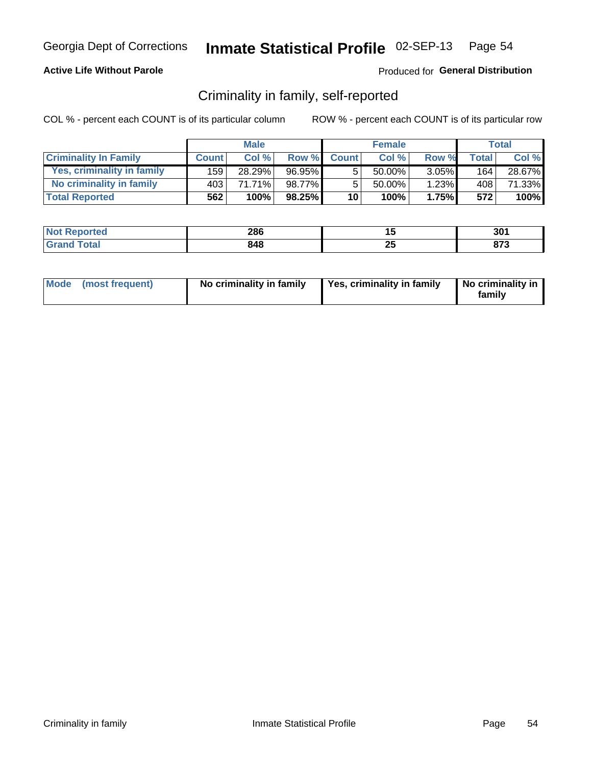**Active Life Without Parole** | Produced for **General Distribution**

## Criminality in family, self-reported

COL % - percent each COUNT is of its particular column | ROW % - percent each COUNT is of its particular row

| | Male | | | Female | | | Total | |
|---|---|---|---|---|---|---|---|---|
| **Criminality In Family** | **Count** | **Col %** | **Row %** | **Count** | **Col %** | **Row %** | **Total** | **Col %** |
| Yes, criminality in family | 159 | 28.29% | 96.95% | 5 | 50.00% | 3.05% | 164 | 28.67% |
| No criminality in family | 403 | 71.71% | 98.77% | 5 | 50.00% | 1.23% | 408 | 71.33% |
| **Total Reported** | **562** | **100%** | **98.25%** | **10** | **100%** | **1.75%** | **572** | **100%** |

| | Male | Female | Total |
|---|---|---|---|
| **Not Reported** | **286** | **15** | **301** |
| **Grand Total** | **848** | **25** | **873** |

| | Male | Female | Total |
|---|---|---|---|
| **Mode (most frequent)** | **No criminality in family** | **Yes, criminality in family** | **No criminality in family** |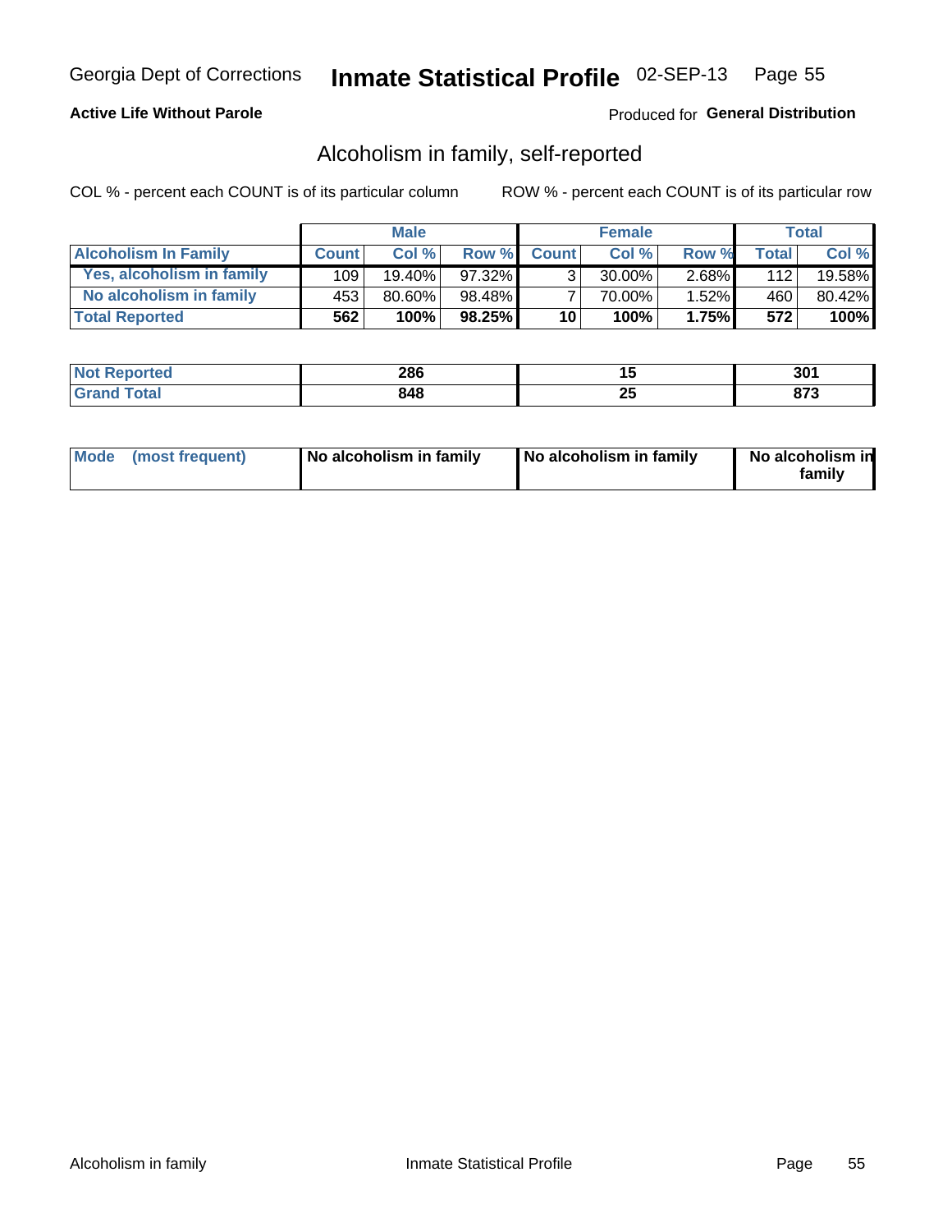Georgia Dept of Corrections **Inmate Statistical Profile** 02-SEP-13

**Active Life Without Parole**

Produced for **General Distribution**

## Alcoholism in family, self-reported

COL % - percent each COUNT is of its particular column

ROW % - percent each COUNT is of its particular row

| | Male | | | Female | | | Total | |
|---|---|---|---|---|---|---|---|---|
| **Alcoholism In Family** | **Count** | **Col %** | **Row %** | **Count** | **Col %** | **Row %** | **Total** | **Col %** |
| **Yes, alcoholism in family** | 109 | 19.40% | 97.32% | 3 | 30.00% | 2.68% | 112 | 19.58% |
| **No alcoholism in family** | 453 | 80.60% | 98.48% | 7 | 70.00% | 1.52% | 460 | 80.42% |
| **Total Reported** | **562** | **100%** | **98.25%** | **10** | **100%** | **1.75%** | **572** | **100%** |

| | Male | Female | Total |
|---|---|---|---|
| **Not Reported** | **286** | **15** | **301** |
| **Grand Total** | **848** | **25** | **873** |

| | Male | Female | Total |
|---|---|---|---|
| **Mode (most frequent)** | **No alcoholism in family** | **No alcoholism in family** | **No alcoholism in family** |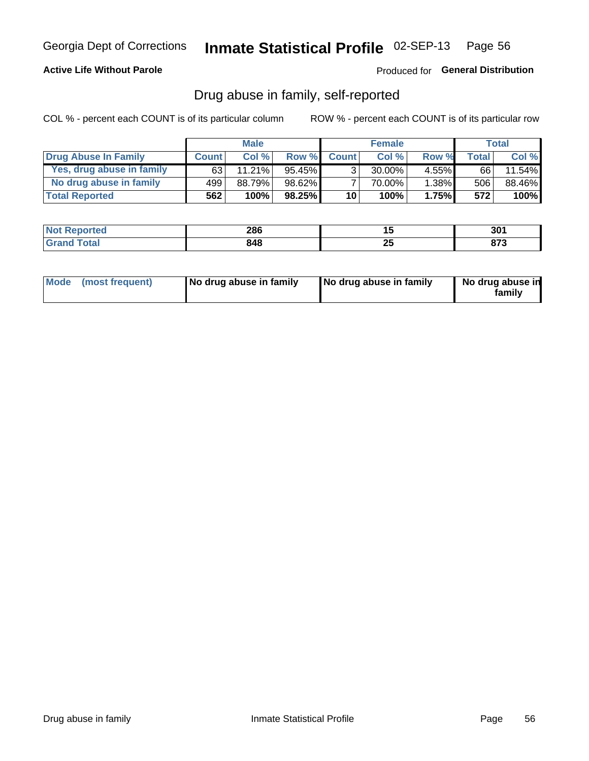Georgia Dept of Corrections **Inmate Statistical Profile** 02-SEP-13

**Active Life Without Parole**

Produced for **General Distribution**

## Drug abuse in family, self-reported

COL % - percent each COUNT is of its particular column

ROW % - percent each COUNT is of its particular row

| | Male | | | Female | | | Total | |
|---|---|---|---|---|---|---|---|---|
| **Drug Abuse In Family** | **Count** | **Col %** | **Row %** | **Count** | **Col %** | **Row %** | **Total** | **Col %** |
| Yes, drug abuse in family | 63 | 11.21% | 95.45% | 3 | 30.00% | 4.55% | 66 | 11.54% |
| No drug abuse in family | 499 | 88.79% | 98.62% | 7 | 70.00% | 1.38% | 506 | 88.46% |
| **Total Reported** | **562** | **100%** | **98.25%** | **10** | **100%** | **1.75%** | **572** | **100%** |

| | Male | Female | Total |
|---|---|---|---|
| **Not Reported** | **286** | **15** | **301** |
| **Grand Total** | **848** | **25** | **873** |

| | Male | Female | Total |
|---|---|---|---|
| **Mode (most frequent)** | **No drug abuse in family** | **No drug abuse in family** | **No drug abuse in family** |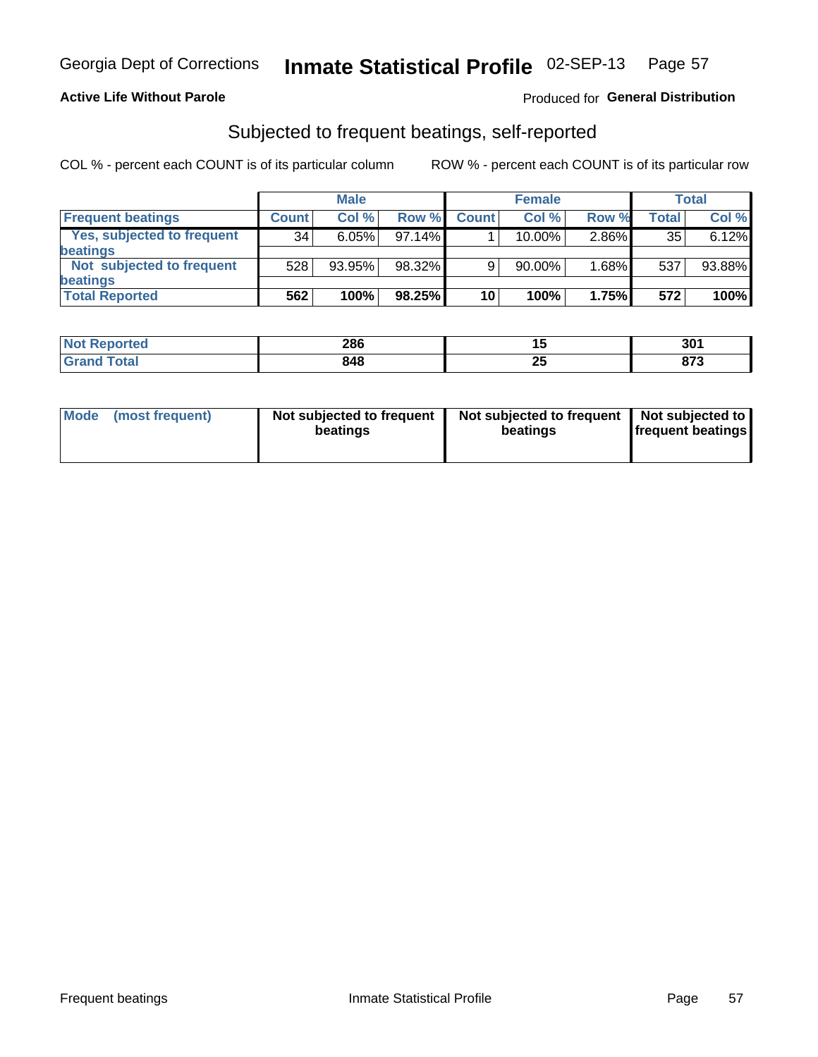Georgia Dept of Corrections **Inmate Statistical Profile** 02-SEP-13

**Active Life Without Parole**

Produced for **General Distribution**

## Subjected to frequent beatings, self-reported

COL % - percent each COUNT is of its particular column

ROW % - percent each COUNT is of its particular row

| | Male | | | Female | | | Total | |
|---|---|---|---|---|---|---|---|---|
| **Frequent beatings** | **Count** | **Col %** | **Row %** | **Count** | **Col %** | **Row %** | **Total** | **Col %** |
| **Yes, subjected to frequent beatings** | 34 | 6.05% | 97.14% | 1 | 10.00% | 2.86% | 35 | 6.12% |
| **Not subjected to frequent beatings** | 528 | 93.95% | 98.32% | 9 | 90.00% | 1.68% | 537 | 93.88% |
| **Total Reported** | **562** | **100%** | **98.25%** | **10** | **100%** | **1.75%** | **572** | **100%** |

| | Male | Female | Total |
|---|---|---|---|
| **Not Reported** | **286** | **15** | **301** |
| **Grand Total** | **848** | **25** | **873** |

| | Male | Female | Total |
|---|---|---|---|
| **Mode (most frequent)** | **Not subjected to frequent beatings** | **Not subjected to frequent beatings** | **Not subjected to frequent beatings** |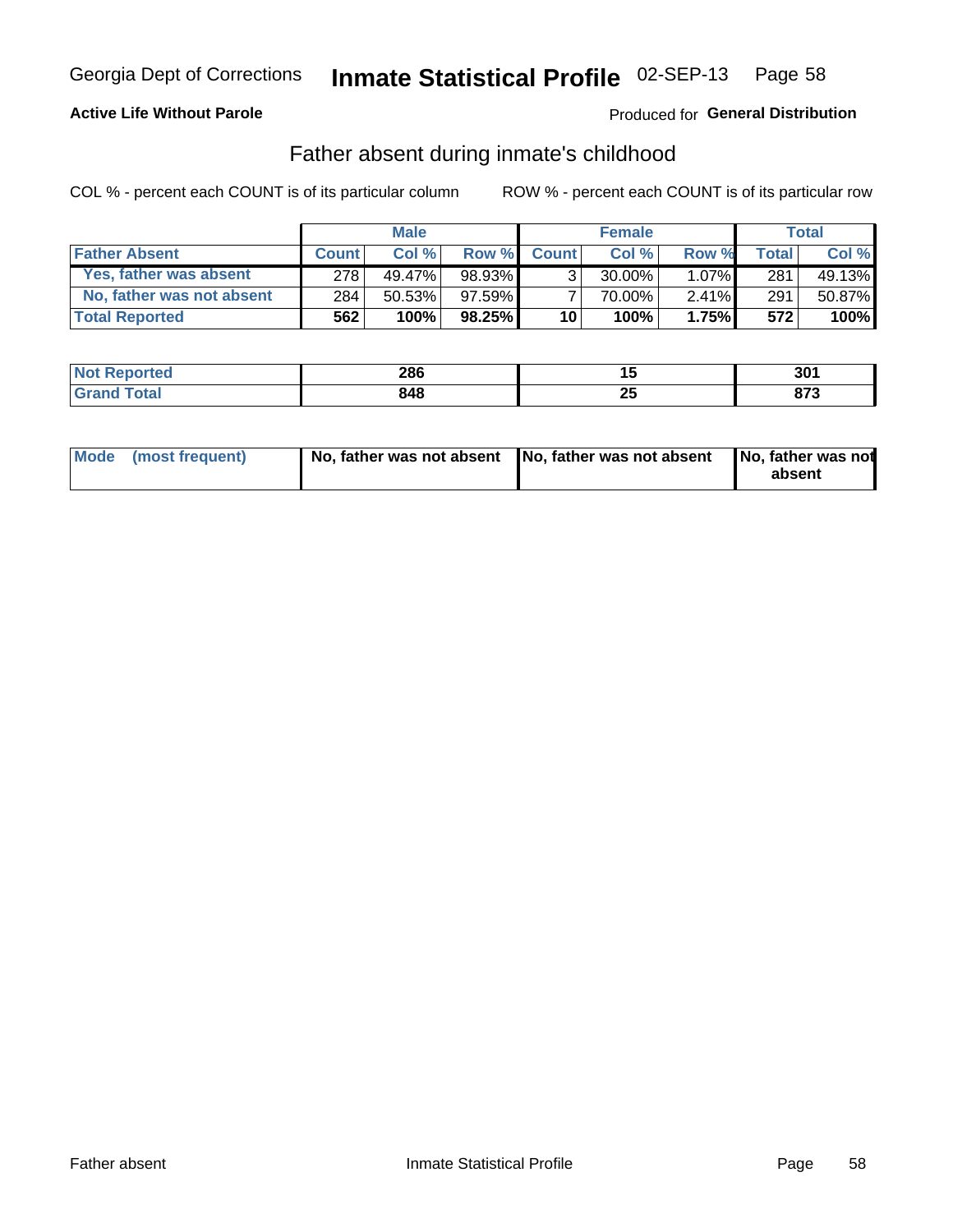Georgia Dept of Corrections **Inmate Statistical Profile** 02-SEP-13

**Active Life Without Parole**

Produced for **General Distribution**

## Father absent during inmate's childhood

COL % - percent each COUNT is of its particular column ROW % - percent each COUNT is of its particular row

| | Male | | | Female | | | Total | |
|---|---|---|---|---|---|---|---|---|
| **Father Absent** | **Count** | **Col %** | **Row %** | **Count** | **Col %** | **Row %** | **Total** | **Col %** |
| **Yes, father was absent** | 278 | 49.47% | 98.93% | 3 | 30.00% | 1.07% | 281 | 49.13% |
| **No, father was not absent** | 284 | 50.53% | 97.59% | 7 | 70.00% | 2.41% | 291 | 50.87% |
| **Total Reported** | **562** | **100%** | **98.25%** | **10** | **100%** | **1.75%** | **572** | **100%** |

| | Male | Female | Total |
|---|---|---|---|
| **Not Reported** | **286** | **15** | **301** |
| **Grand Total** | **848** | **25** | **873** |

| | Male | Female | Total |
|---|---|---|---|
| **Mode (most frequent)** | **No, father was not absent** | **No, father was not absent** | **No, father was not absent** |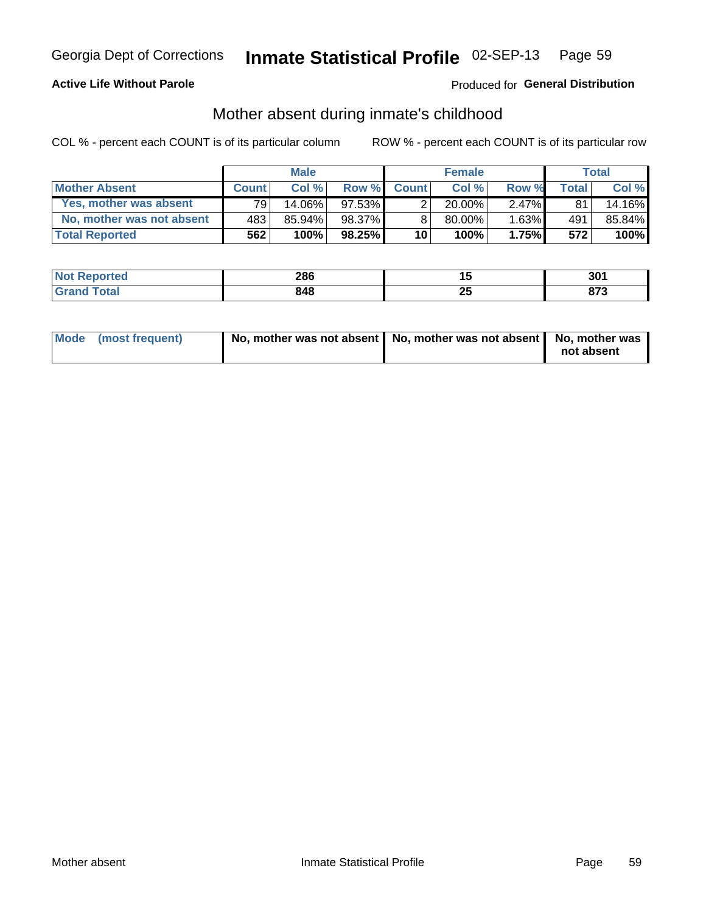Georgia Dept of Corrections **Inmate Statistical Profile** 02-SEP-13

**Active Life Without Parole**

Produced for **General Distribution**

## Mother absent during inmate's childhood

COL % - percent each COUNT is of its particular column

ROW % - percent each COUNT is of its particular row

| | Male | | | Female | | | Total | |
|---|---|---|---|---|---|---|---|---|
| **Mother Absent** | **Count** | **Col %** | **Row %** | **Count** | **Col %** | **Row %** | **Total** | **Col %** |
| **Yes, mother was absent** | 79 | 14.06% | 97.53% | 2 | 20.00% | 2.47% | 81 | 14.16% |
| **No, mother was not absent** | 483 | 85.94% | 98.37% | 8 | 80.00% | 1.63% | 491 | 85.84% |
| **Total Reported** | **562** | **100%** | **98.25%** | **10** | **100%** | **1.75%** | **572** | **100%** |

| | Male | Female | Total |
|---|---|---|---|
| **Not Reported** | **286** | **15** | **301** |
| **Grand Total** | **848** | **25** | **873** |

| | Male | Female | Total |
|---|---|---|---|
| **Mode (most frequent)** | **No, mother was not absent** | **No, mother was not absent** | **No, mother was not absent** |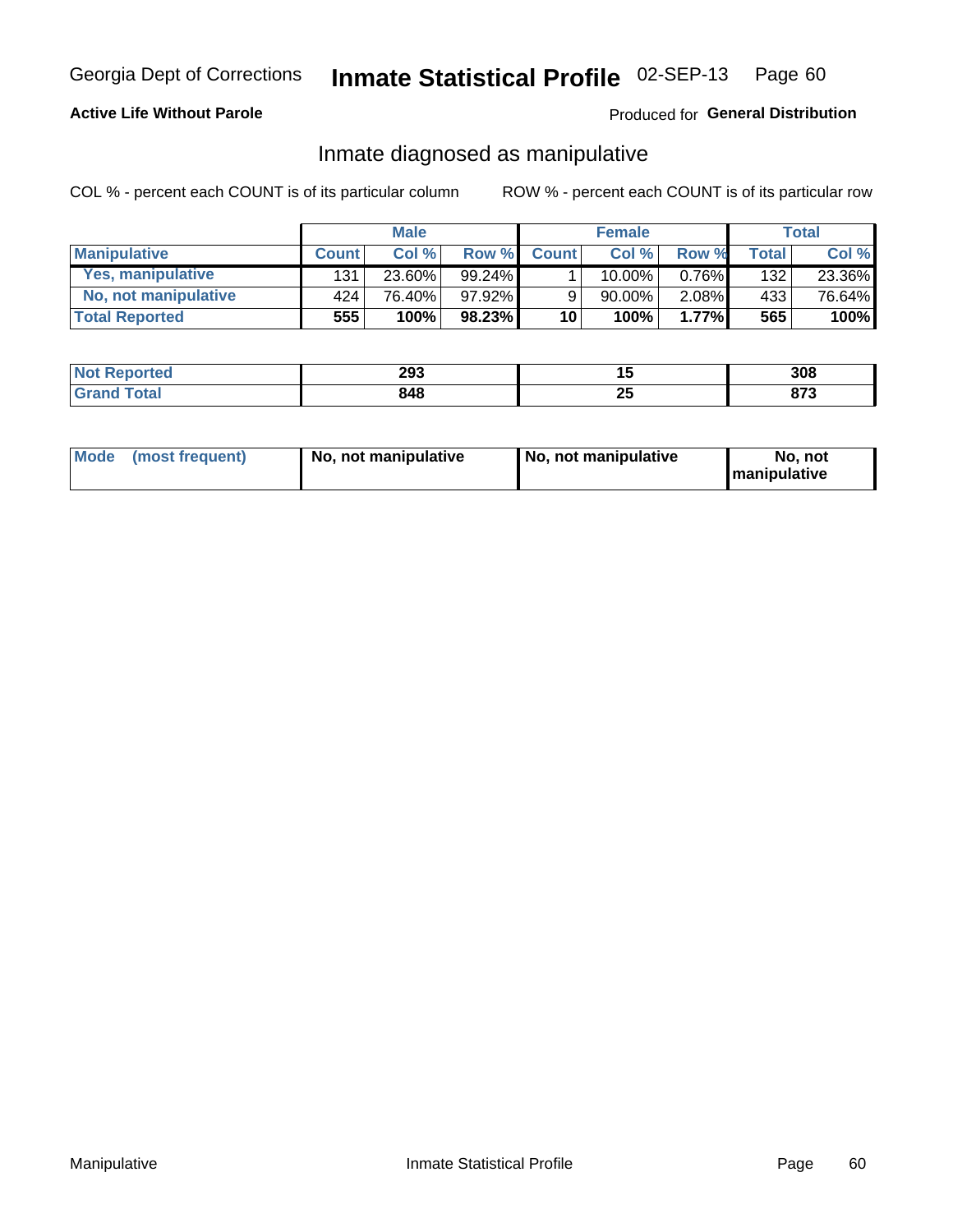**Active Life Without Parole**

Produced for **General Distribution**

## Inmate diagnosed as manipulative

COL % - percent each COUNT is of its particular column

ROW % - percent each COUNT is of its particular row

| | Male | | | Female | | | Total | |
|---|---|---|---|---|---|---|---|---|
| **Manipulative** | **Count** | **Col %** | **Row %** | **Count** | **Col %** | **Row %** | **Total** | **Col %** |
| **Yes, manipulative** | 131 | 23.60% | 99.24% | 1 | 10.00% | 0.76% | 132 | 23.36% |
| **No, not manipulative** | 424 | 76.40% | 97.92% | 9 | 90.00% | 2.08% | 433 | 76.64% |
| **Total Reported** | **555** | **100%** | **98.23%** | **10** | **100%** | **1.77%** | **565** | **100%** |

| | Male | Female | Total |
|---|---|---|---|
| **Not Reported** | **293** | **15** | **308** |
| **Grand Total** | **848** | **25** | **873** |

| | Male | Female | Total |
|---|---|---|---|
| **Mode (most frequent)** | **No, not manipulative** | **No, not manipulative** | **No, not manipulative** |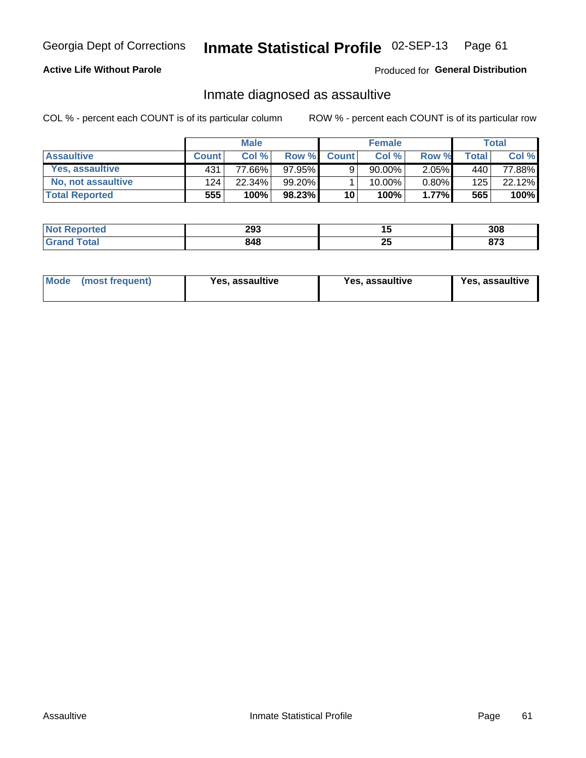Georgia Dept of Corrections **Inmate Statistical Profile** 02-SEP-13

**Active Life Without Parole**

Produced for **General Distribution**

## Inmate diagnosed as assaultive

COL % - percent each COUNT is of its particular column

ROW % - percent each COUNT is of its particular row

| | Male | | | Female | | | Total | |
|---|---|---|---|---|---|---|---|---|
| **Assaultive** | **Count** | **Col %** | **Row %** | **Count** | **Col %** | **Row %** | **Total** | **Col %** |
| **Yes, assaultive** | 431 | 77.66% | 97.95% | 9 | 90.00% | 2.05% | 440 | 77.88% |
| **No, not assaultive** | 124 | 22.34% | 99.20% | 1 | 10.00% | 0.80% | 125 | 22.12% |
| **Total Reported** | **555** | **100%** | **98.23%** | **10** | **100%** | **1.77%** | **565** | **100%** |

| | Male | Female | Total |
|---|---|---|---|
| **Not Reported** | **293** | **15** | **308** |
| **Grand Total** | **848** | **25** | **873** |

| | Male | Female | Total |
|---|---|---|---|
| **Mode (most frequent)** | **Yes, assaultive** | **Yes, assaultive** | **Yes, assaultive** |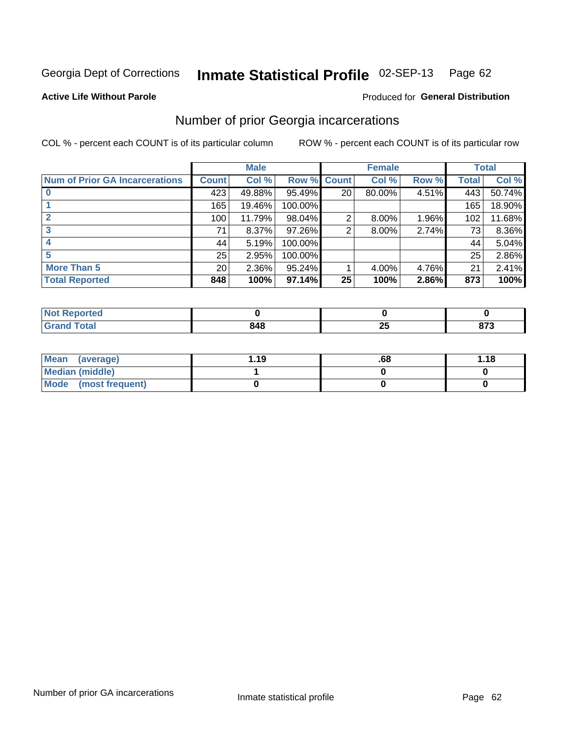Georgia Dept of Corrections **Inmate Statistical Profile** 02-SEP-13 Page 62

**Active Life Without Parole**

Produced for **General Distribution**

## Number of prior Georgia incarcerations

COL % - percent each COUNT is of its particular column

ROW % - percent each COUNT is of its particular row

| | Male | | | Female | | | Total | |
|---|---|---|---|---|---|---|---|---|
| **Num of Prior GA Incarcerations** | **Count** | **Col %** | **Row %** | **Count** | **Col %** | **Row %** | **Total** | **Col %** |
| **0** | 423 | 49.88% | 95.49% | 20 | 80.00% | 4.51% | 443 | 50.74% |
| **1** | 165 | 19.46% | 100.00% | | | | 165 | 18.90% |
| **2** | 100 | 11.79% | 98.04% | 2 | 8.00% | 1.96% | 102 | 11.68% |
| **3** | 71 | 8.37% | 97.26% | 2 | 8.00% | 2.74% | 73 | 8.36% |
| **4** | 44 | 5.19% | 100.00% | | | | 44 | 5.04% |
| **5** | 25 | 2.95% | 100.00% | | | | 25 | 2.86% |
| **More Than 5** | 20 | 2.36% | 95.24% | 1 | 4.00% | 4.76% | 21 | 2.41% |
| **Total Reported** | **848** | **100%** | **97.14%** | **25** | **100%** | **2.86%** | **873** | **100%** |

| | Male | Female | Total |
|---|---|---|---|
| **Not Reported** | **0** | **0** | **0** |
| **Grand Total** | **848** | **25** | **873** |

| | Male | Female | Total |
|---|---|---|---|
| **Mean (average)** | **1.19** | **.68** | **1.18** |
| **Median (middle)** | **1** | **0** | **0** |
| **Mode (most frequent)** | **0** | **0** | **0** |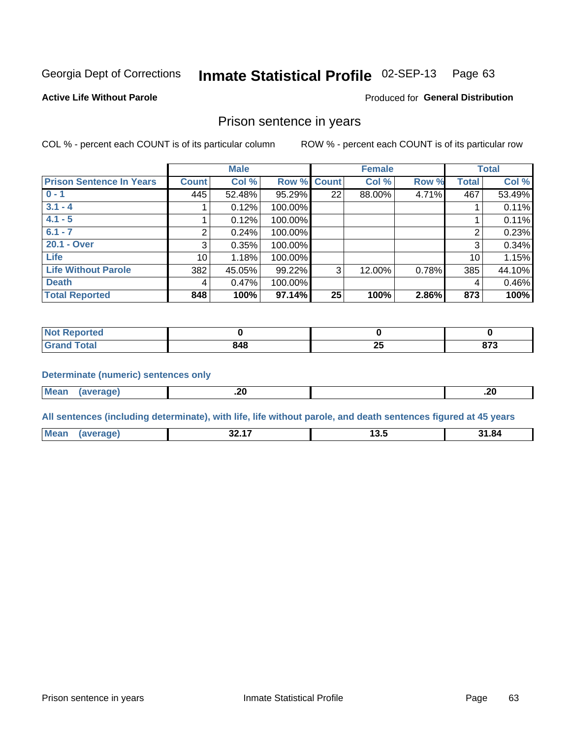Georgia Dept of Corrections **Inmate Statistical Profile** 02-SEP-13 Page 63

**Active Life Without Parole**

Produced for **General Distribution**

## Prison sentence in years

COL % - percent each COUNT is of its particular column

ROW % - percent each COUNT is of its particular row

| | Male | | | Female | | | Total | |
|---|---|---|---|---|---|---|---|---|
| **Prison Sentence In Years** | **Count** | **Col %** | **Row %** | **Count** | **Col %** | **Row %** | **Total** | **Col %** |
| **0 - 1** | 445 | 52.48% | 95.29% | 22 | 88.00% | 4.71% | 467 | 53.49% |
| **3.1 - 4** | 1 | 0.12% | 100.00% | | | | 1 | 0.11% |
| **4.1 - 5** | 1 | 0.12% | 100.00% | | | | 1 | 0.11% |
| **6.1 - 7** | 2 | 0.24% | 100.00% | | | | 2 | 0.23% |
| **20.1 - Over** | 3 | 0.35% | 100.00% | | | | 3 | 0.34% |
| **Life** | 10 | 1.18% | 100.00% | | | | 10 | 1.15% |
| **Life Without Parole** | 382 | 45.05% | 99.22% | 3 | 12.00% | 0.78% | 385 | 44.10% |
| **Death** | 4 | 0.47% | 100.00% | | | | 4 | 0.46% |
| **Total Reported** | **848** | **100%** | **97.14%** | **25** | **100%** | **2.86%** | **873** | **100%** |

| | Male | Female | Total |
|---|---|---|---|
| **Not Reported** | **0** | **0** | **0** |
| **Grand Total** | **848** | **25** | **873** |

**Determinate (numeric) sentences only**

| | Male | Female | Total |
|---|---|---|---|
| **Mean (average)** | **.20** | | **.20** |

**All sentences (including determinate), with life, life without parole, and death sentences figured at 45 years**

| | Male | Female | Total |
|---|---|---|---|
| **Mean (average)** | **32.17** | **13.5** | **31.84** |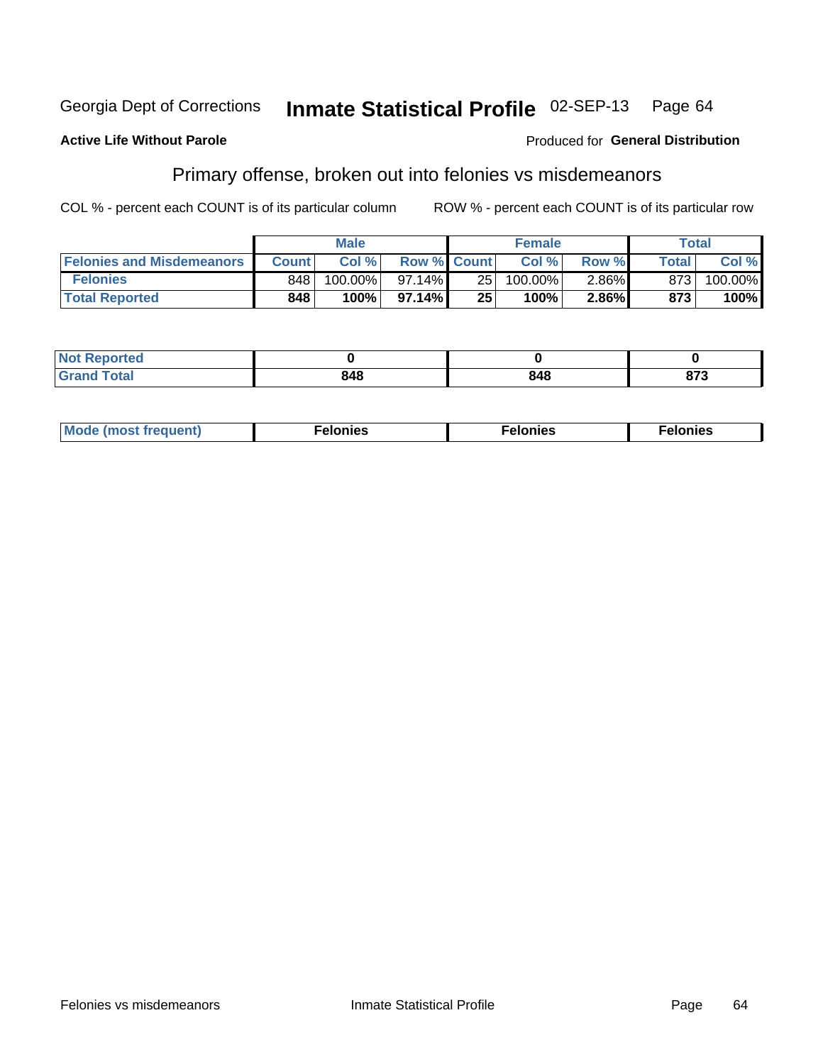Georgia Dept of Corrections **Inmate Statistical Profile** 02-SEP-13

**Active Life Without Parole**

Produced for **General Distribution**

## Primary offense, broken out into felonies vs misdemeanors

COL % - percent each COUNT is of its particular column

ROW % - percent each COUNT is of its particular row

| | Male | | | Female | | | Total | |
|---|---|---|---|---|---|---|---|---|
| **Felonies and Misdemeanors** | **Count** | **Col %** | **Row %** | **Count** | **Col %** | **Row %** | **Total** | **Col %** |
| **Felonies** | 848 | 100.00% | 97.14% | 25 | 100.00% | 2.86% | 873 | 100.00% |
| **Total Reported** | **848** | **100%** | **97.14%** | **25** | **100%** | **2.86%** | **873** | **100%** |

| | | | |
|---|---|---|---|
| **Not Reported** | **0** | **0** | **0** |
| **Grand Total** | **848** | **848** | **873** |

| | | | |
|---|---|---|---|
| **Mode (most frequent)** | **Felonies** | **Felonies** | **Felonies** |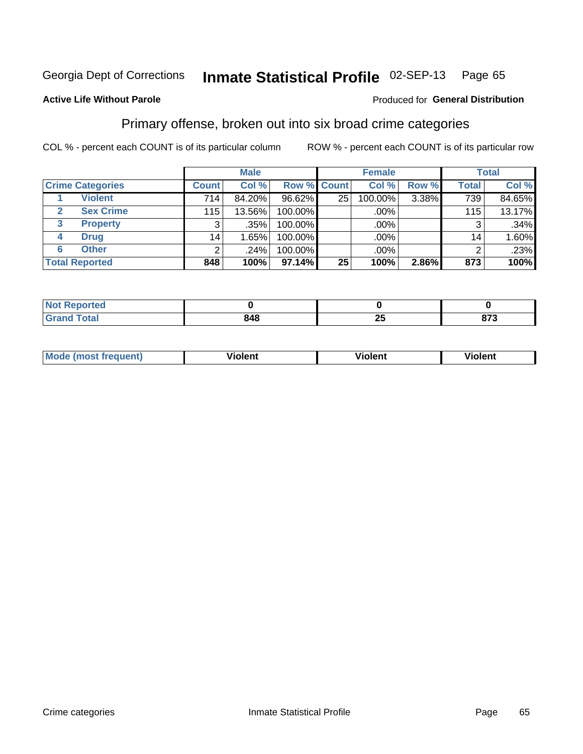Georgia Dept of Corrections **Inmate Statistical Profile** 02-SEP-13 Page 65

**Active Life Without Parole**

Produced for **General Distribution**

## Primary offense, broken out into six broad crime categories

COL % - percent each COUNT is of its particular column

ROW % - percent each COUNT is of its particular row

| Crime Categories | | Male | | | Female | | | Total | |
|---|---|---|---|---|---|---|---|---|---|
| | | Count | Col % | Row % | Count | Col % | Row % | Total | Col % |
| 1 | Violent | 714 | 84.20% | 96.62% | 25 | 100.00% | 3.38% | 739 | 84.65% |
| 2 | Sex Crime | 115 | 13.56% | 100.00% | | .00% | | 115 | 13.17% |
| 3 | Property | 3 | .35% | 100.00% | | .00% | | 3 | .34% |
| 4 | Drug | 14 | 1.65% | 100.00% | | .00% | | 14 | 1.60% |
| 6 | Other | 2 | .24% | 100.00% | | .00% | | 2 | .23% |
| **Total Reported** | | **848** | **100%** | **97.14%** | **25** | **100%** | **2.86%** | **873** | **100%** |

| | Male | Female | Total |
|---|---|---|---|
| Not Reported | 0 | 0 | 0 |
| Grand Total | 848 | 25 | 873 |

| | Male | Female | Total |
|---|---|---|---|
| Mode (most frequent) | Violent | Violent | Violent |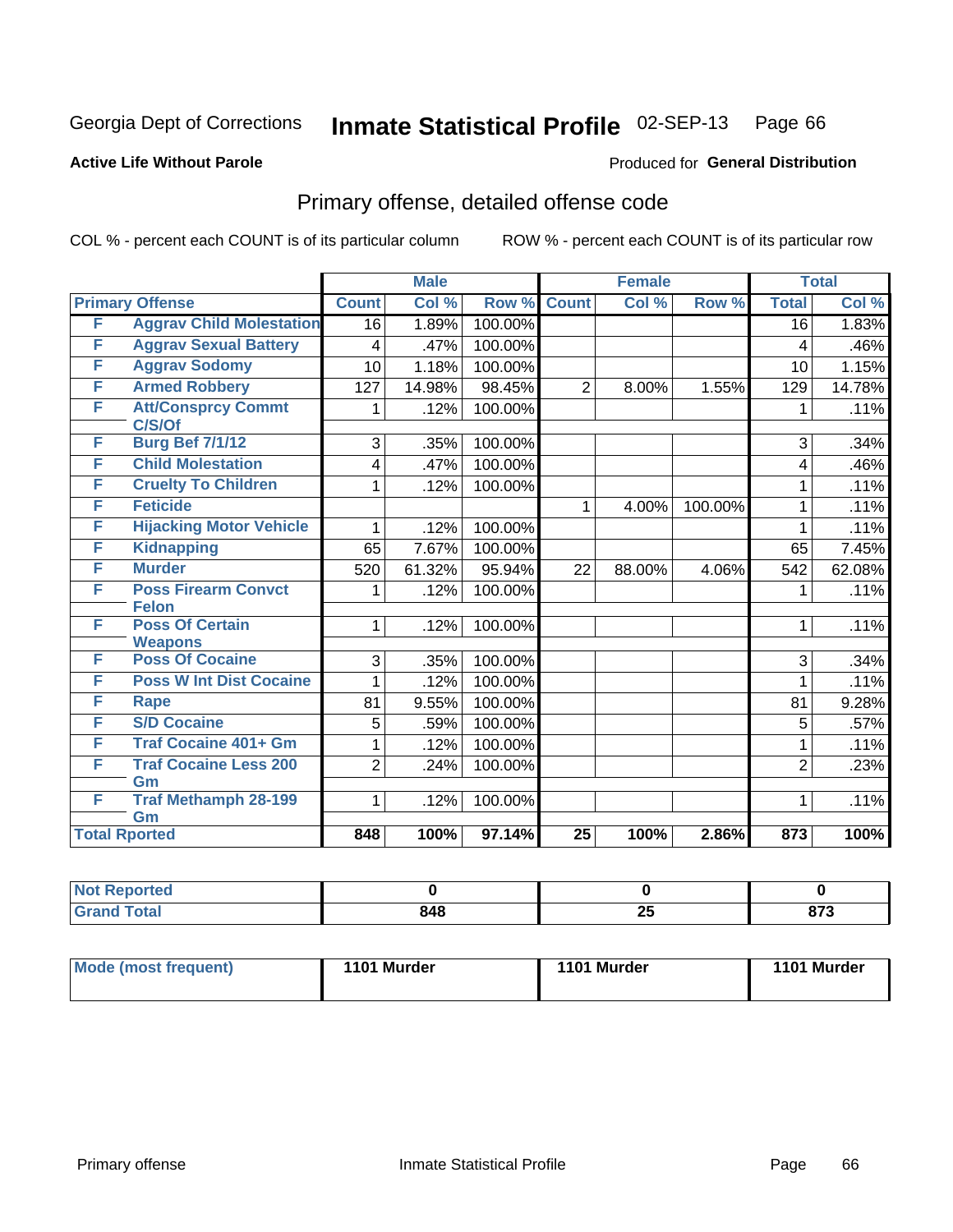Georgia Dept of Corrections **Inmate Statistical Profile** 02-SEP-13

**Active Life Without Parole**

Produced for **General Distribution**

## Primary offense, detailed offense code

COL % - percent each COUNT is of its particular column    ROW % - percent each COUNT is of its particular row

| | | Male | | | Female | | | Total | |
|---|---|---|---|---|---|---|---|---|---|
| **Primary Offense** | | **Count** | **Col %** | **Row %** | **Count** | **Col %** | **Row %** | **Total** | **Col %** |
| F | Aggrav Child Molestation | 16 | 1.89% | 100.00% | | | | 16 | 1.83% |
| F | Aggrav Sexual Battery | 4 | .47% | 100.00% | | | | 4 | .46% |
| F | Aggrav Sodomy | 10 | 1.18% | 100.00% | | | | 10 | 1.15% |
| F | Armed Robbery | 127 | 14.98% | 98.45% | 2 | 8.00% | 1.55% | 129 | 14.78% |
| F | Att/Consprcy Commt C/S/Of | 1 | .12% | 100.00% | | | | 1 | .11% |
| F | Burg Bef 7/1/12 | 3 | .35% | 100.00% | | | | 3 | .34% |
| F | Child Molestation | 4 | .47% | 100.00% | | | | 4 | .46% |
| F | Cruelty To Children | 1 | .12% | 100.00% | | | | 1 | .11% |
| F | Feticide | | | | 1 | 4.00% | 100.00% | 1 | .11% |
| F | Hijacking Motor Vehicle | 1 | .12% | 100.00% | | | | 1 | .11% |
| F | Kidnapping | 65 | 7.67% | 100.00% | | | | 65 | 7.45% |
| F | Murder | 520 | 61.32% | 95.94% | 22 | 88.00% | 4.06% | 542 | 62.08% |
| F | Poss Firearm Convct Felon | 1 | .12% | 100.00% | | | | 1 | .11% |
| F | Poss Of Certain Weapons | 1 | .12% | 100.00% | | | | 1 | .11% |
| F | Poss Of Cocaine | 3 | .35% | 100.00% | | | | 3 | .34% |
| F | Poss W Int Dist Cocaine | 1 | .12% | 100.00% | | | | 1 | .11% |
| F | Rape | 81 | 9.55% | 100.00% | | | | 81 | 9.28% |
| F | S/D Cocaine | 5 | .59% | 100.00% | | | | 5 | .57% |
| F | Traf Cocaine 401+ Gm | 1 | .12% | 100.00% | | | | 1 | .11% |
| F | Traf Cocaine Less 200 Gm | 2 | .24% | 100.00% | | | | 2 | .23% |
| F | Traf Methamph 28-199 Gm | 1 | .12% | 100.00% | | | | 1 | .11% |
| **Total Rported** | | **848** | **100%** | **97.14%** | **25** | **100%** | **2.86%** | **873** | **100%** |

| | Male | Female | Total |
|---|---|---|---|
| **Not Reported** | **0** | **0** | **0** |
| **Grand Total** | **848** | **25** | **873** |

| | Male | Female | Total |
|---|---|---|---|
| **Mode (most frequent)** | **1101 Murder** | **1101 Murder** | **1101 Murder** |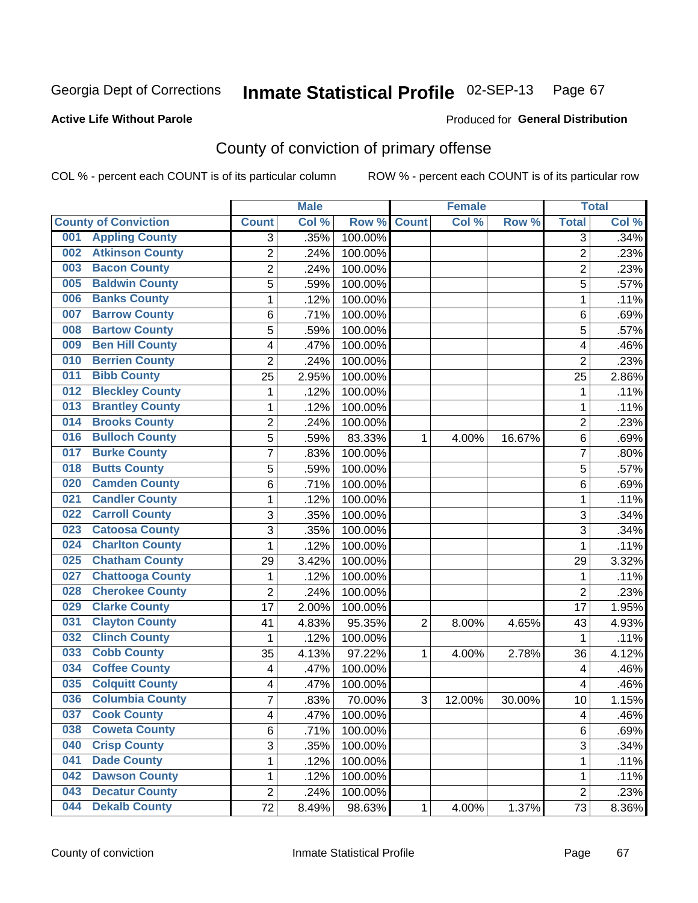Georgia Dept of Corrections **Inmate Statistical Profile** 02-SEP-13 Page 67

**Active Life Without Parole**

Produced for **General Distribution**

## County of conviction of primary offense

COL % - percent each COUNT is of its particular column ROW % - percent each COUNT is of its particular row

| | | Male | | | Female | | | Total | |
|---|---|---|---|---|---|---|---|---|---|
| **County of Conviction** | | **Count** | **Col %** | **Row %** | **Count** | **Col %** | **Row %** | **Total** | **Col %** |
| 001 | Appling County | 3 | .35% | 100.00% | | | | 3 | .34% |
| 002 | Atkinson County | 2 | .24% | 100.00% | | | | 2 | .23% |
| 003 | Bacon County | 2 | .24% | 100.00% | | | | 2 | .23% |
| 005 | Baldwin County | 5 | .59% | 100.00% | | | | 5 | .57% |
| 006 | Banks County | 1 | .12% | 100.00% | | | | 1 | .11% |
| 007 | Barrow County | 6 | .71% | 100.00% | | | | 6 | .69% |
| 008 | Bartow County | 5 | .59% | 100.00% | | | | 5 | .57% |
| 009 | Ben Hill County | 4 | .47% | 100.00% | | | | 4 | .46% |
| 010 | Berrien County | 2 | .24% | 100.00% | | | | 2 | .23% |
| 011 | Bibb County | 25 | 2.95% | 100.00% | | | | 25 | 2.86% |
| 012 | Bleckley County | 1 | .12% | 100.00% | | | | 1 | .11% |
| 013 | Brantley County | 1 | .12% | 100.00% | | | | 1 | .11% |
| 014 | Brooks County | 2 | .24% | 100.00% | | | | 2 | .23% |
| 016 | Bulloch County | 5 | .59% | 83.33% | 1 | 4.00% | 16.67% | 6 | .69% |
| 017 | Burke County | 7 | .83% | 100.00% | | | | 7 | .80% |
| 018 | Butts County | 5 | .59% | 100.00% | | | | 5 | .57% |
| 020 | Camden County | 6 | .71% | 100.00% | | | | 6 | .69% |
| 021 | Candler County | 1 | .12% | 100.00% | | | | 1 | .11% |
| 022 | Carroll County | 3 | .35% | 100.00% | | | | 3 | .34% |
| 023 | Catoosa County | 3 | .35% | 100.00% | | | | 3 | .34% |
| 024 | Charlton County | 1 | .12% | 100.00% | | | | 1 | .11% |
| 025 | Chatham County | 29 | 3.42% | 100.00% | | | | 29 | 3.32% |
| 027 | Chattooga County | 1 | .12% | 100.00% | | | | 1 | .11% |
| 028 | Cherokee County | 2 | .24% | 100.00% | | | | 2 | .23% |
| 029 | Clarke County | 17 | 2.00% | 100.00% | | | | 17 | 1.95% |
| 031 | Clayton County | 41 | 4.83% | 95.35% | 2 | 8.00% | 4.65% | 43 | 4.93% |
| 032 | Clinch County | 1 | .12% | 100.00% | | | | 1 | .11% |
| 033 | Cobb County | 35 | 4.13% | 97.22% | 1 | 4.00% | 2.78% | 36 | 4.12% |
| 034 | Coffee County | 4 | .47% | 100.00% | | | | 4 | .46% |
| 035 | Colquitt County | 4 | .47% | 100.00% | | | | 4 | .46% |
| 036 | Columbia County | 7 | .83% | 70.00% | 3 | 12.00% | 30.00% | 10 | 1.15% |
| 037 | Cook County | 4 | .47% | 100.00% | | | | 4 | .46% |
| 038 | Coweta County | 6 | .71% | 100.00% | | | | 6 | .69% |
| 040 | Crisp County | 3 | .35% | 100.00% | | | | 3 | .34% |
| 041 | Dade County | 1 | .12% | 100.00% | | | | 1 | .11% |
| 042 | Dawson County | 1 | .12% | 100.00% | | | | 1 | .11% |
| 043 | Decatur County | 2 | .24% | 100.00% | | | | 2 | .23% |
| 044 | Dekalb County | 72 | 8.49% | 98.63% | 1 | 4.00% | 1.37% | 73 | 8.36% |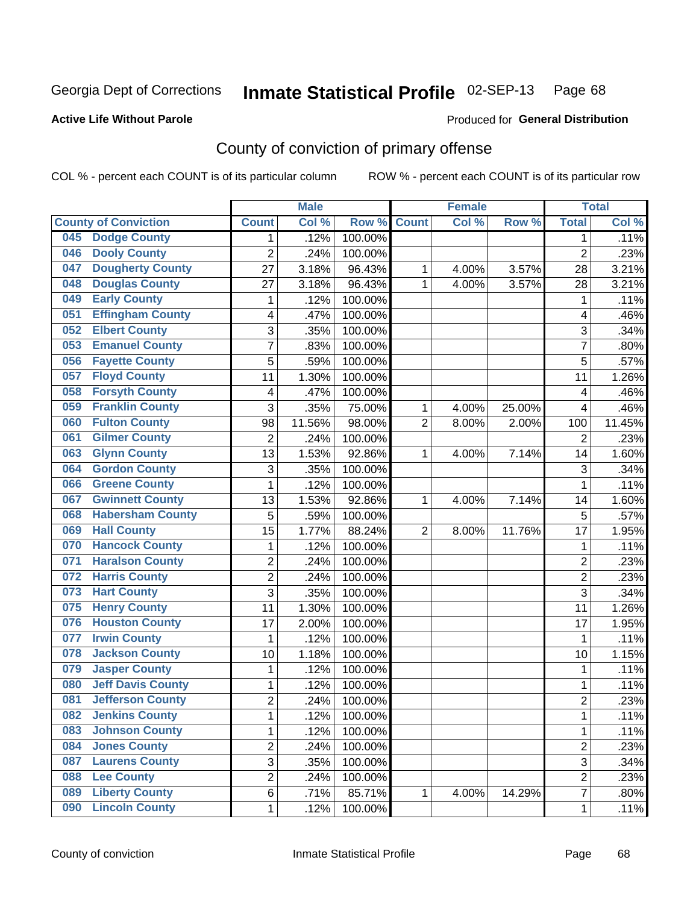Georgia Dept of Corrections **Inmate Statistical Profile** 02-SEP-13 Page 68

**Active Life Without Parole**

Produced for **General Distribution**

## County of conviction of primary offense

COL % - percent each COUNT is of its particular column ROW % - percent each COUNT is of its particular row

| County of Conviction | Male | | | Female | | | Total | |
|---|---|---|---|---|---|---|---|---|
| | Count | Col % | Row % | Count | Col % | Row % | Total | Col % |
| 045 Dodge County | 1 | .12% | 100.00% | | | | 1 | .11% |
| 046 Dooly County | 2 | .24% | 100.00% | | | | 2 | .23% |
| 047 Dougherty County | 27 | 3.18% | 96.43% | 1 | 4.00% | 3.57% | 28 | 3.21% |
| 048 Douglas County | 27 | 3.18% | 96.43% | 1 | 4.00% | 3.57% | 28 | 3.21% |
| 049 Early County | 1 | .12% | 100.00% | | | | 1 | .11% |
| 051 Effingham County | 4 | .47% | 100.00% | | | | 4 | .46% |
| 052 Elbert County | 3 | .35% | 100.00% | | | | 3 | .34% |
| 053 Emanuel County | 7 | .83% | 100.00% | | | | 7 | .80% |
| 056 Fayette County | 5 | .59% | 100.00% | | | | 5 | .57% |
| 057 Floyd County | 11 | 1.30% | 100.00% | | | | 11 | 1.26% |
| 058 Forsyth County | 4 | .47% | 100.00% | | | | 4 | .46% |
| 059 Franklin County | 3 | .35% | 75.00% | 1 | 4.00% | 25.00% | 4 | .46% |
| 060 Fulton County | 98 | 11.56% | 98.00% | 2 | 8.00% | 2.00% | 100 | 11.45% |
| 061 Gilmer County | 2 | .24% | 100.00% | | | | 2 | .23% |
| 063 Glynn County | 13 | 1.53% | 92.86% | 1 | 4.00% | 7.14% | 14 | 1.60% |
| 064 Gordon County | 3 | .35% | 100.00% | | | | 3 | .34% |
| 066 Greene County | 1 | .12% | 100.00% | | | | 1 | .11% |
| 067 Gwinnett County | 13 | 1.53% | 92.86% | 1 | 4.00% | 7.14% | 14 | 1.60% |
| 068 Habersham County | 5 | .59% | 100.00% | | | | 5 | .57% |
| 069 Hall County | 15 | 1.77% | 88.24% | 2 | 8.00% | 11.76% | 17 | 1.95% |
| 070 Hancock County | 1 | .12% | 100.00% | | | | 1 | .11% |
| 071 Haralson County | 2 | .24% | 100.00% | | | | 2 | .23% |
| 072 Harris County | 2 | .24% | 100.00% | | | | 2 | .23% |
| 073 Hart County | 3 | .35% | 100.00% | | | | 3 | .34% |
| 075 Henry County | 11 | 1.30% | 100.00% | | | | 11 | 1.26% |
| 076 Houston County | 17 | 2.00% | 100.00% | | | | 17 | 1.95% |
| 077 Irwin County | 1 | .12% | 100.00% | | | | 1 | .11% |
| 078 Jackson County | 10 | 1.18% | 100.00% | | | | 10 | 1.15% |
| 079 Jasper County | 1 | .12% | 100.00% | | | | 1 | .11% |
| 080 Jeff Davis County | 1 | .12% | 100.00% | | | | 1 | .11% |
| 081 Jefferson County | 2 | .24% | 100.00% | | | | 2 | .23% |
| 082 Jenkins County | 1 | .12% | 100.00% | | | | 1 | .11% |
| 083 Johnson County | 1 | .12% | 100.00% | | | | 1 | .11% |
| 084 Jones County | 2 | .24% | 100.00% | | | | 2 | .23% |
| 087 Laurens County | 3 | .35% | 100.00% | | | | 3 | .34% |
| 088 Lee County | 2 | .24% | 100.00% | | | | 2 | .23% |
| 089 Liberty County | 6 | .71% | 85.71% | 1 | 4.00% | 14.29% | 7 | .80% |
| 090 Lincoln County | 1 | .12% | 100.00% | | | | 1 | .11% |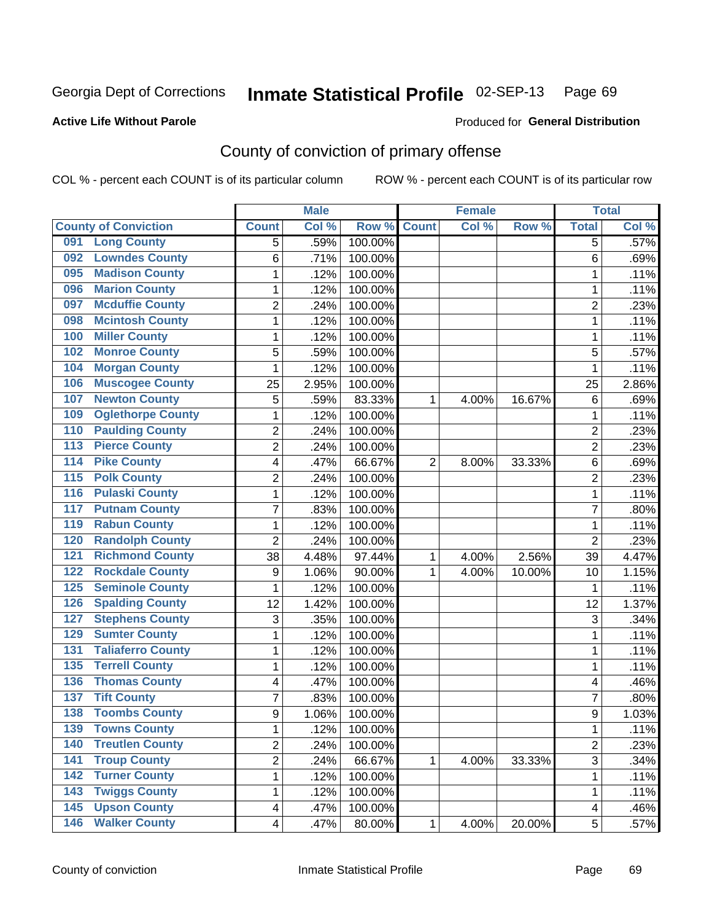Georgia Dept of Corrections **Inmate Statistical Profile** 02-SEP-13

**Active Life Without Parole**

Produced for **General Distribution**

## County of conviction of primary offense

COL % - percent each COUNT is of its particular column

ROW % - percent each COUNT is of its particular row

| County of Conviction | | Male | | | Female | | | Total | |
|---|---|---|---|---|---|---|---|---|---|
| | | Count | Col % | Row % | Count | Col % | Row % | Total | Col % |
| 091 | Long County | 5 | .59% | 100.00% | | | | 5 | .57% |
| 092 | Lowndes County | 6 | .71% | 100.00% | | | | 6 | .69% |
| 095 | Madison County | 1 | .12% | 100.00% | | | | 1 | .11% |
| 096 | Marion County | 1 | .12% | 100.00% | | | | 1 | .11% |
| 097 | Mcduffie County | 2 | .24% | 100.00% | | | | 2 | .23% |
| 098 | Mcintosh County | 1 | .12% | 100.00% | | | | 1 | .11% |
| 100 | Miller County | 1 | .12% | 100.00% | | | | 1 | .11% |
| 102 | Monroe County | 5 | .59% | 100.00% | | | | 5 | .57% |
| 104 | Morgan County | 1 | .12% | 100.00% | | | | 1 | .11% |
| 106 | Muscogee County | 25 | 2.95% | 100.00% | | | | 25 | 2.86% |
| 107 | Newton County | 5 | .59% | 83.33% | 1 | 4.00% | 16.67% | 6 | .69% |
| 109 | Oglethorpe County | 1 | .12% | 100.00% | | | | 1 | .11% |
| 110 | Paulding County | 2 | .24% | 100.00% | | | | 2 | .23% |
| 113 | Pierce County | 2 | .24% | 100.00% | | | | 2 | .23% |
| 114 | Pike County | 4 | .47% | 66.67% | 2 | 8.00% | 33.33% | 6 | .69% |
| 115 | Polk County | 2 | .24% | 100.00% | | | | 2 | .23% |
| 116 | Pulaski County | 1 | .12% | 100.00% | | | | 1 | .11% |
| 117 | Putnam County | 7 | .83% | 100.00% | | | | 7 | .80% |
| 119 | Rabun County | 1 | .12% | 100.00% | | | | 1 | .11% |
| 120 | Randolph County | 2 | .24% | 100.00% | | | | 2 | .23% |
| 121 | Richmond County | 38 | 4.48% | 97.44% | 1 | 4.00% | 2.56% | 39 | 4.47% |
| 122 | Rockdale County | 9 | 1.06% | 90.00% | 1 | 4.00% | 10.00% | 10 | 1.15% |
| 125 | Seminole County | 1 | .12% | 100.00% | | | | 1 | .11% |
| 126 | Spalding County | 12 | 1.42% | 100.00% | | | | 12 | 1.37% |
| 127 | Stephens County | 3 | .35% | 100.00% | | | | 3 | .34% |
| 129 | Sumter County | 1 | .12% | 100.00% | | | | 1 | .11% |
| 131 | Taliaferro County | 1 | .12% | 100.00% | | | | 1 | .11% |
| 135 | Terrell County | 1 | .12% | 100.00% | | | | 1 | .11% |
| 136 | Thomas County | 4 | .47% | 100.00% | | | | 4 | .46% |
| 137 | Tift County | 7 | .83% | 100.00% | | | | 7 | .80% |
| 138 | Toombs County | 9 | 1.06% | 100.00% | | | | 9 | 1.03% |
| 139 | Towns County | 1 | .12% | 100.00% | | | | 1 | .11% |
| 140 | Treutlen County | 2 | .24% | 100.00% | | | | 2 | .23% |
| 141 | Troup County | 2 | .24% | 66.67% | 1 | 4.00% | 33.33% | 3 | .34% |
| 142 | Turner County | 1 | .12% | 100.00% | | | | 1 | .11% |
| 143 | Twiggs County | 1 | .12% | 100.00% | | | | 1 | .11% |
| 145 | Upson County | 4 | .47% | 100.00% | | | | 4 | .46% |
| 146 | Walker County | 4 | .47% | 80.00% | 1 | 4.00% | 20.00% | 5 | .57% |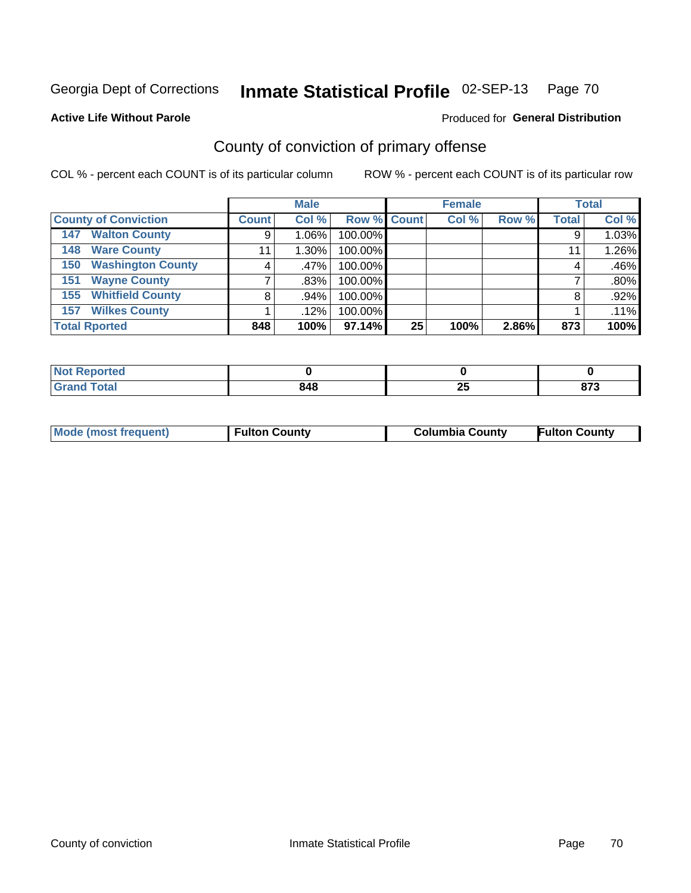Georgia Dept of Corrections **Inmate Statistical Profile** 02-SEP-13 Page 70

**Active Life Without Parole**

Produced for **General Distribution**

## County of conviction of primary offense

COL % - percent each COUNT is of its particular column

ROW % - percent each COUNT is of its particular row

| | Male | | | Female | | | Total | |
|---|---|---|---|---|---|---|---|---|
| **County of Conviction** | **Count** | **Col %** | **Row %** | **Count** | **Col %** | **Row %** | **Total** | **Col %** |
| 147 Walton County | 9 | 1.06% | 100.00% | | | | 9 | 1.03% |
| 148 Ware County | 11 | 1.30% | 100.00% | | | | 11 | 1.26% |
| 150 Washington County | 4 | .47% | 100.00% | | | | 4 | .46% |
| 151 Wayne County | 7 | .83% | 100.00% | | | | 7 | .80% |
| 155 Whitfield County | 8 | .94% | 100.00% | | | | 8 | .92% |
| 157 Wilkes County | 1 | .12% | 100.00% | | | | 1 | .11% |
| **Total Rported** | **848** | **100%** | **97.14%** | **25** | **100%** | **2.86%** | **873** | **100%** |

| | Male | Female | Total |
|---|---|---|---|
| **Not Reported** | **0** | **0** | **0** |
| **Grand Total** | **848** | **25** | **873** |

| | Male | Female | Total |
|---|---|---|---|
| **Mode (most frequent)** | **Fulton County** | **Columbia County** | **Fulton County** |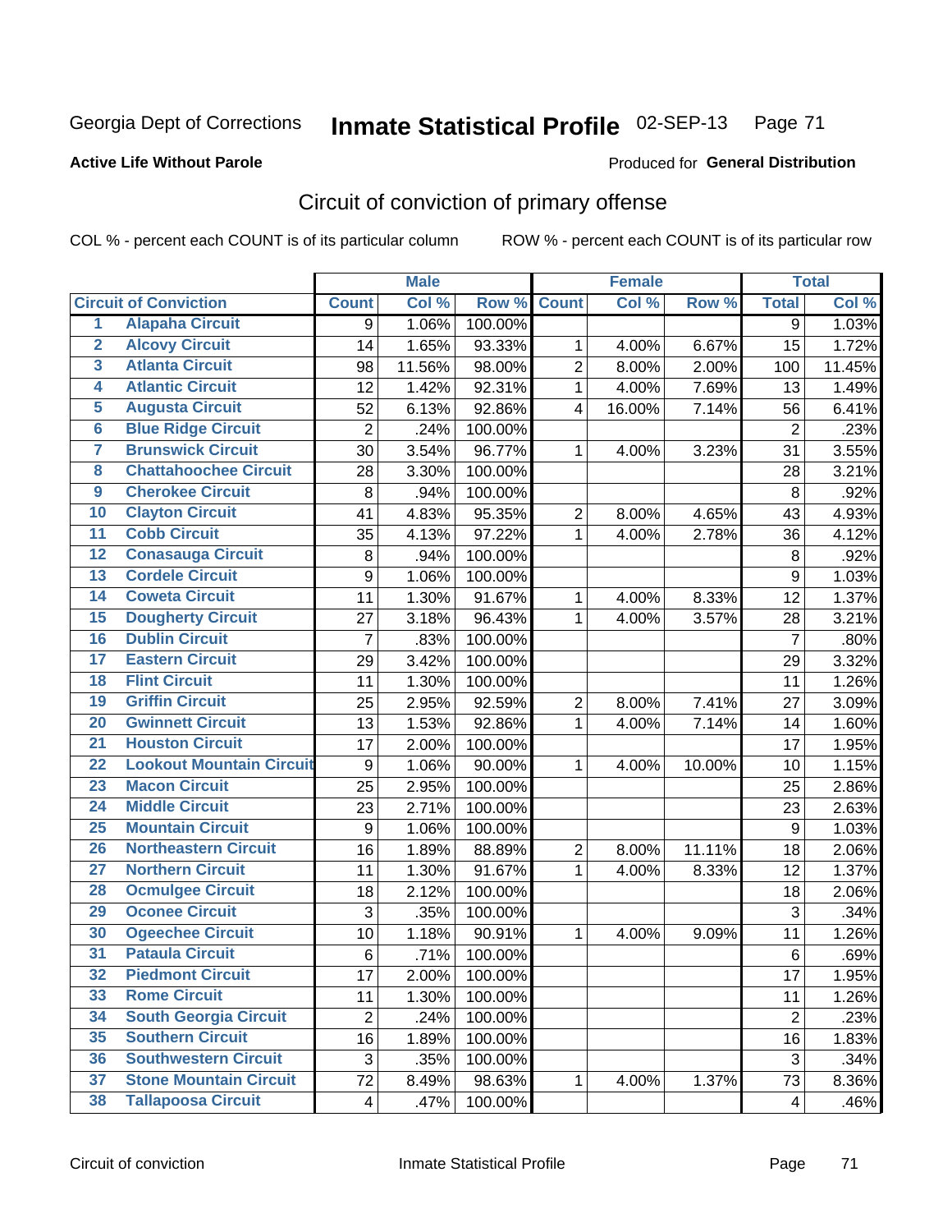Georgia Dept of Corrections **Inmate Statistical Profile** 02-SEP-13

**Active Life Without Parole**

Produced for **General Distribution**

## Circuit of conviction of primary offense

COL % - percent each COUNT is of its particular column ROW % - percent each COUNT is of its particular row

| | | Male | | | Female | | | Total | |
|---|---|---|---|---|---|---|---|---|---|
| **Circuit of Conviction** | | **Count** | **Col %** | **Row %** | **Count** | **Col %** | **Row %** | **Total** | **Col %** |
| 1 | Alapaha Circuit | 9 | 1.06% | 100.00% | | | | 9 | 1.03% |
| 2 | Alcovy Circuit | 14 | 1.65% | 93.33% | 1 | 4.00% | 6.67% | 15 | 1.72% |
| 3 | Atlanta Circuit | 98 | 11.56% | 98.00% | 2 | 8.00% | 2.00% | 100 | 11.45% |
| 4 | Atlantic Circuit | 12 | 1.42% | 92.31% | 1 | 4.00% | 7.69% | 13 | 1.49% |
| 5 | Augusta Circuit | 52 | 6.13% | 92.86% | 4 | 16.00% | 7.14% | 56 | 6.41% |
| 6 | Blue Ridge Circuit | 2 | .24% | 100.00% | | | | 2 | .23% |
| 7 | Brunswick Circuit | 30 | 3.54% | 96.77% | 1 | 4.00% | 3.23% | 31 | 3.55% |
| 8 | Chattahoochee Circuit | 28 | 3.30% | 100.00% | | | | 28 | 3.21% |
| 9 | Cherokee Circuit | 8 | .94% | 100.00% | | | | 8 | .92% |
| 10 | Clayton Circuit | 41 | 4.83% | 95.35% | 2 | 8.00% | 4.65% | 43 | 4.93% |
| 11 | Cobb Circuit | 35 | 4.13% | 97.22% | 1 | 4.00% | 2.78% | 36 | 4.12% |
| 12 | Conasauga Circuit | 8 | .94% | 100.00% | | | | 8 | .92% |
| 13 | Cordele Circuit | 9 | 1.06% | 100.00% | | | | 9 | 1.03% |
| 14 | Coweta Circuit | 11 | 1.30% | 91.67% | 1 | 4.00% | 8.33% | 12 | 1.37% |
| 15 | Dougherty Circuit | 27 | 3.18% | 96.43% | 1 | 4.00% | 3.57% | 28 | 3.21% |
| 16 | Dublin Circuit | 7 | .83% | 100.00% | | | | 7 | .80% |
| 17 | Eastern Circuit | 29 | 3.42% | 100.00% | | | | 29 | 3.32% |
| 18 | Flint Circuit | 11 | 1.30% | 100.00% | | | | 11 | 1.26% |
| 19 | Griffin Circuit | 25 | 2.95% | 92.59% | 2 | 8.00% | 7.41% | 27 | 3.09% |
| 20 | Gwinnett Circuit | 13 | 1.53% | 92.86% | 1 | 4.00% | 7.14% | 14 | 1.60% |
| 21 | Houston Circuit | 17 | 2.00% | 100.00% | | | | 17 | 1.95% |
| 22 | Lookout Mountain Circuit | 9 | 1.06% | 90.00% | 1 | 4.00% | 10.00% | 10 | 1.15% |
| 23 | Macon Circuit | 25 | 2.95% | 100.00% | | | | 25 | 2.86% |
| 24 | Middle Circuit | 23 | 2.71% | 100.00% | | | | 23 | 2.63% |
| 25 | Mountain Circuit | 9 | 1.06% | 100.00% | | | | 9 | 1.03% |
| 26 | Northeastern Circuit | 16 | 1.89% | 88.89% | 2 | 8.00% | 11.11% | 18 | 2.06% |
| 27 | Northern Circuit | 11 | 1.30% | 91.67% | 1 | 4.00% | 8.33% | 12 | 1.37% |
| 28 | Ocmulgee Circuit | 18 | 2.12% | 100.00% | | | | 18 | 2.06% |
| 29 | Oconee Circuit | 3 | .35% | 100.00% | | | | 3 | .34% |
| 30 | Ogeechee Circuit | 10 | 1.18% | 90.91% | 1 | 4.00% | 9.09% | 11 | 1.26% |
| 31 | Pataula Circuit | 6 | .71% | 100.00% | | | | 6 | .69% |
| 32 | Piedmont Circuit | 17 | 2.00% | 100.00% | | | | 17 | 1.95% |
| 33 | Rome Circuit | 11 | 1.30% | 100.00% | | | | 11 | 1.26% |
| 34 | South Georgia Circuit | 2 | .24% | 100.00% | | | | 2 | .23% |
| 35 | Southern Circuit | 16 | 1.89% | 100.00% | | | | 16 | 1.83% |
| 36 | Southwestern Circuit | 3 | .35% | 100.00% | | | | 3 | .34% |
| 37 | Stone Mountain Circuit | 72 | 8.49% | 98.63% | 1 | 4.00% | 1.37% | 73 | 8.36% |
| 38 | Tallapoosa Circuit | 4 | .47% | 100.00% | | | | 4 | .46% |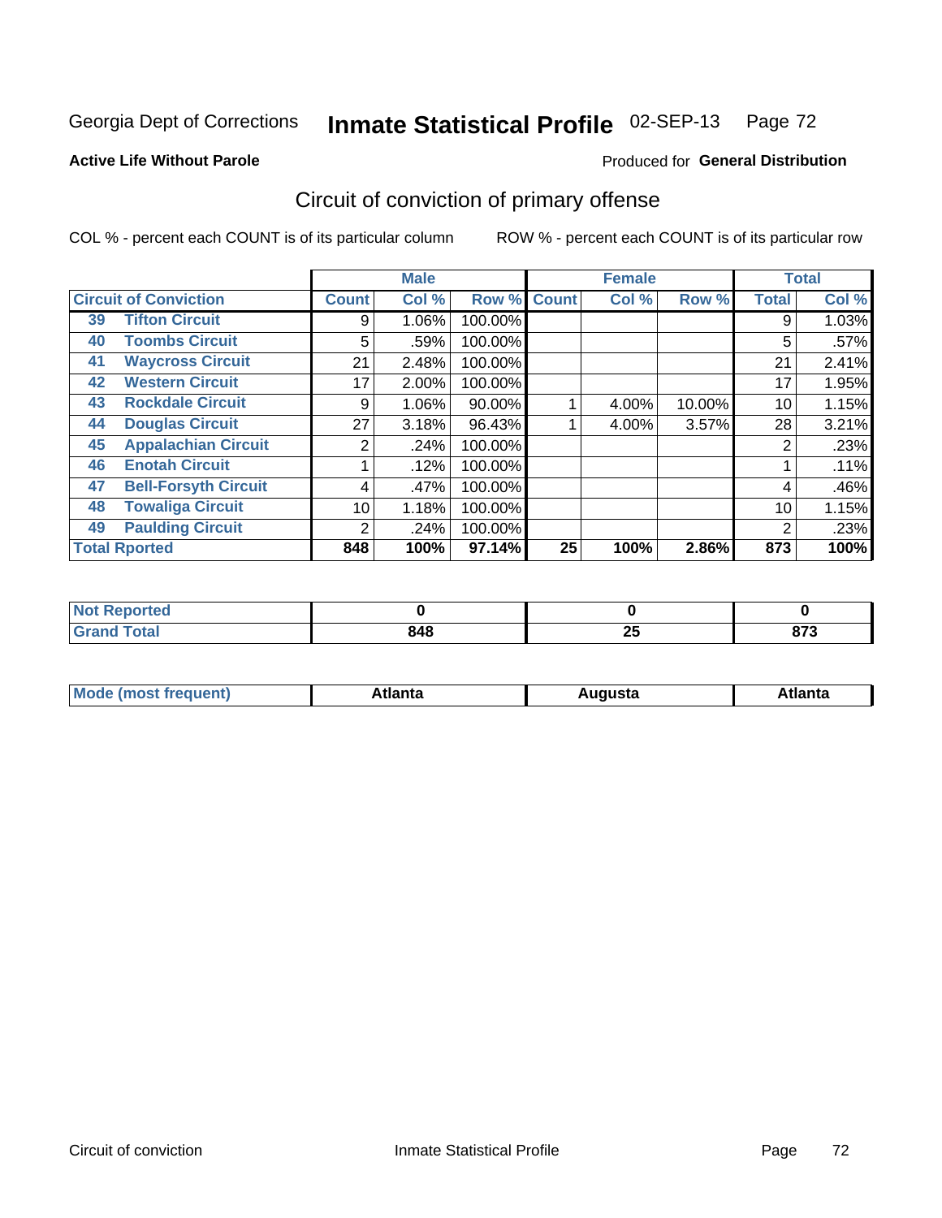Georgia Dept of Corrections **Inmate Statistical Profile** 02-SEP-13 Page 72

**Active Life Without Parole**

Produced for **General Distribution**

## Circuit of conviction of primary offense

COL % - percent each COUNT is of its particular column ROW % - percent each COUNT is of its particular row

| Circuit of Conviction | | Male | | | Female | | | Total | |
|---|---|---|---|---|---|---|---|---|---|
| | | Count | Col % | Row % | Count | Col % | Row % | Total | Col % |
| 39 | Tifton Circuit | 9 | 1.06% | 100.00% | | | | 9 | 1.03% |
| 40 | Toombs Circuit | 5 | .59% | 100.00% | | | | 5 | .57% |
| 41 | Waycross Circuit | 21 | 2.48% | 100.00% | | | | 21 | 2.41% |
| 42 | Western Circuit | 17 | 2.00% | 100.00% | | | | 17 | 1.95% |
| 43 | Rockdale Circuit | 9 | 1.06% | 90.00% | 1 | 4.00% | 10.00% | 10 | 1.15% |
| 44 | Douglas Circuit | 27 | 3.18% | 96.43% | 1 | 4.00% | 3.57% | 28 | 3.21% |
| 45 | Appalachian Circuit | 2 | .24% | 100.00% | | | | 2 | .23% |
| 46 | Enotah Circuit | 1 | .12% | 100.00% | | | | 1 | .11% |
| 47 | Bell-Forsyth Circuit | 4 | .47% | 100.00% | | | | 4 | .46% |
| 48 | Towaliga Circuit | 10 | 1.18% | 100.00% | | | | 10 | 1.15% |
| 49 | Paulding Circuit | 2 | .24% | 100.00% | | | | 2 | .23% |
| Total Rported | | 848 | 100% | 97.14% | 25 | 100% | 2.86% | 873 | 100% |

| | Male | Female | Total |
|---|---|---|---|
| Not Reported | 0 | 0 | 0 |
| Grand Total | 848 | 25 | 873 |

| | Male | Female | Total |
|---|---|---|---|
| Mode (most frequent) | Atlanta | Augusta | Atlanta |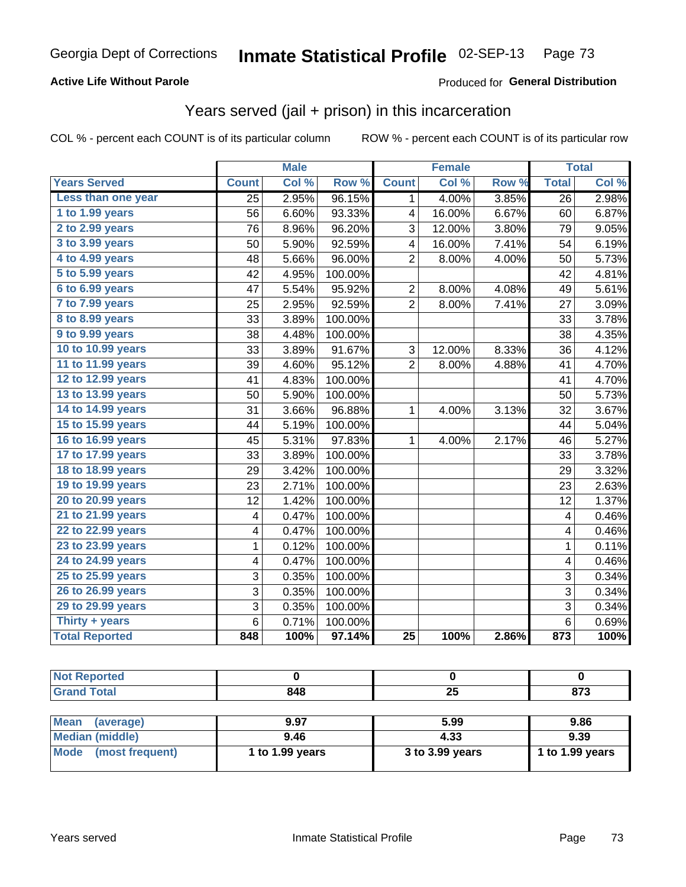Georgia Dept of Corrections **Inmate Statistical Profile** 02-SEP-13

**Active Life Without Parole**

Produced for **General Distribution**

## Years served (jail + prison) in this incarceration

COL % - percent each COUNT is of its particular column

ROW % - percent each COUNT is of its particular row

| | Male | | | Female | | | Total | |
|---|---|---|---|---|---|---|---|---|
| **Years Served** | **Count** | **Col %** | **Row %** | **Count** | **Col %** | **Row %** | **Total** | **Col %** |
| Less than one year | 25 | 2.95% | 96.15% | 1 | 4.00% | 3.85% | 26 | 2.98% |
| 1 to 1.99 years | 56 | 6.60% | 93.33% | 4 | 16.00% | 6.67% | 60 | 6.87% |
| 2 to 2.99 years | 76 | 8.96% | 96.20% | 3 | 12.00% | 3.80% | 79 | 9.05% |
| 3 to 3.99 years | 50 | 5.90% | 92.59% | 4 | 16.00% | 7.41% | 54 | 6.19% |
| 4 to 4.99 years | 48 | 5.66% | 96.00% | 2 | 8.00% | 4.00% | 50 | 5.73% |
| 5 to 5.99 years | 42 | 4.95% | 100.00% | | | | 42 | 4.81% |
| 6 to 6.99 years | 47 | 5.54% | 95.92% | 2 | 8.00% | 4.08% | 49 | 5.61% |
| 7 to 7.99 years | 25 | 2.95% | 92.59% | 2 | 8.00% | 7.41% | 27 | 3.09% |
| 8 to 8.99 years | 33 | 3.89% | 100.00% | | | | 33 | 3.78% |
| 9 to 9.99 years | 38 | 4.48% | 100.00% | | | | 38 | 4.35% |
| 10 to 10.99 years | 33 | 3.89% | 91.67% | 3 | 12.00% | 8.33% | 36 | 4.12% |
| 11 to 11.99 years | 39 | 4.60% | 95.12% | 2 | 8.00% | 4.88% | 41 | 4.70% |
| 12 to 12.99 years | 41 | 4.83% | 100.00% | | | | 41 | 4.70% |
| 13 to 13.99 years | 50 | 5.90% | 100.00% | | | | 50 | 5.73% |
| 14 to 14.99 years | 31 | 3.66% | 96.88% | 1 | 4.00% | 3.13% | 32 | 3.67% |
| 15 to 15.99 years | 44 | 5.19% | 100.00% | | | | 44 | 5.04% |
| 16 to 16.99 years | 45 | 5.31% | 97.83% | 1 | 4.00% | 2.17% | 46 | 5.27% |
| 17 to 17.99 years | 33 | 3.89% | 100.00% | | | | 33 | 3.78% |
| 18 to 18.99 years | 29 | 3.42% | 100.00% | | | | 29 | 3.32% |
| 19 to 19.99 years | 23 | 2.71% | 100.00% | | | | 23 | 2.63% |
| 20 to 20.99 years | 12 | 1.42% | 100.00% | | | | 12 | 1.37% |
| 21 to 21.99 years | 4 | 0.47% | 100.00% | | | | 4 | 0.46% |
| 22 to 22.99 years | 4 | 0.47% | 100.00% | | | | 4 | 0.46% |
| 23 to 23.99 years | 1 | 0.12% | 100.00% | | | | 1 | 0.11% |
| 24 to 24.99 years | 4 | 0.47% | 100.00% | | | | 4 | 0.46% |
| 25 to 25.99 years | 3 | 0.35% | 100.00% | | | | 3 | 0.34% |
| 26 to 26.99 years | 3 | 0.35% | 100.00% | | | | 3 | 0.34% |
| 29 to 29.99 years | 3 | 0.35% | 100.00% | | | | 3 | 0.34% |
| Thirty + years | 6 | 0.71% | 100.00% | | | | 6 | 0.69% |
| **Total Reported** | **848** | **100%** | **97.14%** | **25** | **100%** | **2.86%** | **873** | **100%** |

| | Male | Female | Total |
|---|---|---|---|
| Not Reported | 0 | 0 | 0 |
| Grand Total | 848 | 25 | 873 |

| | Male | Female | Total |
|---|---|---|---|
| Mean (average) | 9.97 | 5.99 | 9.86 |
| Median (middle) | 9.46 | 4.33 | 9.39 |
| Mode (most frequent) | 1 to 1.99 years | 3 to 3.99 years | 1 to 1.99 years |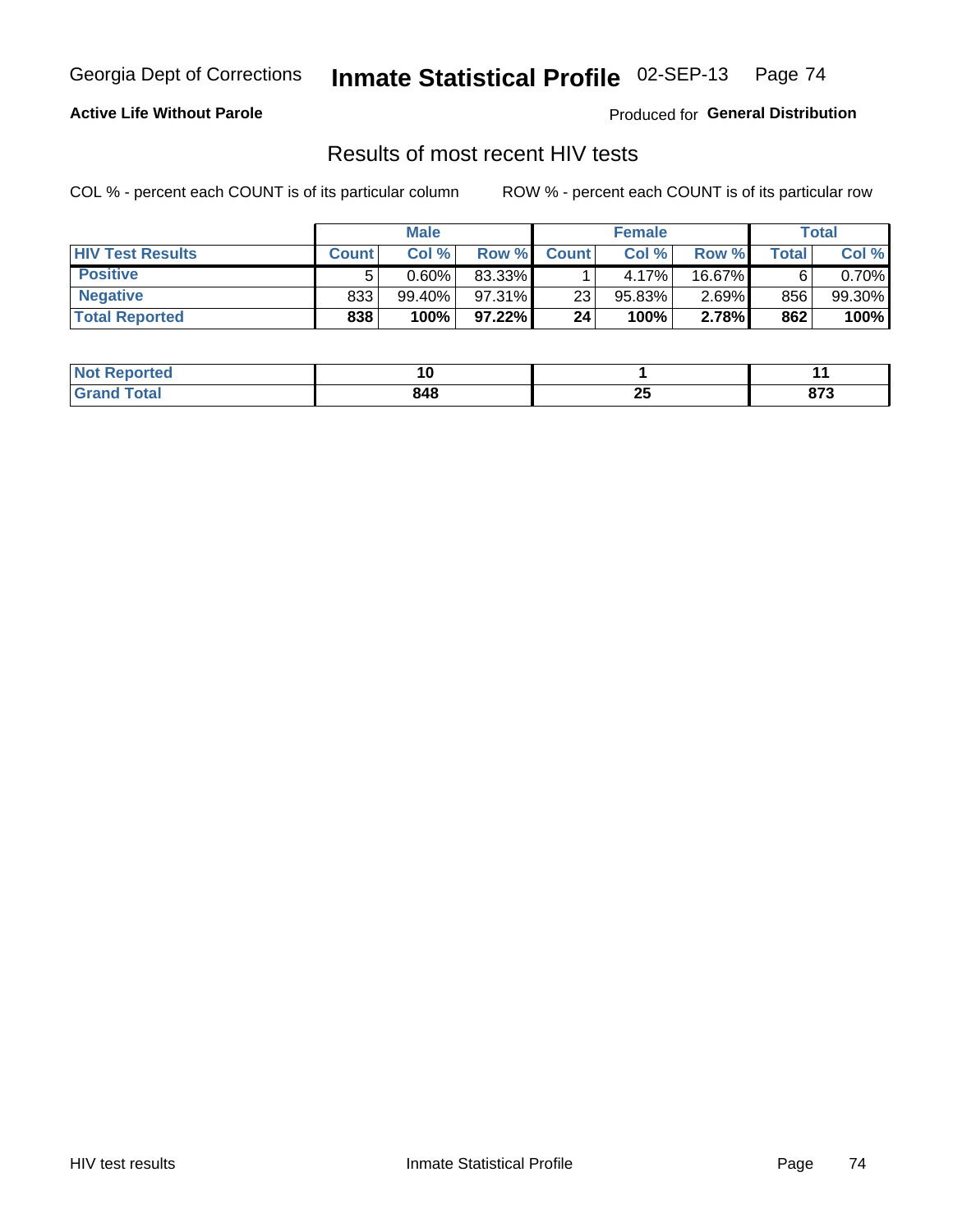Georgia Dept of Corrections **Inmate Statistical Profile** 02-SEP-13

**Active Life Without Parole**

Produced for **General Distribution**

## Results of most recent HIV tests

COL % - percent each COUNT is of its particular column

ROW % - percent each COUNT is of its particular row

| | Male | | | Female | | | Total | |
|---|---|---|---|---|---|---|---|---|
| HIV Test Results | Count | Col % | Row % | Count | Col % | Row % | Total | Col % |
| Positive | 5 | 0.60% | 83.33% | 1 | 4.17% | 16.67% | 6 | 0.70% |
| Negative | 833 | 99.40% | 97.31% | 23 | 95.83% | 2.69% | 856 | 99.30% |
| **Total Reported** | **838** | **100%** | **97.22%** | **24** | **100%** | **2.78%** | **862** | **100%** |

| | Male | Female | Total |
|---|---|---|---|
| Not Reported | **10** | **1** | **11** |
| Grand Total | **848** | **25** | **873** |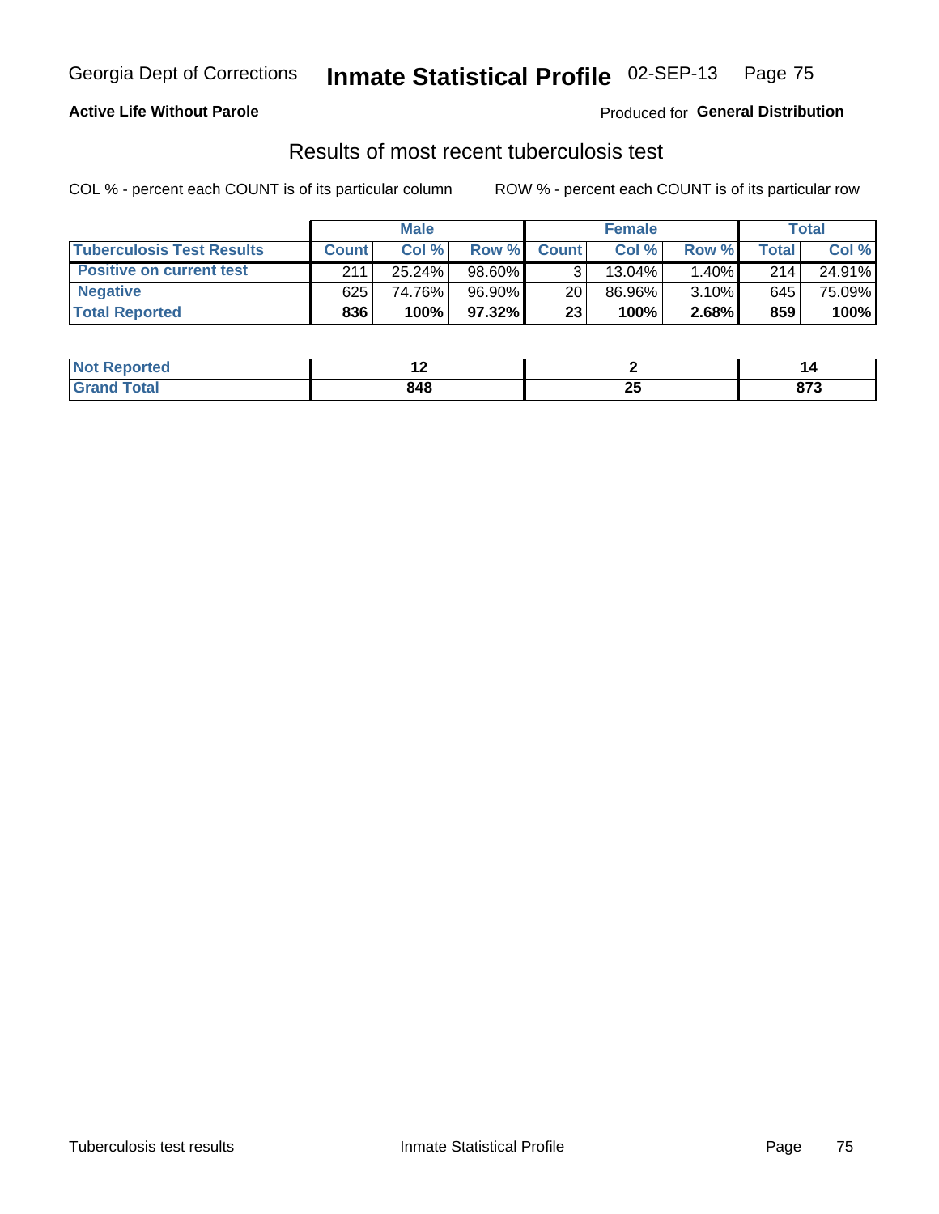Georgia Dept of Corrections **Inmate Statistical Profile** 02-SEP-13

**Active Life Without Parole** Produced for **General Distribution**

## Results of most recent tuberculosis test

COL % - percent each COUNT is of its particular column ROW % - percent each COUNT is of its particular row

| | Male | | | Female | | | Total | |
|---|---|---|---|---|---|---|---|---|
| **Tuberculosis Test Results** | **Count** | **Col %** | **Row %** | **Count** | **Col %** | **Row %** | **Total** | **Col %** |
| **Positive on current test** | 211 | 25.24% | 98.60% | 3 | 13.04% | 1.40% | 214 | 24.91% |
| **Negative** | 625 | 74.76% | 96.90% | 20 | 86.96% | 3.10% | 645 | 75.09% |
| **Total Reported** | **836** | **100%** | **97.32%** | **23** | **100%** | **2.68%** | **859** | **100%** |

| | Male | Female | Total |
|---|---|---|---|
| **Not Reported** | **12** | **2** | **14** |
| **Grand Total** | **848** | **25** | **873** |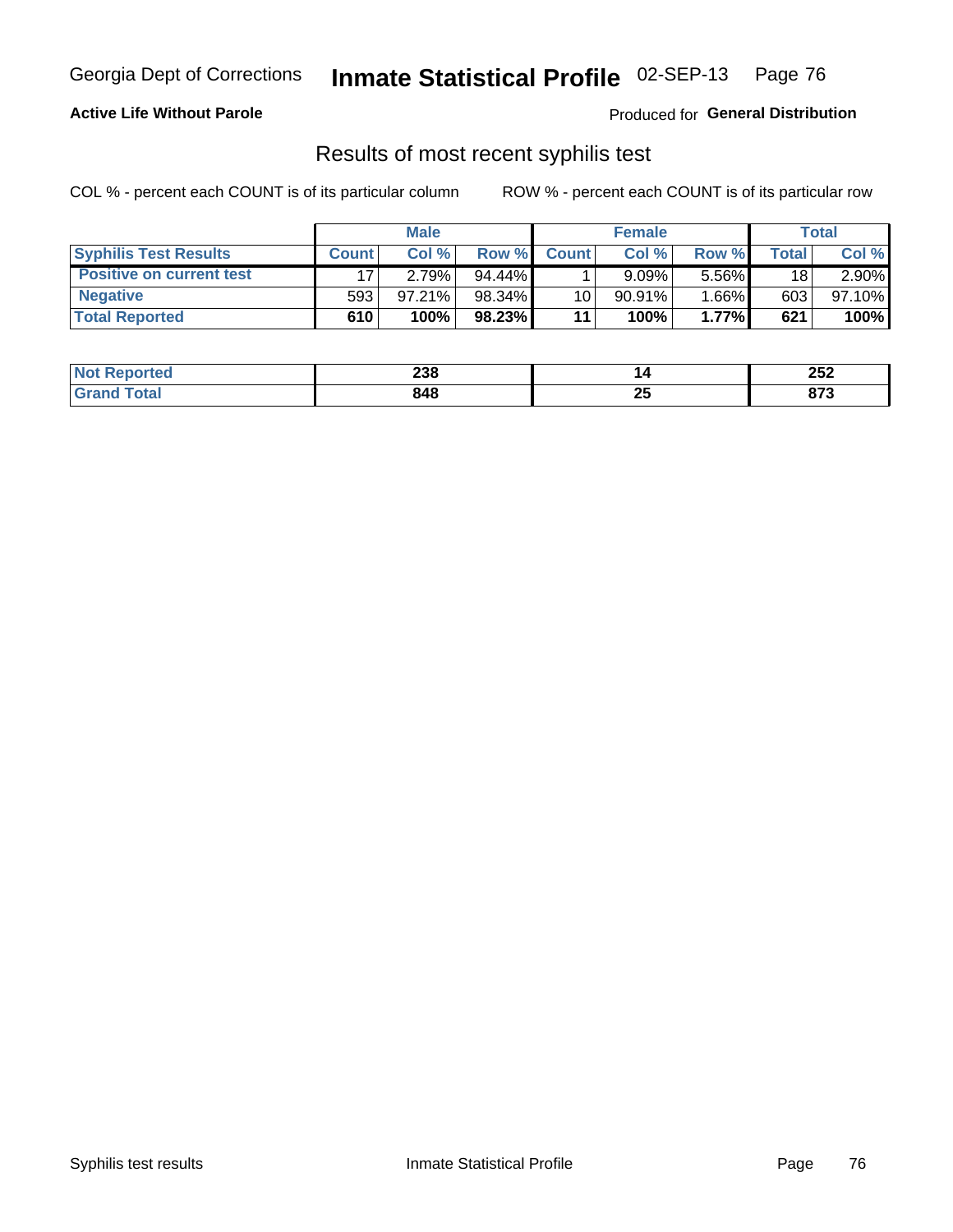Georgia Dept of Corrections **Inmate Statistical Profile** 02-SEP-13

**Active Life Without Parole**

Produced for **General Distribution**

## Results of most recent syphilis test

COL % - percent each COUNT is of its particular column

ROW % - percent each COUNT is of its particular row

| | Male | | | Female | | | Total | |
|---|---|---|---|---|---|---|---|---|
| **Syphilis Test Results** | **Count** | **Col %** | **Row %** | **Count** | **Col %** | **Row %** | **Total** | **Col %** |
| **Positive on current test** | 17 | 2.79% | 94.44% | 1 | 9.09% | 5.56% | 18 | 2.90% |
| **Negative** | 593 | 97.21% | 98.34% | 10 | 90.91% | 1.66% | 603 | 97.10% |
| **Total Reported** | **610** | **100%** | **98.23%** | **11** | **100%** | **1.77%** | **621** | **100%** |

| | Male | Female | Total |
|---|---|---|---|
| **Not Reported** | **238** | **14** | **252** |
| **Grand Total** | **848** | **25** | **873** |

Syphilis test results

Inmate Statistical Profile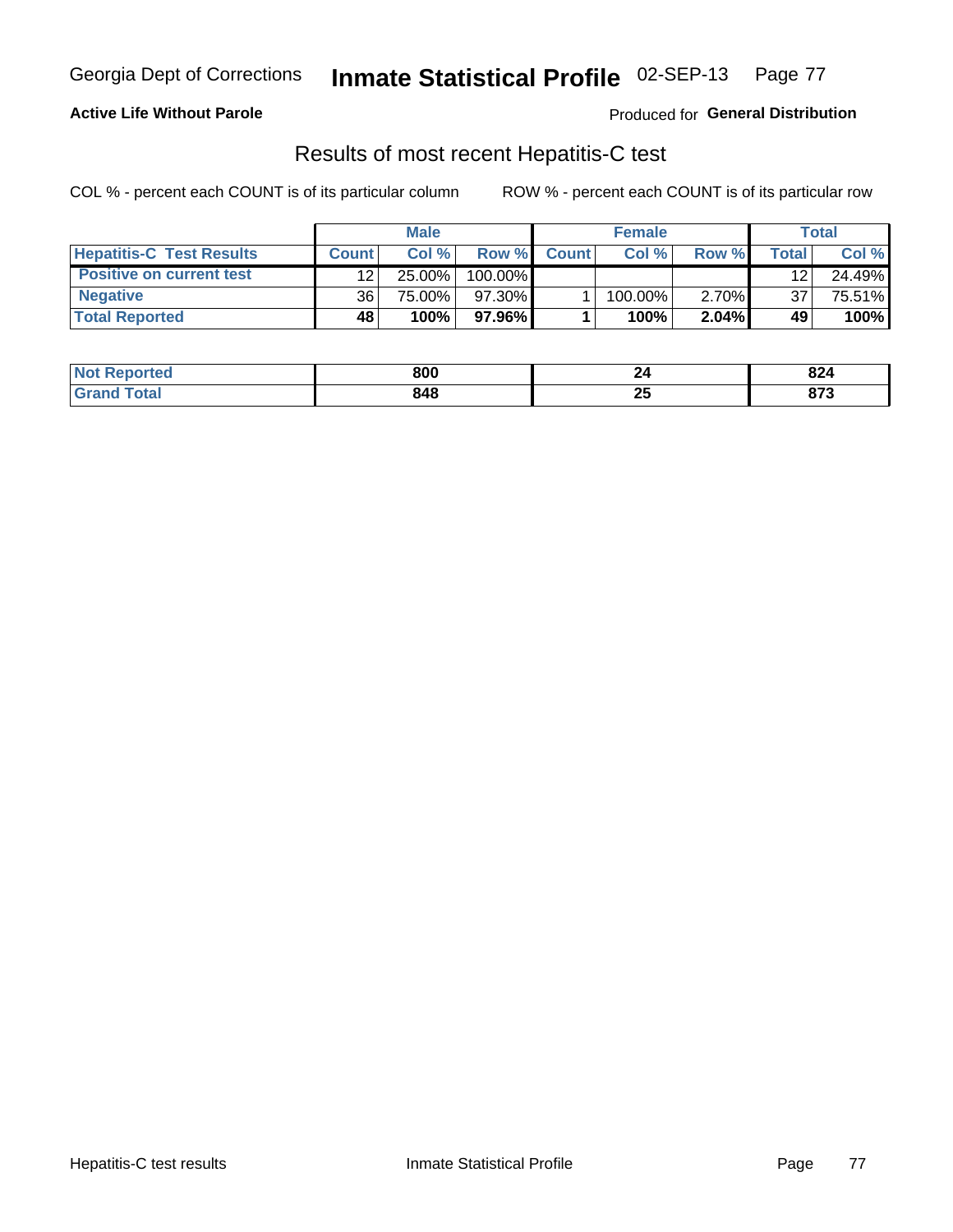Georgia Dept of Corrections **Inmate Statistical Profile** 02-SEP-13

**Active Life Without Parole**

Produced for **General Distribution**

## Results of most recent Hepatitis-C test

COL % - percent each COUNT is of its particular column    ROW % - percent each COUNT is of its particular row

| | Male | | | Female | | | Total | |
|---|---|---|---|---|---|---|---|---|
| **Hepatitis-C Test Results** | **Count** | **Col %** | **Row %** | **Count** | **Col %** | **Row %** | **Total** | **Col %** |
| **Positive on current test** | 12 | 25.00% | 100.00% | | | | 12 | 24.49% |
| **Negative** | 36 | 75.00% | 97.30% | 1 | 100.00% | 2.70% | 37 | 75.51% |
| **Total Reported** | **48** | **100%** | **97.96%** | **1** | **100%** | **2.04%** | **49** | **100%** |

| | Male | Female | Total |
|---|---|---|---|
| **Not Reported** | **800** | **24** | **824** |
| **Grand Total** | **848** | **25** | **873** |